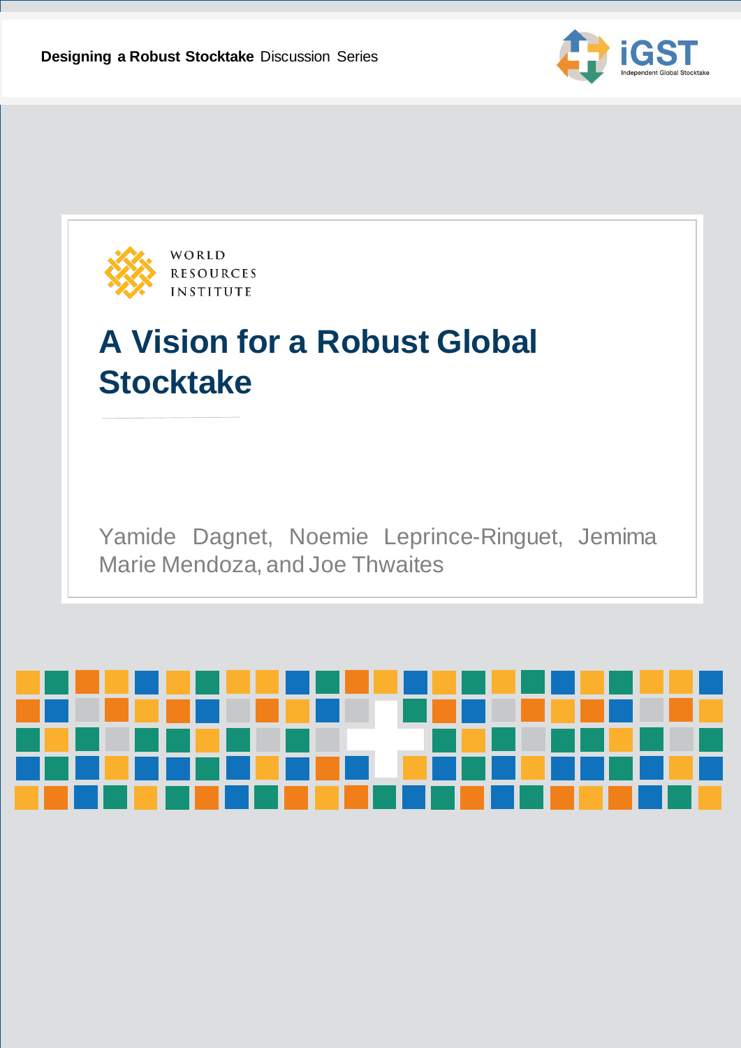**Designing a Robust Stocktake** Discussion Series

iGST
Independent Global Stocktake

WORLD
RESOURCES
INSTITUTE

# A Vision for a Robust Global Stocktake

Yamide Dagnet, Noemie Leprince-Ringuet, Jemima Marie Mendoza, and Joe Thwaites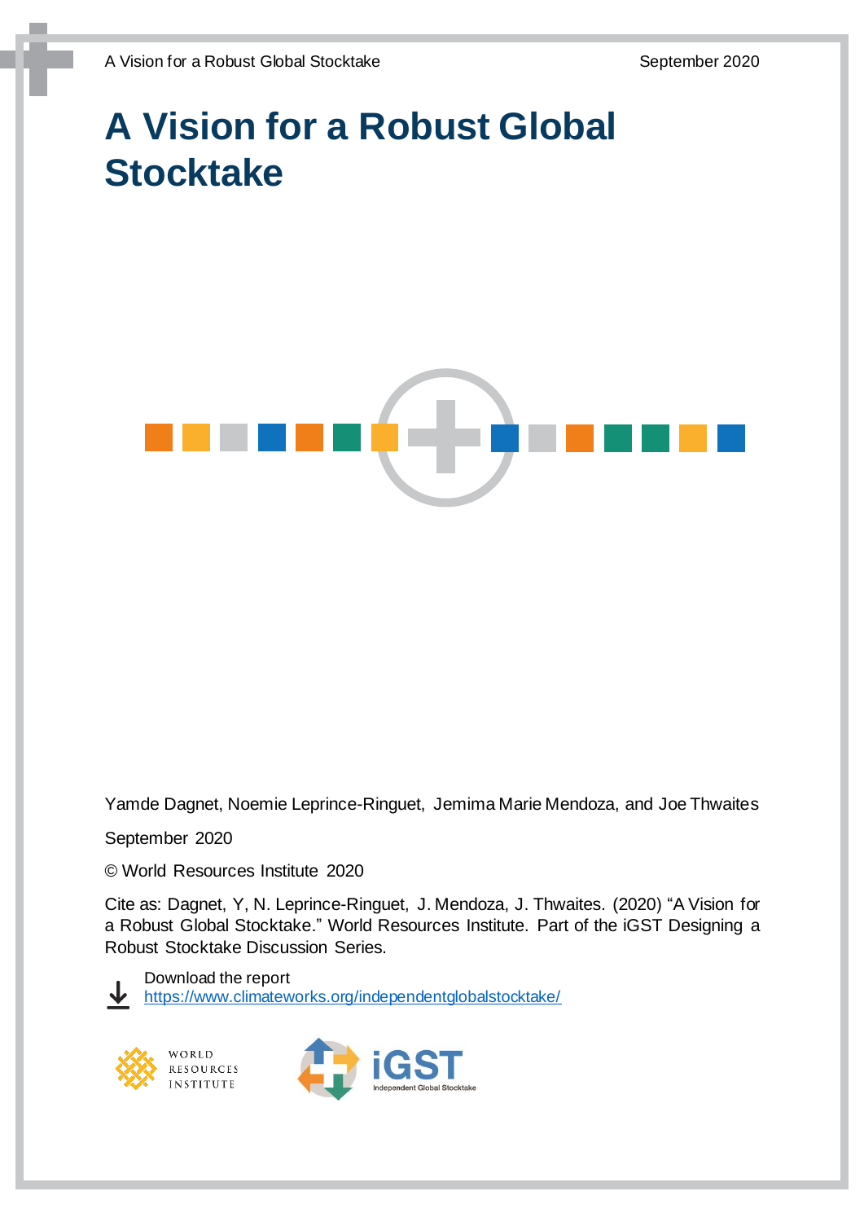# A Vision for a Robust Global Stocktake

Yamde Dagnet, Noemie Leprince-Ringuet, Jemima Marie Mendoza, and Joe Thwaites

September 2020

© World Resources Institute 2020

Cite as: Dagnet, Y, N. Leprince-Ringuet, J. Mendoza, J. Thwaites. (2020) "A Vision for a Robust Global Stocktake." World Resources Institute. Part of the iGST Designing a Robust Stocktake Discussion Series.

Download the report
https://www.climateworks.org/independentglobalstocktake/

WORLD RESOURCES INSTITUTE

iGST Independent Global Stocktake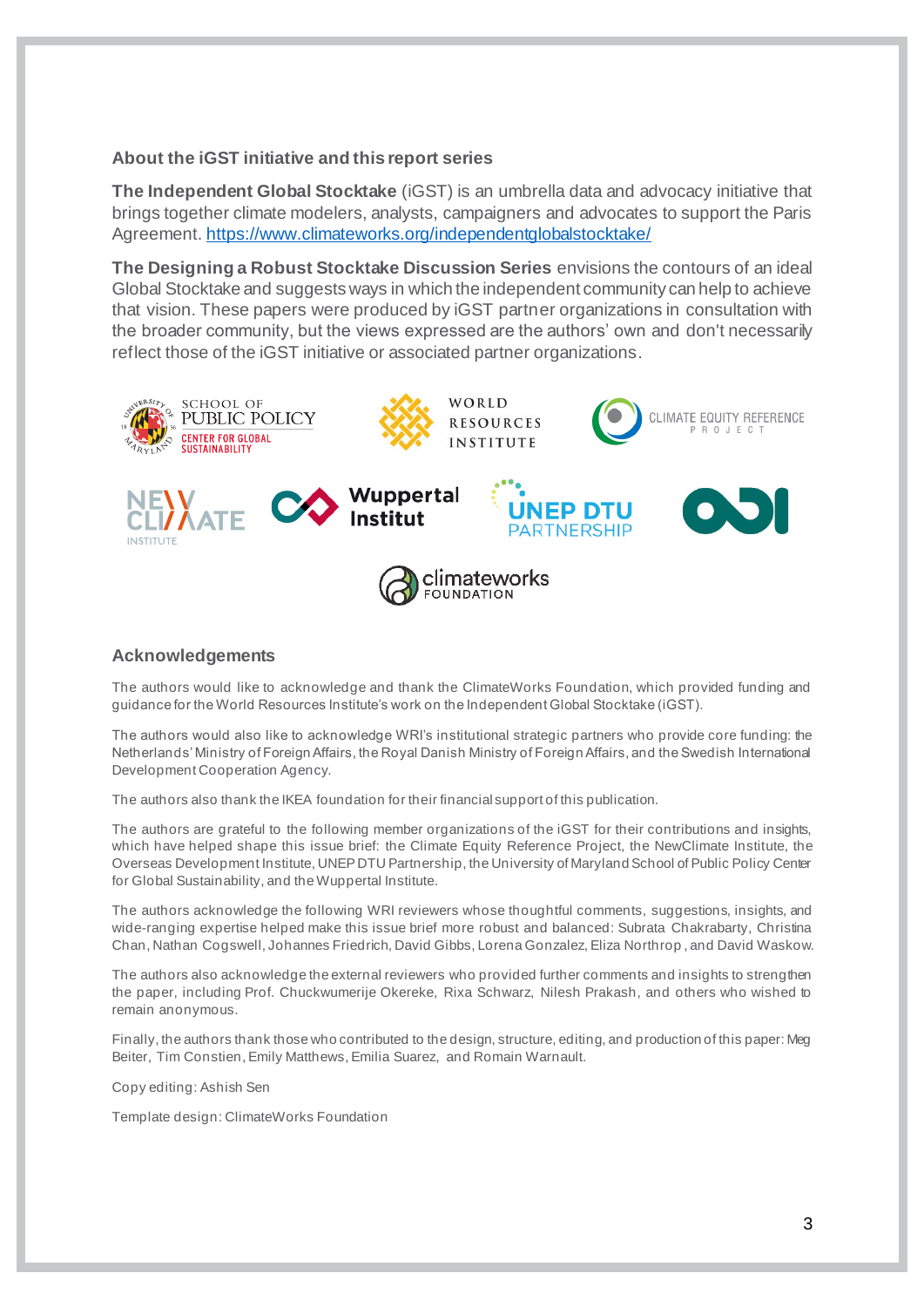## About the iGST initiative and this report series

**The Independent Global Stocktake** (iGST) is an umbrella data and advocacy initiative that brings together climate modelers, analysts, campaigners and advocates to support the Paris Agreement. https://www.climateworks.org/independentglobalstocktake/

**The Designing a Robust Stocktake Discussion Series** envisions the contours of an ideal Global Stocktake and suggests ways in which the independent community can help to achieve that vision. These papers were produced by iGST partner organizations in consultation with the broader community, but the views expressed are the authors' own and don't necessarily reflect those of the iGST initiative or associated partner organizations.

## Acknowledgements

The authors would like to acknowledge and thank the ClimateWorks Foundation, which provided funding and guidance for the World Resources Institute's work on the Independent Global Stocktake (iGST).

The authors would also like to acknowledge WRI's institutional strategic partners who provide core funding: the Netherlands' Ministry of Foreign Affairs, the Royal Danish Ministry of Foreign Affairs, and the Swedish International Development Cooperation Agency.

The authors also thank the IKEA foundation for their financial support of this publication.

The authors are grateful to the following member organizations of the iGST for their contributions and insights, which have helped shape this issue brief: the Climate Equity Reference Project, the NewClimate Institute, the Overseas Development Institute, UNEP DTU Partnership, the University of Maryland School of Public Policy Center for Global Sustainability, and the Wupperal Institute.

The authors acknowledge the following WRI reviewers whose thoughtful comments, suggestions, insights, and wide-ranging expertise helped make this issue brief more robust and balanced: Subrata Chakrabarty, Christina Chan, Nathan Cogswell, Johannes Friedrich, David Gibbs, Lorena Gonzalez, Eliza Northrop, and David Waskow.

The authors also acknowledge the external reviewers who provided further comments and insights to strengthen the paper, including Prof. Chuckwumerije Okereke, Rixa Schwarz, Nilesh Prakash, and others who wished to remain anonymous.

Finally, the authors thank those who contributed to the design, structure, editing, and production of this paper: Meg Beiter, Tim Constien, Emily Matthews, Emilia Suarez, and Romain Warnault.

Copy editing: Ashish Sen

Template design: ClimateWorks Foundation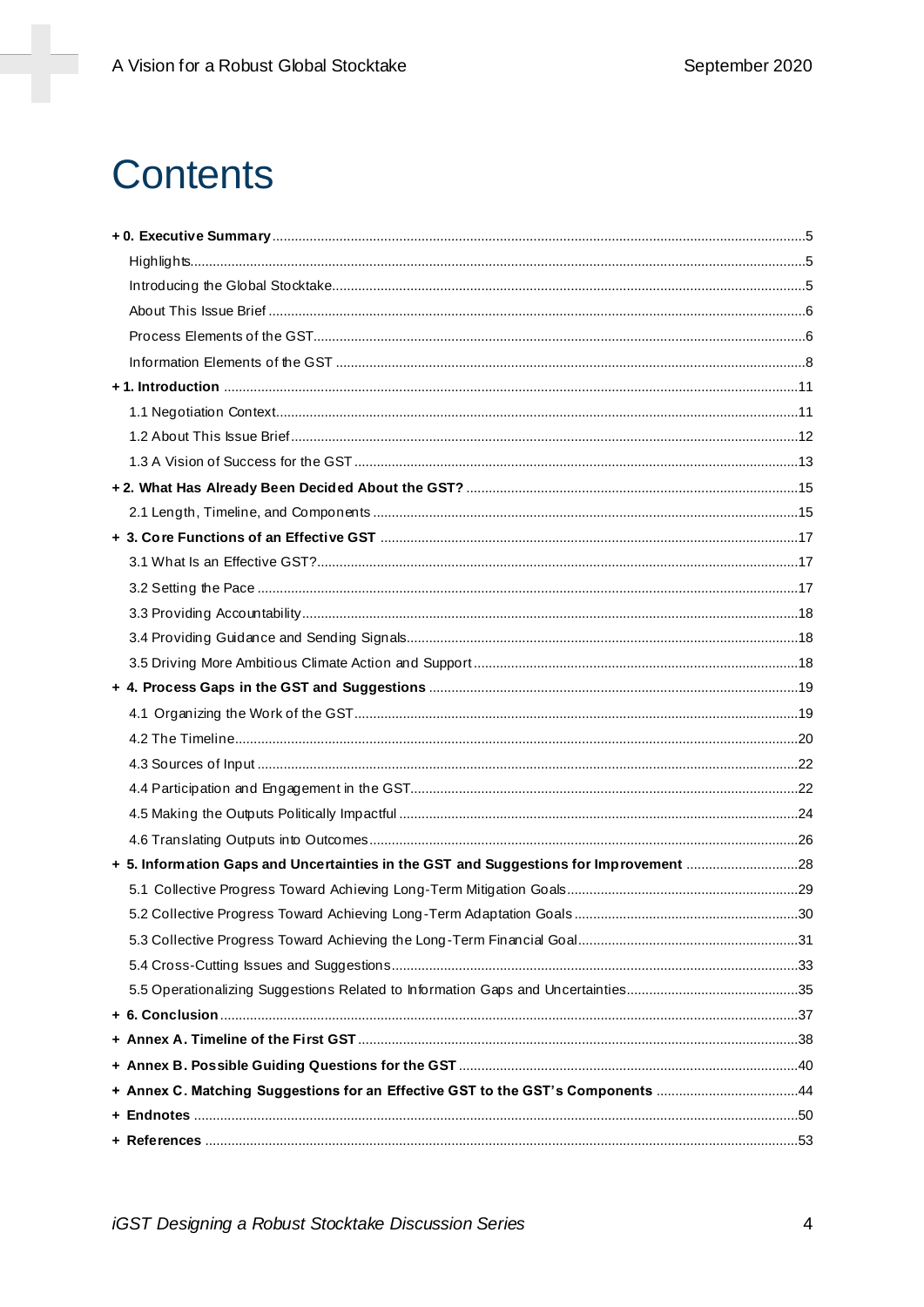# Contents

- **+ 0. Executive Summary** ... 5
  - Highlights ... 5
  - Introducing the Global Stocktake ... 5
  - About This Issue Brief ... 6
  - Process Elements of the GST ... 6
  - Information Elements of the GST ... 8
- **+ 1. Introduction** ... 11
  - 1.1 Negotiation Context ... 11
  - 1.2 About This Issue Brief ... 12
  - 1.3 A Vision of Success for the GST ... 13
- **+ 2. What Has Already Been Decided About the GST?** ... 15
  - 2.1 Length, Timeline, and Components ... 15
- **+ 3. Core Functions of an Effective GST** ... 17
  - 3.1 What Is an Effective GST? ... 17
  - 3.2 Setting the Pace ... 17
  - 3.3 Providing Accountability ... 18
  - 3.4 Providing Guidance and Sending Signals ... 18
  - 3.5 Driving More Ambitious Climate Action and Support ... 18
- **+ 4. Process Gaps in the GST and Suggestions** ... 19
  - 4.1 Organizing the Work of the GST ... 19
  - 4.2 The Timeline ... 20
  - 4.3 Sources of Input ... 22
  - 4.4 Participation and Engagement in the GST ... 22
  - 4.5 Making the Outputs Politically Impactful ... 24
  - 4.6 Translating Outputs into Outcomes ... 26
- **+ 5. Information Gaps and Uncertainties in the GST and Suggestions for Improvement** ... 28
  - 5.1 Collective Progress Toward Achieving Long-Term Mitigation Goals ... 29
  - 5.2 Collective Progress Toward Achieving Long-Term Adaptation Goals ... 30
  - 5.3 Collective Progress Toward Achieving the Long-Term Financial Goal ... 31
  - 5.4 Cross-Cutting Issues and Suggestions ... 33
  - 5.5 Operationalizing Suggestions Related to Information Gaps and Uncertainties ... 35
- **+ 6. Conclusion** ... 37
- **+ Annex A. Timeline of the First GST** ... 38
- **+ Annex B. Possible Guiding Questions for the GST** ... 40
- **+ Annex C. Matching Suggestions for an Effective GST to the GST's Components** ... 44
- **+ Endnotes** ... 50
- **+ References** ... 53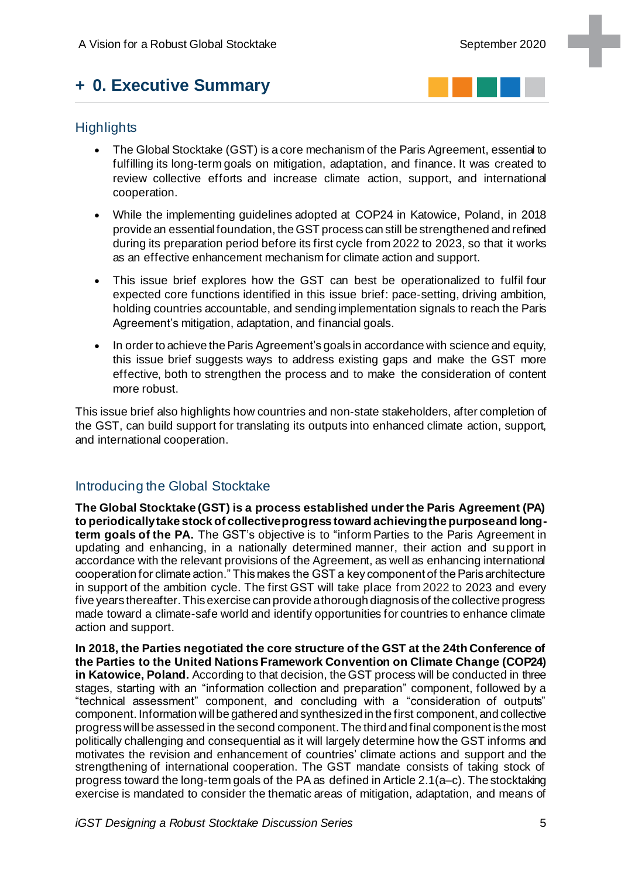# + 0. Executive Summary

## Highlights

- The Global Stocktake (GST) is a core mechanism of the Paris Agreement, essential to fulfilling its long-term goals on mitigation, adaptation, and finance. It was created to review collective efforts and increase climate action, support, and international cooperation.
- While the implementing guidelines adopted at COP24 in Katowice, Poland, in 2018 provide an essential foundation, the GST process can still be strengthened and refined during its preparation period before its first cycle from 2022 to 2023, so that it works as an effective enhancement mechanism for climate action and support.
- This issue brief explores how the GST can best be operationalized to fulfil four expected core functions identified in this issue brief: pace-setting, driving ambition, holding countries accountable, and sending implementation signals to reach the Paris Agreement's mitigation, adaptation, and financial goals.
- In order to achieve the Paris Agreement's goals in accordance with science and equity, this issue brief suggests ways to address existing gaps and make the GST more effective, both to strengthen the process and to make the consideration of content more robust.

This issue brief also highlights how countries and non-state stakeholders, after completion of the GST, can build support for translating its outputs into enhanced climate action, support, and international cooperation.

## Introducing the Global Stocktake

**The Global Stocktake (GST) is a process established under the Paris Agreement (PA) to periodically take stock of collective progress toward achieving the purpose and long-term goals of the PA.** The GST's objective is to "inform Parties to the Paris Agreement in updating and enhancing, in a nationally determined manner, their action and support in accordance with the relevant provisions of the Agreement, as well as enhancing international cooperation for climate action." This makes the GST a key component of the Paris architecture in support of the ambition cycle. The first GST will take place from 2022 to 2023 and every five years thereafter. This exercise can provide a thorough diagnosis of the collective progress made toward a climate-safe world and identify opportunities for countries to enhance climate action and support.

**In 2018, the Parties negotiated the core structure of the GST at the 24th Conference of the Parties to the United Nations Framework Convention on Climate Change (COP24) in Katowice, Poland.** According to that decision, the GST process will be conducted in three stages, starting with an "information collection and preparation" component, followed by a "technical assessment" component, and concluding with a "consideration of outputs" component. Information will be gathered and synthesized in the first component, and collective progress will be assessed in the second component. The third and final component is the most politically challenging and consequential as it will largely determine how the GST informs and motivates the revision and enhancement of countries' climate actions and support and the strengthening of international cooperation. The GST mandate consists of taking stock of progress toward the long-term goals of the PA as defined in Article 2.1(a–c). The stocktaking exercise is mandated to consider the thematic areas of mitigation, adaptation, and means of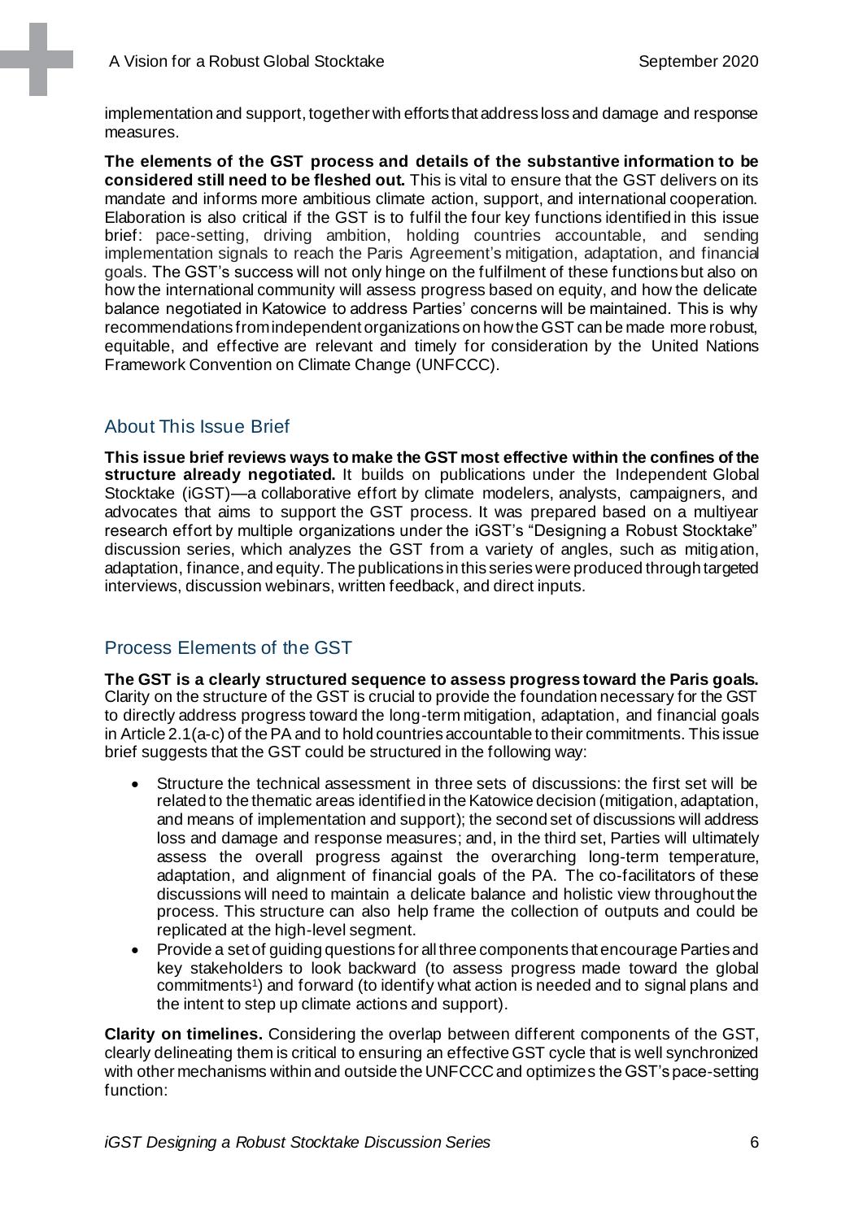implementation and support, together with efforts that address loss and damage and response measures.

**The elements of the GST process and details of the substantive information to be considered still need to be fleshed out.** This is vital to ensure that the GST delivers on its mandate and informs more ambitious climate action, support, and international cooperation. Elaboration is also critical if the GST is to fulfil the four key functions identified in this issue brief: pace-setting, driving ambition, holding countries accountable, and sending implementation signals to reach the Paris Agreement's mitigation, adaptation, and financial goals. The GST's success will not only hinge on the fulfilment of these functions but also on how the international community will assess progress based on equity, and how the delicate balance negotiated in Katowice to address Parties' concerns will be maintained. This is why recommendations from independent organizations on how the GST can be made more robust, equitable, and effective are relevant and timely for consideration by the United Nations Framework Convention on Climate Change (UNFCCC).

## About This Issue Brief

**This issue brief reviews ways to make the GST most effective within the confines of the structure already negotiated.** It builds on publications under the Independent Global Stocktake (iGST)—a collaborative effort by climate modelers, analysts, campaigners, and advocates that aims to support the GST process. It was prepared based on a multiyear research effort by multiple organizations under the iGST's "Designing a Robust Stocktake" discussion series, which analyzes the GST from a variety of angles, such as mitigation, adaptation, finance, and equity. The publications in this series were produced through targeted interviews, discussion webinars, written feedback, and direct inputs.

## Process Elements of the GST

**The GST is a clearly structured sequence to assess progress toward the Paris goals.** Clarity on the structure of the GST is crucial to provide the foundation necessary for the GST to directly address progress toward the long-term mitigation, adaptation, and financial goals in Article 2.1(a-c) of the PA and to hold countries accountable to their commitments. This issue brief suggests that the GST could be structured in the following way:

- Structure the technical assessment in three sets of discussions: the first set will be related to the thematic areas identified in the Katowice decision (mitigation, adaptation, and means of implementation and support); the second set of discussions will address loss and damage and response measures; and, in the third set, Parties will ultimately assess the overall progress against the overarching long-term temperature, adaptation, and alignment of financial goals of the PA. The co-facilitators of these discussions will need to maintain a delicate balance and holistic view throughout the process. This structure can also help frame the collection of outputs and could be replicated at the high-level segment.
- Provide a set of guiding questions for all three components that encourage Parties and key stakeholders to look backward (to assess progress made toward the global commitments[1]) and forward (to identify what action is needed and to signal plans and the intent to step up climate actions and support).

**Clarity on timelines.** Considering the overlap between different components of the GST, clearly delineating them is critical to ensuring an effective GST cycle that is well synchronized with other mechanisms within and outside the UNFCCC and optimizes the GST's pace-setting function: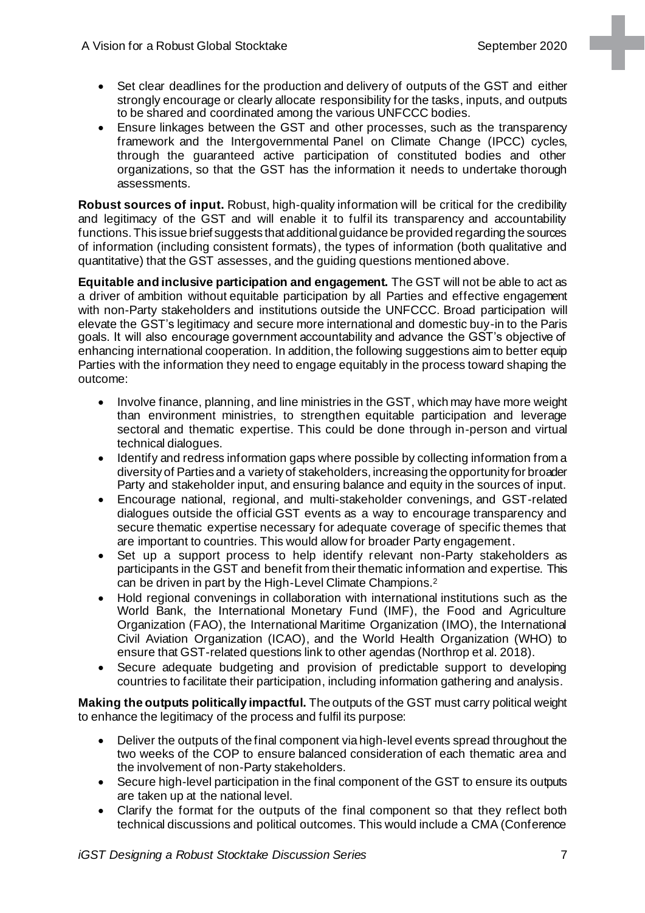- Set clear deadlines for the production and delivery of outputs of the GST and either strongly encourage or clearly allocate responsibility for the tasks, inputs, and outputs to be shared and coordinated among the various UNFCCC bodies.
- Ensure linkages between the GST and other processes, such as the transparency framework and the Intergovernmental Panel on Climate Change (IPCC) cycles, through the guaranteed active participation of constituted bodies and other organizations, so that the GST has the information it needs to undertake thorough assessments.

**Robust sources of input.** Robust, high-quality information will be critical for the credibility and legitimacy of the GST and will enable it to fulfil its transparency and accountability functions. This issue brief suggests that additional guidance be provided regarding the sources of information (including consistent formats), the types of information (both qualitative and quantitative) that the GST assesses, and the guiding questions mentioned above.

**Equitable and inclusive participation and engagement.** The GST will not be able to act as a driver of ambition without equitable participation by all Parties and effective engagement with non-Party stakeholders and institutions outside the UNFCCC. Broad participation will elevate the GST's legitimacy and secure more international and domestic buy-in to the Paris goals. It will also encourage government accountability and advance the GST's objective of enhancing international cooperation. In addition, the following suggestions aim to better equip Parties with the information they need to engage equitably in the process toward shaping the outcome:

- Involve finance, planning, and line ministries in the GST, which may have more weight than environment ministries, to strengthen equitable participation and leverage sectoral and thematic expertise. This could be done through in-person and virtual technical dialogues.
- Identify and redress information gaps where possible by collecting information from a diversity of Parties and a variety of stakeholders, increasing the opportunity for broader Party and stakeholder input, and ensuring balance and equity in the sources of input.
- Encourage national, regional, and multi-stakeholder convenings, and GST-related dialogues outside the official GST events as a way to encourage transparency and secure thematic expertise necessary for adequate coverage of specific themes that are important to countries. This would allow for broader Party engagement.
- Set up a support process to help identify relevant non-Party stakeholders as participants in the GST and benefit from their thematic information and expertise. This can be driven in part by the High-Level Climate Champions.[2]
- Hold regional convenings in collaboration with international institutions such as the World Bank, the International Monetary Fund (IMF), the Food and Agriculture Organization (FAO), the International Maritime Organization (IMO), the International Civil Aviation Organization (ICAO), and the World Health Organization (WHO) to ensure that GST-related questions link to other agendas (Northrop et al. 2018).
- Secure adequate budgeting and provision of predictable support to developing countries to facilitate their participation, including information gathering and analysis.

**Making the outputs politically impactful.** The outputs of the GST must carry political weight to enhance the legitimacy of the process and fulfil its purpose:

- Deliver the outputs of the final component via high-level events spread throughout the two weeks of the COP to ensure balanced consideration of each thematic area and the involvement of non-Party stakeholders.
- Secure high-level participation in the final component of the GST to ensure its outputs are taken up at the national level.
- Clarify the format for the outputs of the final component so that they reflect both technical discussions and political outcomes. This would include a CMA (Conference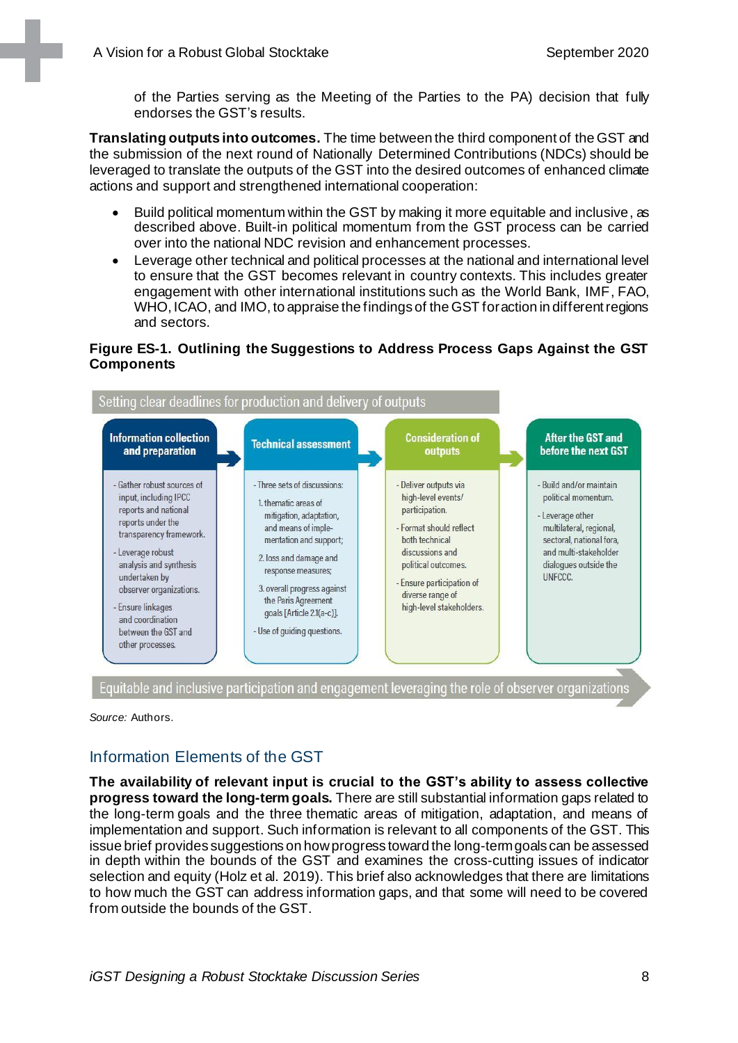of the Parties serving as the Meeting of the Parties to the PA) decision that fully endorses the GST's results.

**Translating outputs into outcomes.** The time between the third component of the GST and the submission of the next round of Nationally Determined Contributions (NDCs) should be leveraged to translate the outputs of the GST into the desired outcomes of enhanced climate actions and support and strengthened international cooperation:

- Build political momentum within the GST by making it more equitable and inclusive, as described above. Built-in political momentum from the GST process can be carried over into the national NDC revision and enhancement processes.
- Leverage other technical and political processes at the national and international level to ensure that the GST becomes relevant in country contexts. This includes greater engagement with other international institutions such as the World Bank, IMF, FAO, WHO, ICAO, and IMO, to appraise the findings of the GST for action in different regions and sectors.

**Figure ES-1. Outlining the Suggestions to Address Process Gaps Against the GST Components**

Setting clear deadlines for production and delivery of outputs

| Information collection and preparation | Technical assessment | Consideration of outputs | After the GST and before the next GST |
| --- | --- | --- | --- |
| - Gather robust sources of input, including IPCC reports and national reports under the transparency framework.<br>- Leverage robust analysis and synthesis undertaken by observer organizations.<br>- Ensure linkages and coordination between the GST and other processes. | - Three sets of discussions:<br>1. thematic areas of mitigation, adaptation, and means of implementation and support;<br>2. loss and damage and response measures;<br>3. overall progress against the Paris Agreement goals [Article 2.1(a-c)].<br>- Use of guiding questions. | - Deliver outputs via high-level events/participation.<br>- Format should reflect both technical discussions and political outcomes.<br>- Ensure participation of diverse range of high-level stakeholders. | - Build and/or maintain political momentum.<br>- Leverage other multilateral, regional, sectoral, national fora, and multi-stakeholder dialogues outside the UNFCCC. |

Equitable and inclusive participation and engagement leveraging the role of observer organizations

*Source:* Authors.

## Information Elements of the GST

**The availability of relevant input is crucial to the GST's ability to assess collective progress toward the long-term goals.** There are still substantial information gaps related to the long-term goals and the three thematic areas of mitigation, adaptation, and means of implementation and support. Such information is relevant to all components of the GST. This issue brief provides suggestions on how progress toward the long-term goals can be assessed in depth within the bounds of the GST and examines the cross-cutting issues of indicator selection and equity (Holz et al. 2019). This brief also acknowledges that there are limitations to how much the GST can address information gaps, and that some will need to be covered from outside the bounds of the GST.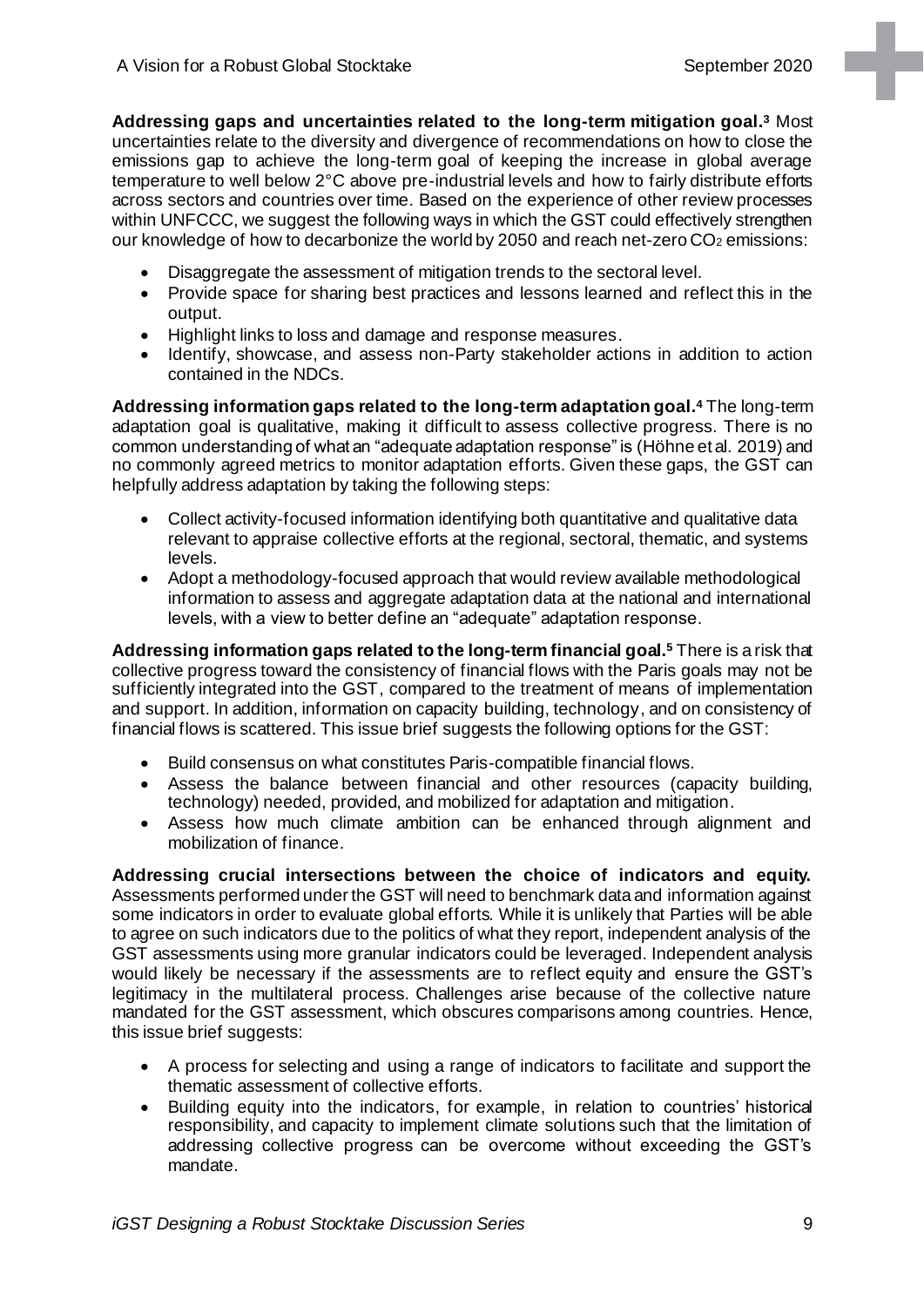**Addressing gaps and uncertainties related to the long-term mitigation goal.**[3] Most uncertainties relate to the diversity and divergence of recommendations on how to close the emissions gap to achieve the long-term goal of keeping the increase in global average temperature to well below 2°C above pre-industrial levels and how to fairly distribute efforts across sectors and countries over time. Based on the experience of other review processes within UNFCCC, we suggest the following ways in which the GST could effectively strengthen our knowledge of how to decarbonize the world by 2050 and reach net-zero $CO_2$ emissions:

- Disaggregate the assessment of mitigation trends to the sectoral level.
- Provide space for sharing best practices and lessons learned and reflect this in the output.
- Highlight links to loss and damage and response measures.
- Identify, showcase, and assess non-Party stakeholder actions in addition to action contained in the NDCs.

**Addressing information gaps related to the long-term adaptation goal.**[4] The long-term adaptation goal is qualitative, making it difficult to assess collective progress. There is no common understanding of what an "adequate adaptation response" is (Höhne et al. 2019) and no commonly agreed metrics to monitor adaptation efforts. Given these gaps, the GST can helpfully address adaptation by taking the following steps:

- Collect activity-focused information identifying both quantitative and qualitative data relevant to appraise collective efforts at the regional, sectoral, thematic, and systems levels.
- Adopt a methodology-focused approach that would review available methodological information to assess and aggregate adaptation data at the national and international levels, with a view to better define an "adequate" adaptation response.

**Addressing information gaps related to the long-term financial goal.**[5] There is a risk that collective progress toward the consistency of financial flows with the Paris goals may not be sufficiently integrated into the GST, compared to the treatment of means of implementation and support. In addition, information on capacity building, technology, and on consistency of financial flows is scattered. This issue brief suggests the following options for the GST:

- Build consensus on what constitutes Paris-compatible financial flows.
- Assess the balance between financial and other resources (capacity building, technology) needed, provided, and mobilized for adaptation and mitigation.
- Assess how much climate ambition can be enhanced through alignment and mobilization of finance.

**Addressing crucial intersections between the choice of indicators and equity.** Assessments performed under the GST will need to benchmark data and information against some indicators in order to evaluate global efforts. While it is unlikely that Parties will be able to agree on such indicators due to the politics of what they report, independent analysis of the GST assessments using more granular indicators could be leveraged. Independent analysis would likely be necessary if the assessments are to reflect equity and ensure the GST's legitimacy in the multilateral process. Challenges arise because of the collective nature mandated for the GST assessment, which obscures comparisons among countries. Hence, this issue brief suggests:

- A process for selecting and using a range of indicators to facilitate and support the thematic assessment of collective efforts.
- Building equity into the indicators, for example, in relation to countries' historical responsibility, and capacity to implement climate solutions such that the limitation of addressing collective progress can be overcome without exceeding the GST's mandate.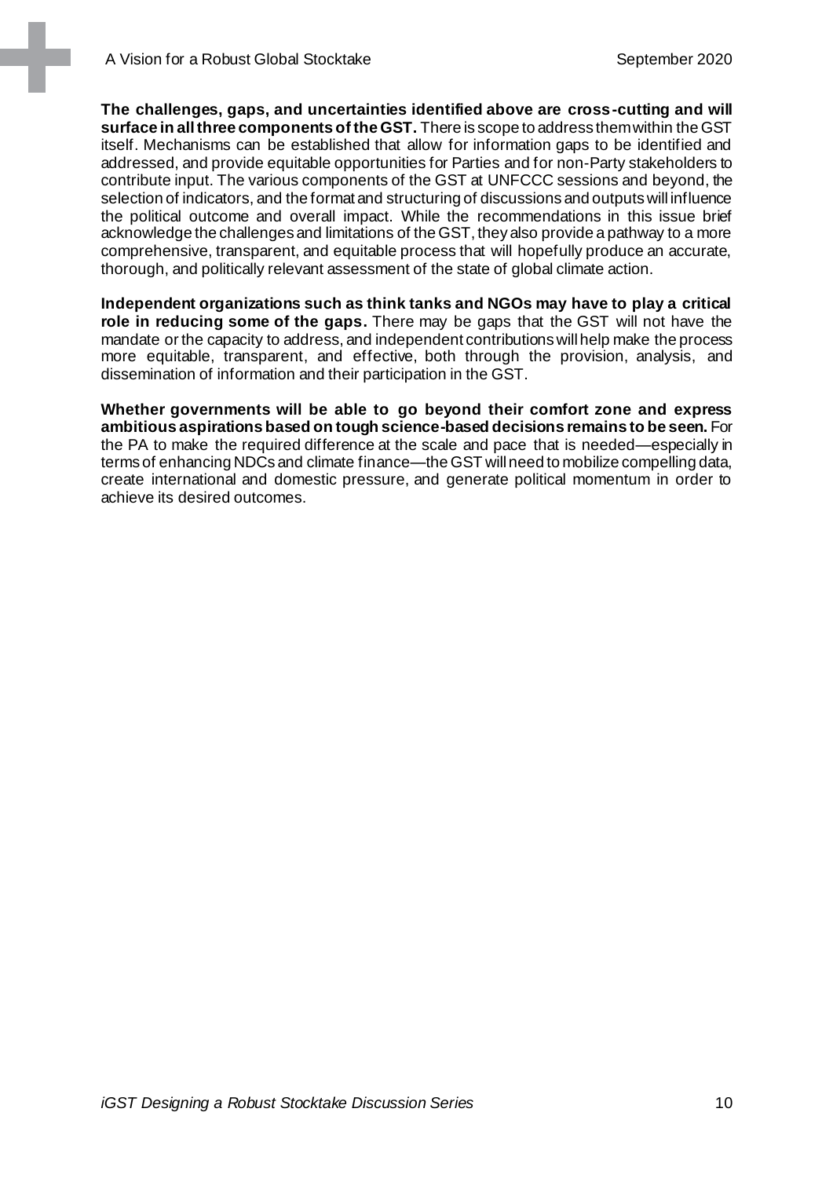**The challenges, gaps, and uncertainties identified above are cross-cutting and will surface in all three components of the GST.** There is scope to address them within the GST itself. Mechanisms can be established that allow for information gaps to be identified and addressed, and provide equitable opportunities for Parties and for non-Party stakeholders to contribute input. The various components of the GST at UNFCCC sessions and beyond, the selection of indicators, and the format and structuring of discussions and outputs will influence the political outcome and overall impact. While the recommendations in this issue brief acknowledge the challenges and limitations of the GST, they also provide a pathway to a more comprehensive, transparent, and equitable process that will hopefully produce an accurate, thorough, and politically relevant assessment of the state of global climate action.

**Independent organizations such as think tanks and NGOs may have to play a critical role in reducing some of the gaps.** There may be gaps that the GST will not have the mandate or the capacity to address, and independent contributions will help make the process more equitable, transparent, and effective, both through the provision, analysis, and dissemination of information and their participation in the GST.

**Whether governments will be able to go beyond their comfort zone and express ambitious aspirations based on tough science-based decisions remains to be seen.** For the PA to make the required difference at the scale and pace that is needed—especially in terms of enhancing NDCs and climate finance—the GST will need to mobilize compelling data, create international and domestic pressure, and generate political momentum in order to achieve its desired outcomes.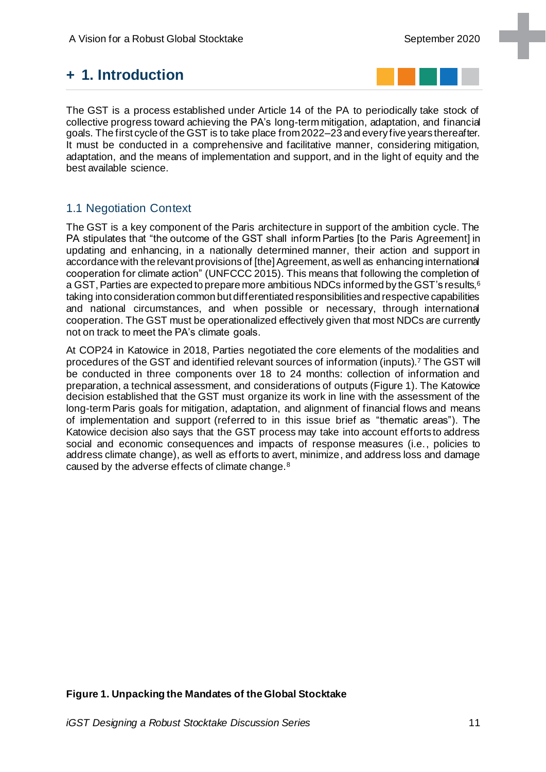# + 1. Introduction

The GST is a process established under Article 14 of the PA to periodically take stock of collective progress toward achieving the PA's long-term mitigation, adaptation, and financial goals. The first cycle of the GST is to take place from 2022–23 and every five years thereafter. It must be conducted in a comprehensive and facilitative manner, considering mitigation, adaptation, and the means of implementation and support, and in the light of equity and the best available science.

## 1.1 Negotiation Context

The GST is a key component of the Paris architecture in support of the ambition cycle. The PA stipulates that "the outcome of the GST shall inform Parties [to the Paris Agreement] in updating and enhancing, in a nationally determined manner, their action and support in accordance with the relevant provisions of [the] Agreement, as well as enhancing international cooperation for climate action" (UNFCCC 2015). This means that following the completion of a GST, Parties are expected to prepare more ambitious NDCs informed by the GST's results,[6] taking into consideration common but differentiated responsibilities and respective capabilities and national circumstances, and when possible or necessary, through international cooperation. The GST must be operationalized effectively given that most NDCs are currently not on track to meet the PA's climate goals.

At COP24 in Katowice in 2018, Parties negotiated the core elements of the modalities and procedures of the GST and identified relevant sources of information (inputs).[7] The GST will be conducted in three components over 18 to 24 months: collection of information and preparation, a technical assessment, and considerations of outputs (Figure 1). The Katowice decision established that the GST must organize its work in line with the assessment of the long-term Paris goals for mitigation, adaptation, and alignment of financial flows and means of implementation and support (referred to in this issue brief as "thematic areas"). The Katowice decision also says that the GST process may take into account efforts to address social and economic consequences and impacts of response measures (i.e., policies to address climate change), as well as efforts to avert, minimize, and address loss and damage caused by the adverse effects of climate change.[8]

**Figure 1. Unpacking the Mandates of the Global Stocktake**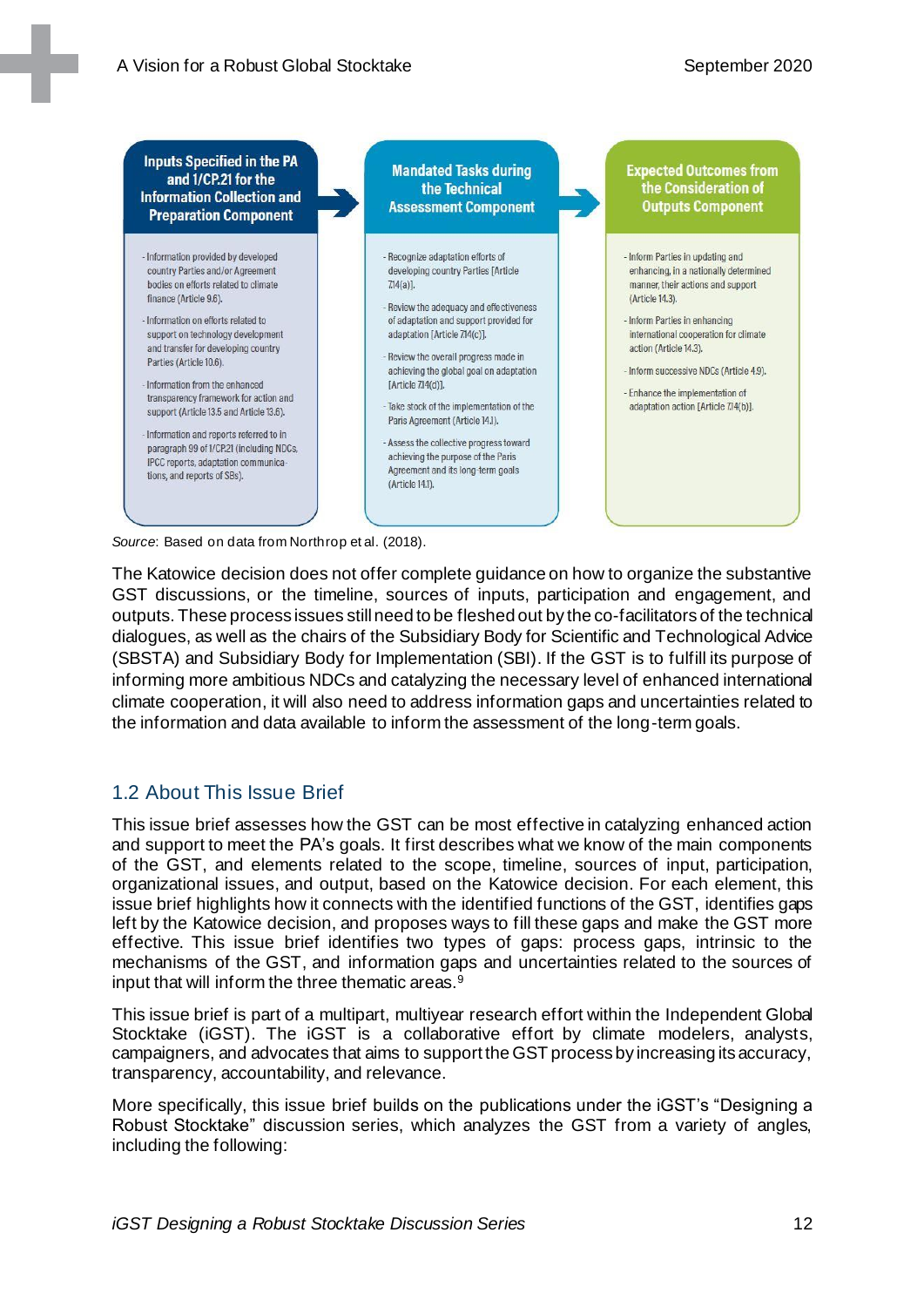| Inputs Specified in the PA and 1/CP.21 for the Information Collection and Preparation Component | Mandated Tasks during the Technical Assessment Component | Expected Outcomes from the Consideration of Outputs Component |
|---|---|---|
| - Information provided by developed country Parties and/or Agreement bodies on efforts related to climate finance (Article 9.6).<br>- Information on efforts related to support on technology development and transfer for developing country Parties (Article 10.6).<br>- Information from the enhanced transparency framework for action and support (Article 13.5 and Article 13.6).<br>- Information and reports referred to in paragraph 99 of 1/CP.21 (including NDCs, IPCC reports, adaptation communications, and reports of SBs). | - Recognize adaptation efforts of developing country Parties [Article 7.14(a)].<br>- Review the adequacy and effectiveness of adaptation and support provided for adaptation [Article 7.14(c)].<br>- Review the overall progress made in achieving the global goal on adaptation [Article 7.14(d)].<br>- Take stock of the implementation of the Paris Agreement (Article 14.1).<br>- Assess the collective progress toward achieving the purpose of the Paris Agreement and its long-term goals (Article 14.1). | - Inform Parties in updating and enhancing, in a nationally determined manner, their actions and support (Article 14.3).<br>- Inform Parties in enhancing international cooperation for climate action (Article 14.3).<br>- Inform successive NDCs (Article 4.9).<br>- Enhance the implementation of adaptation action [Article 7.14(b)]. |

*Source*: Based on data from Northrop et al. (2018).

The Katowice decision does not offer complete guidance on how to organize the substantive GST discussions, or the timeline, sources of inputs, participation and engagement, and outputs. These process issues still need to be fleshed out by the co-facilitators of the technical dialogues, as well as the chairs of the Subsidiary Body for Scientific and Technological Advice (SBSTA) and Subsidiary Body for Implementation (SBI). If the GST is to fulfill its purpose of informing more ambitious NDCs and catalyzing the necessary level of enhanced international climate cooperation, it will also need to address information gaps and uncertainties related to the information and data available to inform the assessment of the long-term goals.

## 1.2 About This Issue Brief

This issue brief assesses how the GST can be most effective in catalyzing enhanced action and support to meet the PA's goals. It first describes what we know of the main components of the GST, and elements related to the scope, timeline, sources of input, participation, organizational issues, and output, based on the Katowice decision. For each element, this issue brief highlights how it connects with the identified functions of the GST, identifies gaps left by the Katowice decision, and proposes ways to fill these gaps and make the GST more effective. This issue brief identifies two types of gaps: process gaps, intrinsic to the mechanisms of the GST, and information gaps and uncertainties related to the sources of input that will inform the three thematic areas.[9]

This issue brief is part of a multipart, multiyear research effort within the Independent Global Stocktake (iGST). The iGST is a collaborative effort by climate modelers, analysts, campaigners, and advocates that aims to support the GST process by increasing its accuracy, transparency, accountability, and relevance.

More specifically, this issue brief builds on the publications under the iGST's "Designing a Robust Stocktake" discussion series, which analyzes the GST from a variety of angles, including the following: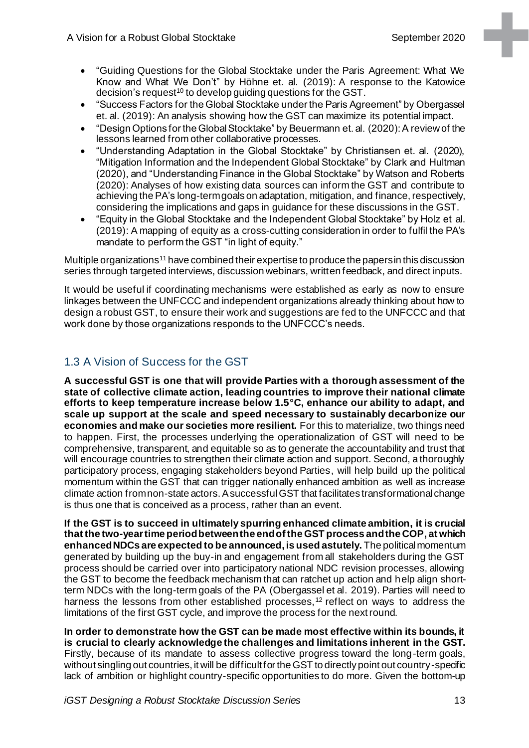- "Guiding Questions for the Global Stocktake under the Paris Agreement: What We Know and What We Don't" by Höhne et. al. (2019): A response to the Katowice decision's request[10] to develop guiding questions for the GST.
- "Success Factors for the Global Stocktake under the Paris Agreement" by Obergassel et. al. (2019): An analysis showing how the GST can maximize its potential impact.
- "Design Options for the Global Stocktake" by Beuermann et. al. (2020): A review of the lessons learned from other collaborative processes.
- "Understanding Adaptation in the Global Stocktake" by Christiansen et. al. (2020), "Mitigation Information and the Independent Global Stocktake" by Clark and Hultman (2020), and "Understanding Finance in the Global Stocktake" by Watson and Roberts (2020): Analyses of how existing data sources can inform the GST and contribute to achieving the PA's long-term goals on adaptation, mitigation, and finance, respectively, considering the implications and gaps in guidance for these discussions in the GST.
- "Equity in the Global Stocktake and the Independent Global Stocktake" by Holz et al. (2019): A mapping of equity as a cross-cutting consideration in order to fulfil the PA's mandate to perform the GST "in light of equity."

Multiple organizations[11] have combined their expertise to produce the papers in this discussion series through targeted interviews, discussion webinars, written feedback, and direct inputs.

It would be useful if coordinating mechanisms were established as early as now to ensure linkages between the UNFCCC and independent organizations already thinking about how to design a robust GST, to ensure their work and suggestions are fed to the UNFCCC and that work done by those organizations responds to the UNFCCC's needs.

## 1.3 A Vision of Success for the GST

**A successful GST is one that will provide Parties with a thorough assessment of the state of collective climate action, leading countries to improve their national climate efforts to keep temperature increase below 1.5°C, enhance our ability to adapt, and scale up support at the scale and speed necessary to sustainably decarbonize our economies and make our societies more resilient.** For this to materialize, two things need to happen. First, the processes underlying the operationalization of GST will need to be comprehensive, transparent, and equitable so as to generate the accountability and trust that will encourage countries to strengthen their climate action and support. Second, a thoroughly participatory process, engaging stakeholders beyond Parties, will help build up the political momentum within the GST that can trigger nationally enhanced ambition as well as increase climate action from non-state actors. A successful GST that facilitates transformational change is thus one that is conceived as a process, rather than an event.

**If the GST is to succeed in ultimately spurring enhanced climate ambition, it is crucial that the two-year time period between the end of the GST process and the COP, at which enhanced NDCs are expected to be announced, is used astutely.** The political momentum generated by building up the buy-in and engagement from all stakeholders during the GST process should be carried over into participatory national NDC revision processes, allowing the GST to become the feedback mechanism that can ratchet up action and help align short-term NDCs with the long-term goals of the PA (Obergassel et al. 2019). Parties will need to harness the lessons from other established processes,[12] reflect on ways to address the limitations of the first GST cycle, and improve the process for the next round.

**In order to demonstrate how the GST can be made most effective within its bounds, it is crucial to clearly acknowledge the challenges and limitations inherent in the GST.** Firstly, because of its mandate to assess collective progress toward the long-term goals, without singling out countries, it will be difficult for the GST to directly point out country-specific lack of ambition or highlight country-specific opportunities to do more. Given the bottom-up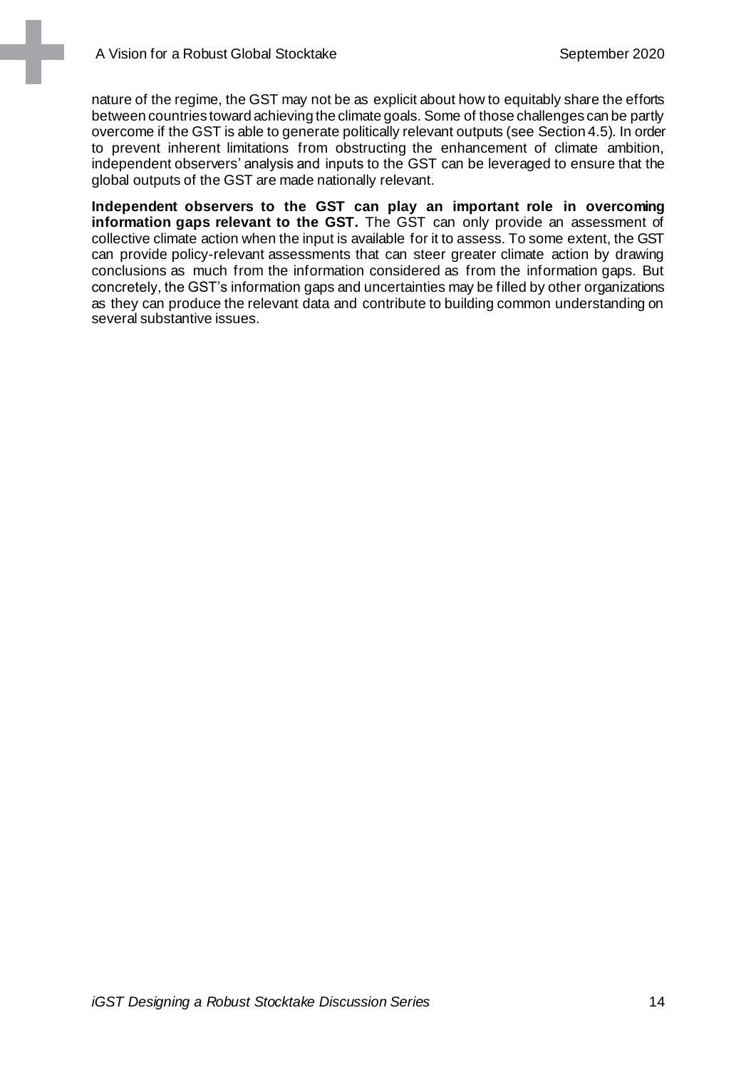nature of the regime, the GST may not be as explicit about how to equitably share the efforts between countries toward achieving the climate goals. Some of those challenges can be partly overcome if the GST is able to generate politically relevant outputs (see Section 4.5). In order to prevent inherent limitations from obstructing the enhancement of climate ambition, independent observers' analysis and inputs to the GST can be leveraged to ensure that the global outputs of the GST are made nationally relevant.

**Independent observers to the GST can play an important role in overcoming information gaps relevant to the GST.** The GST can only provide an assessment of collective climate action when the input is available for it to assess. To some extent, the GST can provide policy-relevant assessments that can steer greater climate action by drawing conclusions as much from the information considered as from the information gaps. But concretely, the GST's information gaps and uncertainties may be filled by other organizations as they can produce the relevant data and contribute to building common understanding on several substantive issues.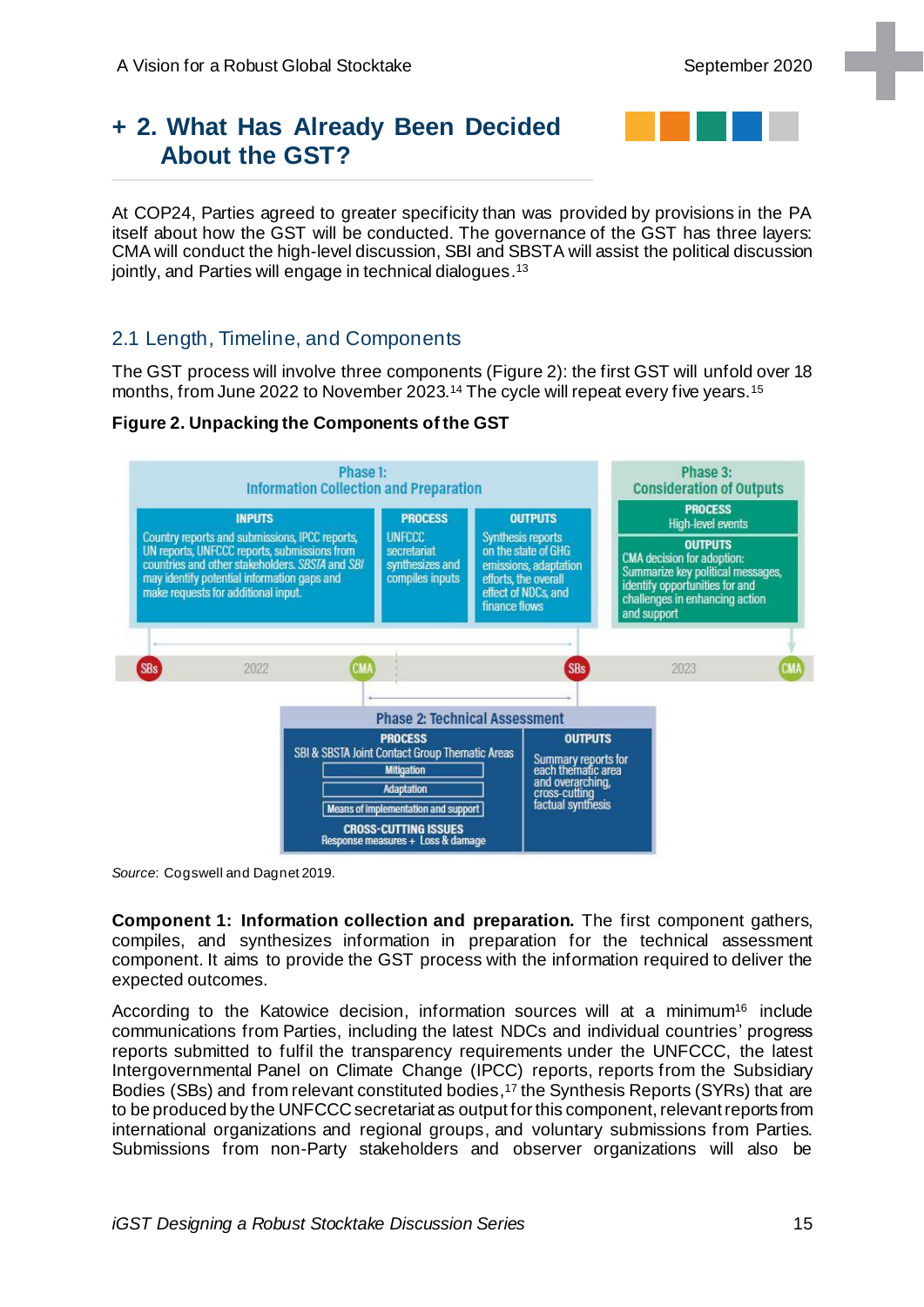## + 2. What Has Already Been Decided About the GST?

At COP24, Parties agreed to greater specificity than was provided by provisions in the PA itself about how the GST will be conducted. The governance of the GST has three layers: CMA will conduct the high-level discussion, SBI and SBSTA will assist the political discussion jointly, and Parties will engage in technical dialogues.[13]

### 2.1 Length, Timeline, and Components

The GST process will involve three components (Figure 2): the first GST will unfold over 18 months, from June 2022 to November 2023.[14] The cycle will repeat every five years.[15]

**Figure 2. Unpacking the Components of the GST**

**Phase 1: Information Collection and Preparation**

- **INPUTS:** Country reports and submissions, IPCC reports, UN reports, UNFCCC reports, submissions from countries and other stakeholders. *SBSTA* and *SBI* may identify potential information gaps and make requests for additional input.
- **PROCESS:** UNFCCC secretariat synthesizes and compiles inputs
- **OUTPUTS:** Synthesis reports on the state of GHG emissions, adaptation efforts, the overall effect of NDCs, and finance flows

**Phase 2: Technical Assessment**

- **PROCESS:** SBI & SBSTA Joint Contact Group Thematic Areas
  - Mitigation
  - Adaptation
  - Means of implementation and support
  - **CROSS-CUTTING ISSUES:** Response measures + Loss & damage
- **OUTPUTS:** Summary reports for each thematic area and overarching, cross-cutting factual synthesis

**Phase 3: Consideration of Outputs**

- **PROCESS:** High-level events
- **OUTPUTS:** CMA decision for adoption: Summarize key political messages, identify opportunities for and challenges in enhancing action and support

Timeline: SBs – 2022 – CMA – SBs – 2023 – CMA

*Source*: Cogswell and Dagnet 2019.

**Component 1: Information collection and preparation.** The first component gathers, compiles, and synthesizes information in preparation for the technical assessment component. It aims to provide the GST process with the information required to deliver the expected outcomes.

According to the Katowice decision, information sources will at a minimum[16] include communications from Parties, including the latest NDCs and individual countries' progress reports submitted to fulfil the transparency requirements under the UNFCCC, the latest Intergovernmental Panel on Climate Change (IPCC) reports, reports from the Subsidiary Bodies (SBs) and from relevant constituted bodies,[17] the Synthesis Reports (SYRs) that are to be produced by the UNFCCC secretariat as output for this component, relevant reports from international organizations and regional groups, and voluntary submissions from Parties. Submissions from non-Party stakeholders and observer organizations will also be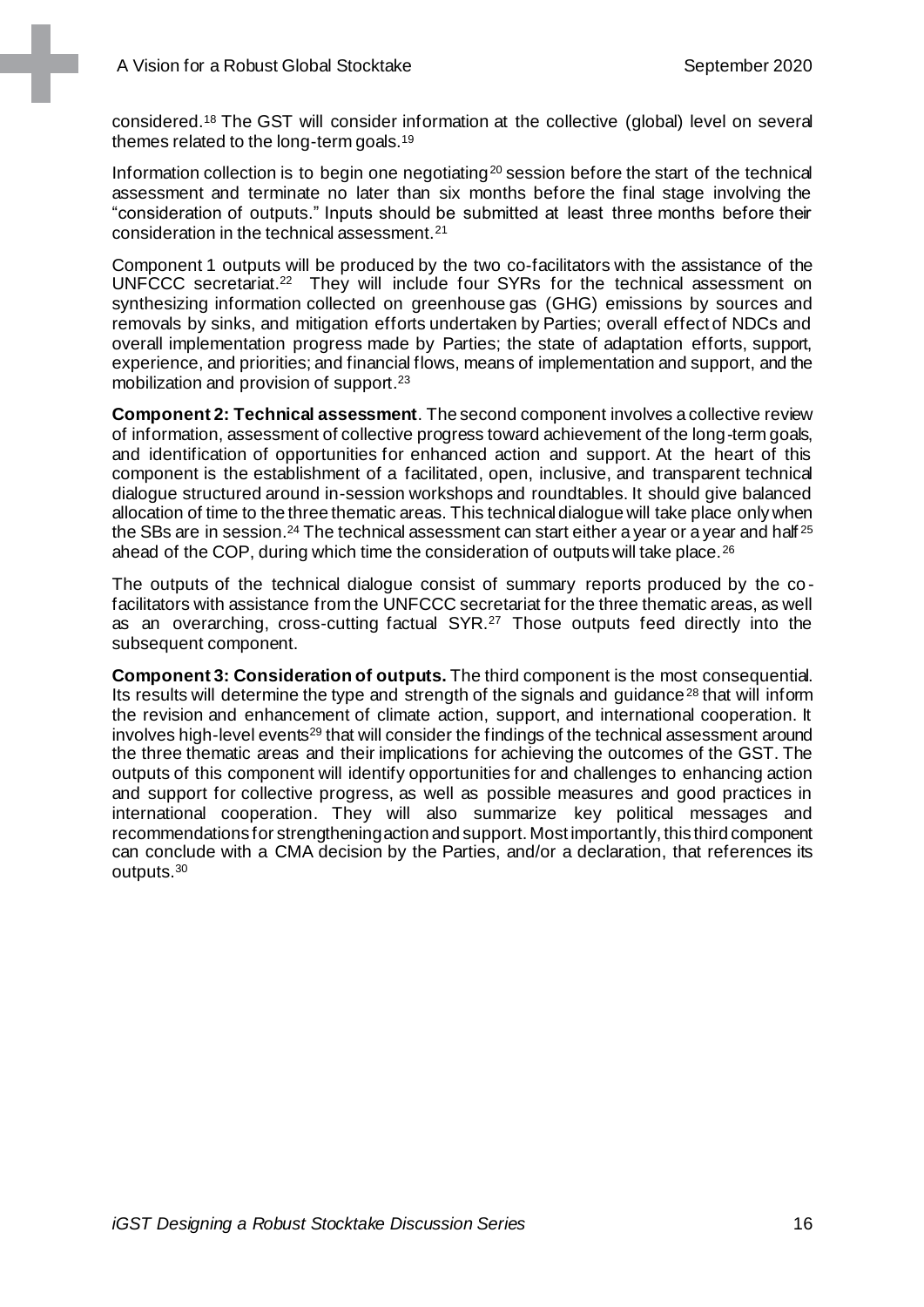considered.[18] The GST will consider information at the collective (global) level on several themes related to the long-term goals.[19]

Information collection is to begin one negotiating[20] session before the start of the technical assessment and terminate no later than six months before the final stage involving the "consideration of outputs." Inputs should be submitted at least three months before their consideration in the technical assessment.[21]

Component 1 outputs will be produced by the two co-facilitators with the assistance of the UNFCCC secretariat.[22] They will include four SYRs for the technical assessment on synthesizing information collected on greenhouse gas (GHG) emissions by sources and removals by sinks, and mitigation efforts undertaken by Parties; overall effect of NDCs and overall implementation progress made by Parties; the state of adaptation efforts, support, experience, and priorities; and financial flows, means of implementation and support, and the mobilization and provision of support.[23]

**Component 2: Technical assessment**. The second component involves a collective review of information, assessment of collective progress toward achievement of the long-term goals, and identification of opportunities for enhanced action and support. At the heart of this component is the establishment of a facilitated, open, inclusive, and transparent technical dialogue structured around in-session workshops and roundtables. It should give balanced allocation of time to the three thematic areas. This technical dialogue will take place only when the SBs are in session.[24] The technical assessment can start either a year or a year and half[25] ahead of the COP, during which time the consideration of outputs will take place.[26]

The outputs of the technical dialogue consist of summary reports produced by the co-facilitators with assistance from the UNFCCC secretariat for the three thematic areas, as well as an overarching, cross-cutting factual SYR.[27] Those outputs feed directly into the subsequent component.

**Component 3: Consideration of outputs.** The third component is the most consequential. Its results will determine the type and strength of the signals and guidance[28] that will inform the revision and enhancement of climate action, support, and international cooperation. It involves high-level events[29] that will consider the findings of the technical assessment around the three thematic areas and their implications for achieving the outcomes of the GST. The outputs of this component will identify opportunities for and challenges to enhancing action and support for collective progress, as well as possible measures and good practices in international cooperation. They will also summarize key political messages and recommendations for strengthening action and support. Most importantly, this third component can conclude with a CMA decision by the Parties, and/or a declaration, that references its outputs.[30]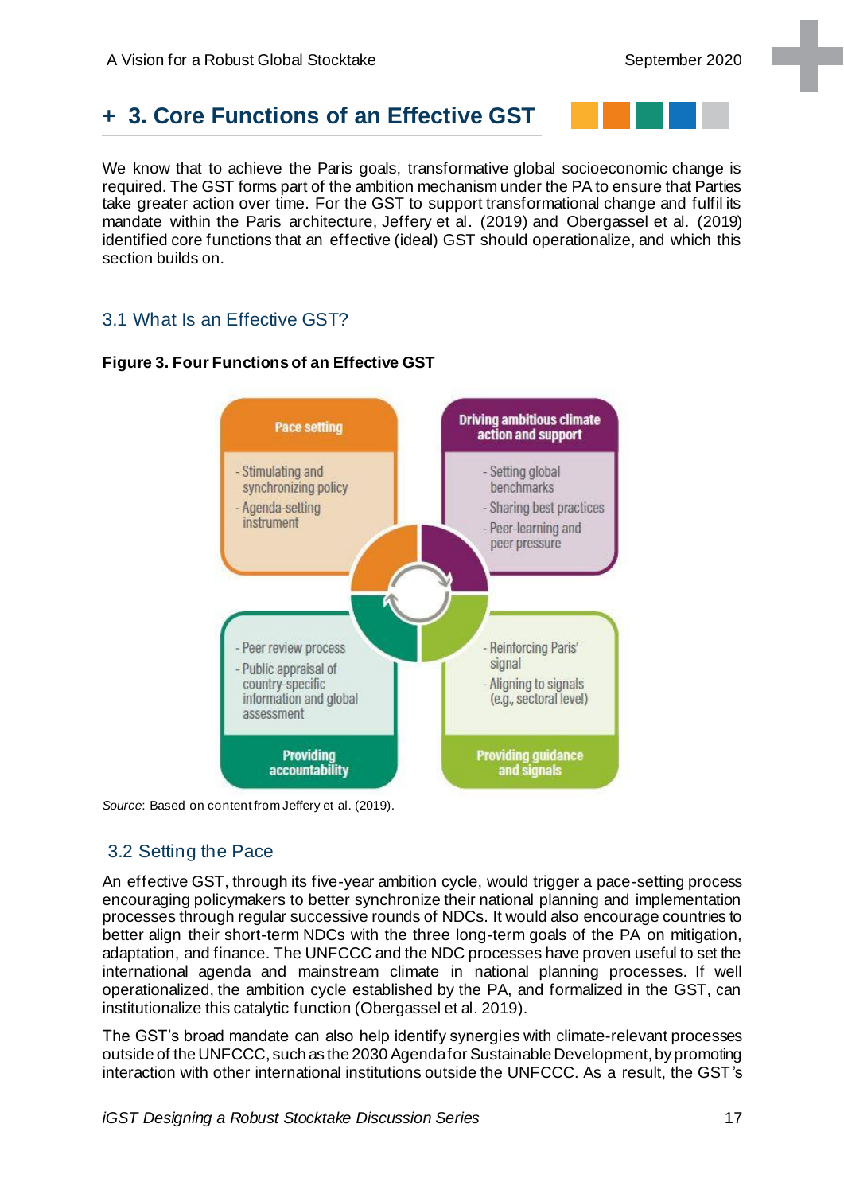# + 3. Core Functions of an Effective GST

We know that to achieve the Paris goals, transformative global socioeconomic change is required. The GST forms part of the ambition mechanism under the PA to ensure that Parties take greater action over time. For the GST to support transformational change and fulfil its mandate within the Paris architecture, Jeffery et al. (2019) and Obergassel et al. (2019) identified core functions that an effective (ideal) GST should operationalize, and which this section builds on.

## 3.1 What Is an Effective GST?

**Figure 3. Four Functions of an Effective GST**

**Pace setting**
- Stimulating and synchronizing policy
- Agenda-setting instrument

**Driving ambitious climate action and support**
- Setting global benchmarks
- Sharing best practices
- Peer-learning and peer pressure

**Providing accountability**
- Peer review process
- Public appraisal of country-specific information and global assessment

**Providing guidance and signals**
- Reinforcing Paris' signal
- Aligning to signals (e.g., sectoral level)

*Source*: Based on content from Jeffery et al. (2019).

## 3.2 Setting the Pace

An effective GST, through its five-year ambition cycle, would trigger a pace-setting process encouraging policymakers to better synchronize their national planning and implementation processes through regular successive rounds of NDCs. It would also encourage countries to better align their short-term NDCs with the three long-term goals of the PA on mitigation, adaptation, and finance. The UNFCCC and the NDC processes have proven useful to set the international agenda and mainstream climate in national planning processes. If well operationalized, the ambition cycle established by the PA, and formalized in the GST, can institutionalize this catalytic function (Obergassel et al. 2019).

The GST's broad mandate can also help identify synergies with climate-relevant processes outside of the UNFCCC, such as the 2030 Agenda for Sustainable Development, by promoting interaction with other international institutions outside the UNFCCC. As a result, the GST's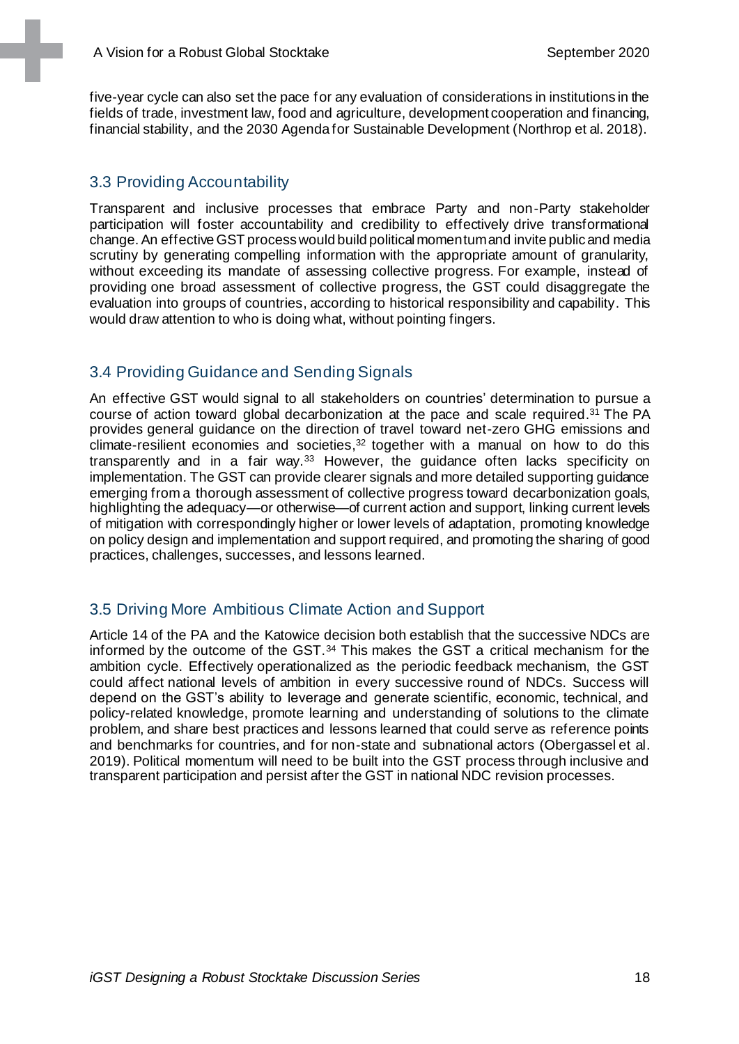five-year cycle can also set the pace for any evaluation of considerations in institutions in the fields of trade, investment law, food and agriculture, development cooperation and financing, financial stability, and the 2030 Agenda for Sustainable Development (Northrop et al. 2018).

## 3.3 Providing Accountability

Transparent and inclusive processes that embrace Party and non-Party stakeholder participation will foster accountability and credibility to effectively drive transformational change. An effective GST process would build political momentum and invite public and media scrutiny by generating compelling information with the appropriate amount of granularity, without exceeding its mandate of assessing collective progress. For example, instead of providing one broad assessment of collective progress, the GST could disaggregate the evaluation into groups of countries, according to historical responsibility and capability. This would draw attention to who is doing what, without pointing fingers.

## 3.4 Providing Guidance and Sending Signals

An effective GST would signal to all stakeholders on countries' determination to pursue a course of action toward global decarbonization at the pace and scale required.[31] The PA provides general guidance on the direction of travel toward net-zero GHG emissions and climate-resilient economies and societies,[32] together with a manual on how to do this transparently and in a fair way.[33] However, the guidance often lacks specificity on implementation. The GST can provide clearer signals and more detailed supporting guidance emerging from a thorough assessment of collective progress toward decarbonization goals, highlighting the adequacy—or otherwise—of current action and support, linking current levels of mitigation with correspondingly higher or lower levels of adaptation, promoting knowledge on policy design and implementation and support required, and promoting the sharing of good practices, challenges, successes, and lessons learned.

## 3.5 Driving More Ambitious Climate Action and Support

Article 14 of the PA and the Katowice decision both establish that the successive NDCs are informed by the outcome of the GST.[34] This makes the GST a critical mechanism for the ambition cycle. Effectively operationalized as the periodic feedback mechanism, the GST could affect national levels of ambition in every successive round of NDCs. Success will depend on the GST's ability to leverage and generate scientific, economic, technical, and policy-related knowledge, promote learning and understanding of solutions to the climate problem, and share best practices and lessons learned that could serve as reference points and benchmarks for countries, and for non-state and subnational actors (Obergassel et al. 2019). Political momentum will need to be built into the GST process through inclusive and transparent participation and persist after the GST in national NDC revision processes.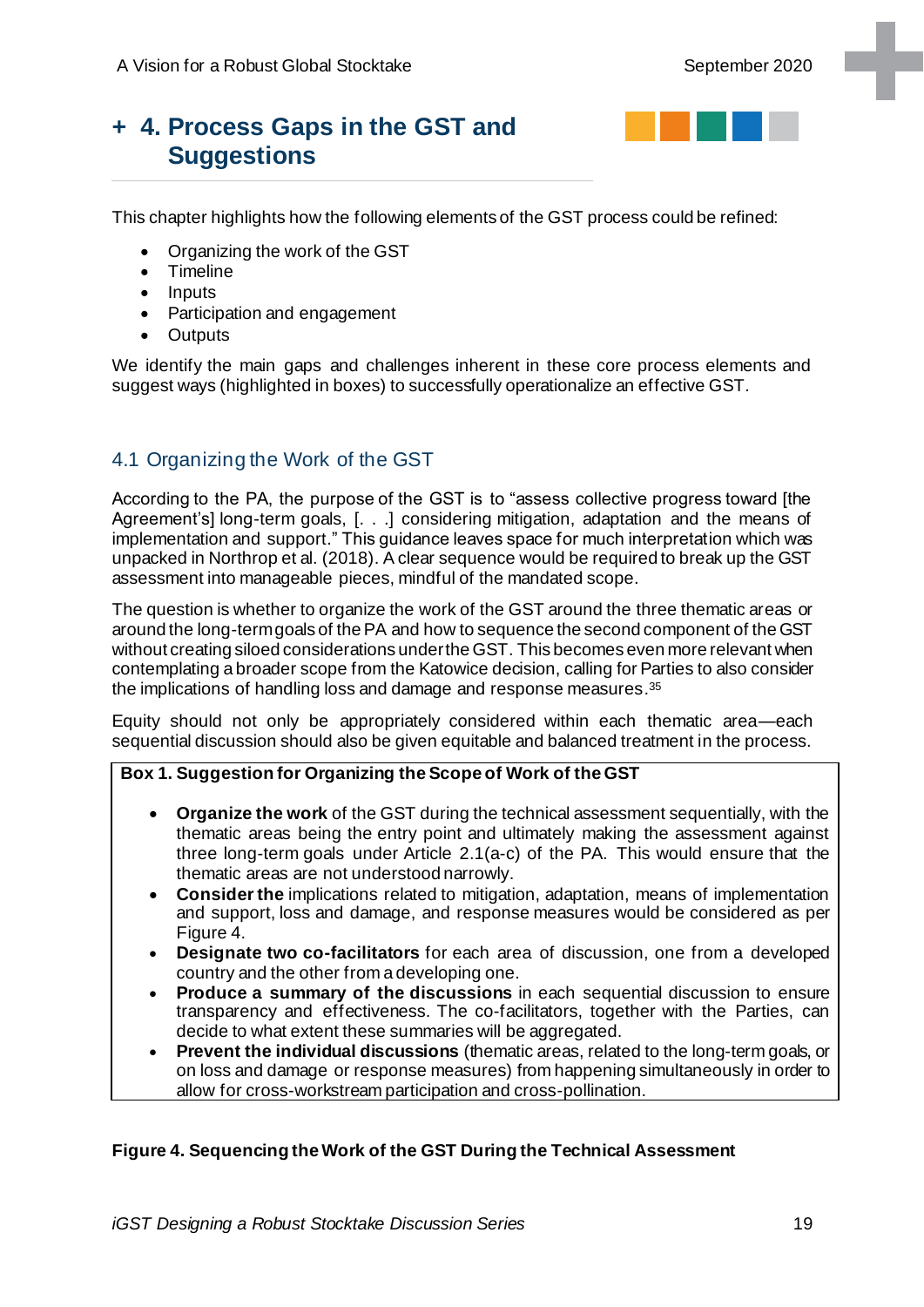# + 4. Process Gaps in the GST and Suggestions

This chapter highlights how the following elements of the GST process could be refined:

- Organizing the work of the GST
- Timeline
- Inputs
- Participation and engagement
- Outputs

We identify the main gaps and challenges inherent in these core process elements and suggest ways (highlighted in boxes) to successfully operationalize an effective GST.

## 4.1 Organizing the Work of the GST

According to the PA, the purpose of the GST is to "assess collective progress toward [the Agreement's] long-term goals, [. . .] considering mitigation, adaptation and the means of implementation and support." This guidance leaves space for much interpretation which was unpacked in Northrop et al. (2018). A clear sequence would be required to break up the GST assessment into manageable pieces, mindful of the mandated scope.

The question is whether to organize the work of the GST around the three thematic areas or around the long-term goals of the PA and how to sequence the second component of the GST without creating siloed considerations under the GST. This becomes even more relevant when contemplating a broader scope from the Katowice decision, calling for Parties to also consider the implications of handling loss and damage and response measures.[35]

Equity should not only be appropriately considered within each thematic area—each sequential discussion should also be given equitable and balanced treatment in the process.

**Box 1. Suggestion for Organizing the Scope of Work of the GST**

- **Organize the work** of the GST during the technical assessment sequentially, with the thematic areas being the entry point and ultimately making the assessment against three long-term goals under Article 2.1(a-c) of the PA. This would ensure that the thematic areas are not understood narrowly.
- **Consider the** implications related to mitigation, adaptation, means of implementation and support, loss and damage, and response measures would be considered as per Figure 4.
- **Designate two co-facilitators** for each area of discussion, one from a developed country and the other from a developing one.
- **Produce a summary of the discussions** in each sequential discussion to ensure transparency and effectiveness. The co-facilitators, together with the Parties, can decide to what extent these summaries will be aggregated.
- **Prevent the individual discussions** (thematic areas, related to the long-term goals, or on loss and damage or response measures) from happening simultaneously in order to allow for cross-workstream participation and cross-pollination.

**Figure 4. Sequencing the Work of the GST During the Technical Assessment**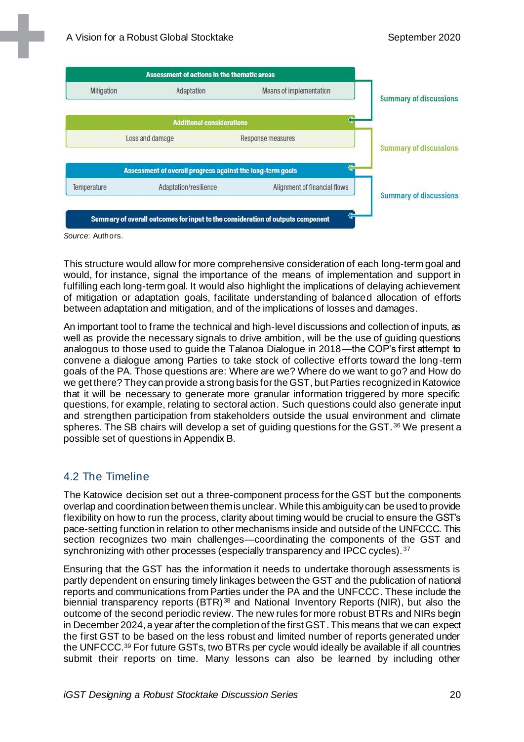| Assessment of actions in the thematic areas | | | |
|---|---|---|---|
| Mitigation | Adaptation | Means of implementation | Summary of discussions |

| Additional considerations | | |
|---|---|---|
| Loss and damage | Response measures | Summary of discussions |

| Assessment of overall progress against the long-term goals | | | |
|---|---|---|---|
| Temperature | Adaptation/resilience | Alignment of financial flows | Summary of discussions |

**Summary of overall outcomes for input to the consideration of outputs component**

*Source*: Authors.

This structure would allow for more comprehensive consideration of each long-term goal and would, for instance, signal the importance of the means of implementation and support in fulfilling each long-term goal. It would also highlight the implications of delaying achievement of mitigation or adaptation goals, facilitate understanding of balanced allocation of efforts between adaptation and mitigation, and of the implications of losses and damages.

An important tool to frame the technical and high-level discussions and collection of inputs, as well as provide the necessary signals to drive ambition, will be the use of guiding questions analogous to those used to guide the Talanoa Dialogue in 2018—the COP's first attempt to convene a dialogue among Parties to take stock of collective efforts toward the long-term goals of the PA. Those questions are: Where are we? Where do we want to go? and How do we get there? They can provide a strong basis for the GST, but Parties recognized in Katowice that it will be necessary to generate more granular information triggered by more specific questions, for example, relating to sectoral action. Such questions could also generate input and strengthen participation from stakeholders outside the usual environment and climate spheres. The SB chairs will develop a set of guiding questions for the GST.[36] We present a possible set of questions in Appendix B.

## 4.2 The Timeline

The Katowice decision set out a three-component process for the GST but the components overlap and coordination between them is unclear. While this ambiguity can be used to provide flexibility on how to run the process, clarity about timing would be crucial to ensure the GST's pace-setting function in relation to other mechanisms inside and outside of the UNFCCC. This section recognizes two main challenges—coordinating the components of the GST and synchronizing with other processes (especially transparency and IPCC cycles).[37]

Ensuring that the GST has the information it needs to undertake thorough assessments is partly dependent on ensuring timely linkages between the GST and the publication of national reports and communications from Parties under the PA and the UNFCCC. These include the biennial transparency reports (BTR)[38] and National Inventory Reports (NIR), but also the outcome of the second periodic review. The new rules for more robust BTRs and NIRs begin in December 2024, a year after the completion of the first GST. This means that we can expect the first GST to be based on the less robust and limited number of reports generated under the UNFCCC.[39] For future GSTs, two BTRs per cycle would ideally be available if all countries submit their reports on time. Many lessons can also be learned by including other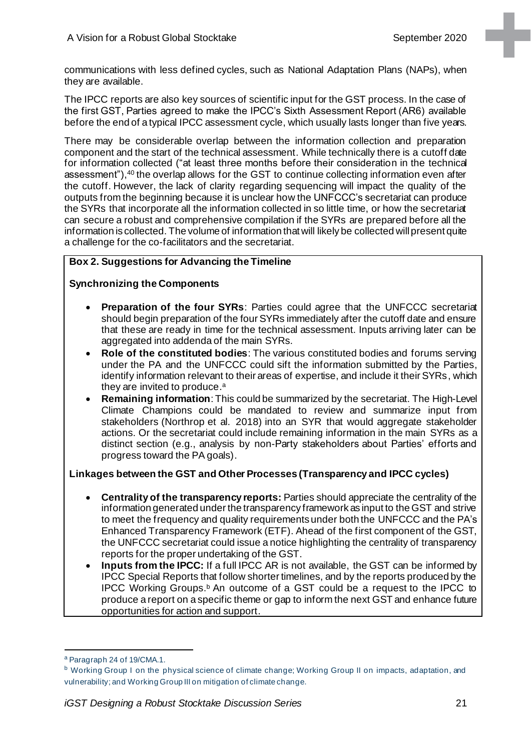communications with less defined cycles, such as National Adaptation Plans (NAPs), when they are available.

The IPCC reports are also key sources of scientific input for the GST process. In the case of the first GST, Parties agreed to make the IPCC's Sixth Assessment Report (AR6) available before the end of a typical IPCC assessment cycle, which usually lasts longer than five years.

There may be considerable overlap between the information collection and preparation component and the start of the technical assessment. While technically there is a cutoff date for information collected ("at least three months before their consideration in the technical assessment"),[40] the overlap allows for the GST to continue collecting information even after the cutoff. However, the lack of clarity regarding sequencing will impact the quality of the outputs from the beginning because it is unclear how the UNFCCC's secretariat can produce the SYRs that incorporate all the information collected in so little time, or how the secretariat can secure a robust and comprehensive compilation if the SYRs are prepared before all the information is collected. The volume of information that will likely be collected will present quite a challenge for the co-facilitators and the secretariat.

**Box 2. Suggestions for Advancing the Timeline**

**Synchronizing the Components**

- **Preparation of the four SYRs**: Parties could agree that the UNFCCC secretariat should begin preparation of the four SYRs immediately after the cutoff date and ensure that these are ready in time for the technical assessment. Inputs arriving later can be aggregated into addenda of the main SYRs.
- **Role of the constituted bodies**: The various constituted bodies and forums serving under the PA and the UNFCCC could sift the information submitted by the Parties, identify information relevant to their areas of expertise, and include it their SYRs, which they are invited to produce.[a]
- **Remaining information**: This could be summarized by the secretariat. The High-Level Climate Champions could be mandated to review and summarize input from stakeholders (Northrop et al. 2018) into an SYR that would aggregate stakeholder actions. Or the secretariat could include remaining information in the main SYRs as a distinct section (e.g., analysis by non-Party stakeholders about Parties' efforts and progress toward the PA goals).

**Linkages between the GST and Other Processes (Transparency and IPCC cycles)**

- **Centrality of the transparency reports:** Parties should appreciate the centrality of the information generated under the transparency framework as input to the GST and strive to meet the frequency and quality requirements under both the UNFCCC and the PA's Enhanced Transparency Framework (ETF). Ahead of the first component of the GST, the UNFCCC secretariat could issue a notice highlighting the centrality of transparency reports for the proper undertaking of the GST.
- **Inputs from the IPCC:** If a full IPCC AR is not available, the GST can be informed by IPCC Special Reports that follow shorter timelines, and by the reports produced by the IPCC Working Groups.[b] An outcome of a GST could be a request to the IPCC to produce a report on a specific theme or gap to inform the next GST and enhance future opportunities for action and support.

---

[a] Paragraph 24 of 19/CMA.1.

[b] Working Group I on the physical science of climate change; Working Group II on impacts, adaptation, and vulnerability; and Working Group III on mitigation of climate change.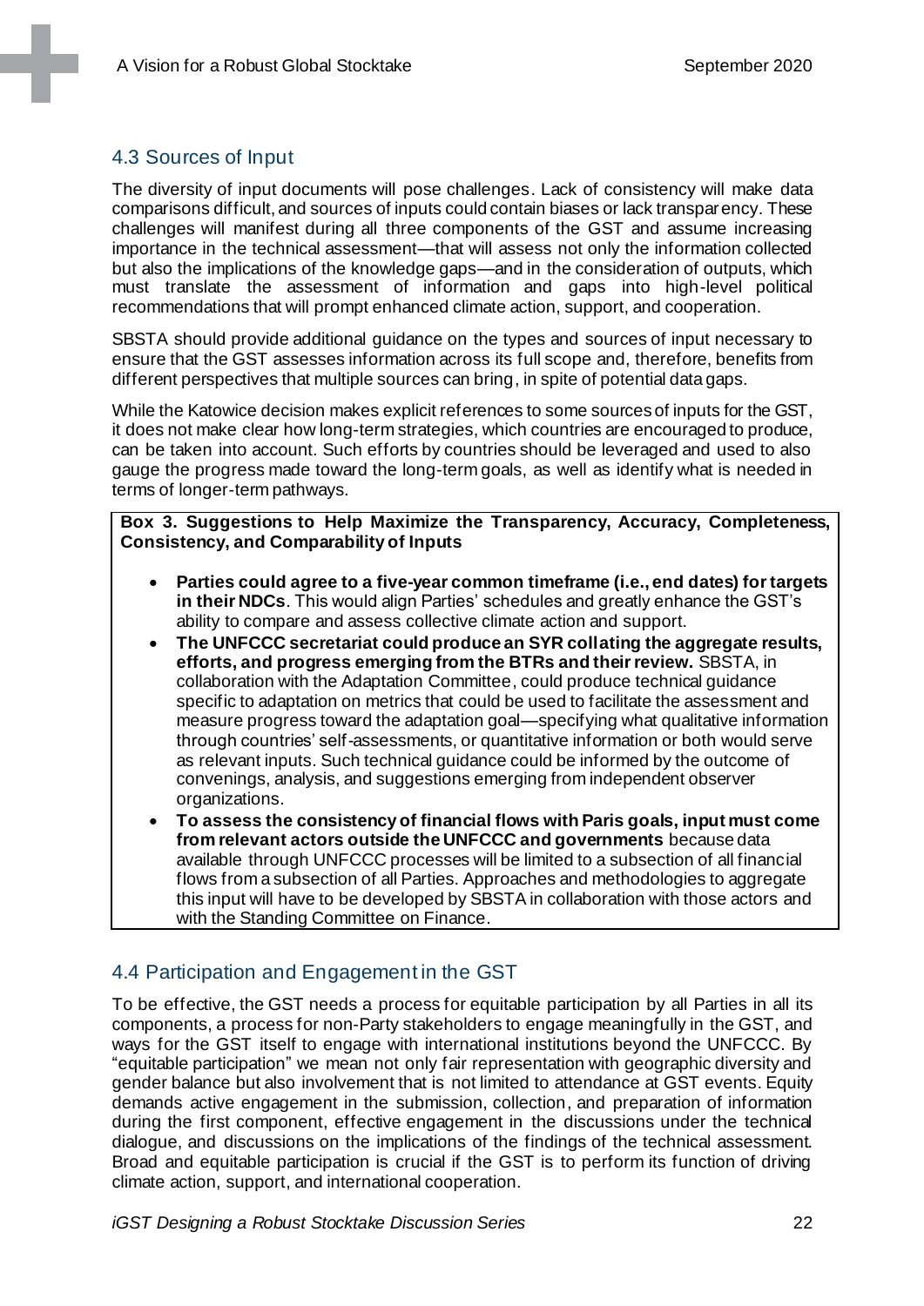## 4.3 Sources of Input

The diversity of input documents will pose challenges. Lack of consistency will make data comparisons difficult, and sources of inputs could contain biases or lack transparency. These challenges will manifest during all three components of the GST and assume increasing importance in the technical assessment—that will assess not only the information collected but also the implications of the knowledge gaps—and in the consideration of outputs, which must translate the assessment of information and gaps into high-level political recommendations that will prompt enhanced climate action, support, and cooperation.

SBSTA should provide additional guidance on the types and sources of input necessary to ensure that the GST assesses information across its full scope and, therefore, benefits from different perspectives that multiple sources can bring, in spite of potential data gaps.

While the Katowice decision makes explicit references to some sources of inputs for the GST, it does not make clear how long-term strategies, which countries are encouraged to produce, can be taken into account. Such efforts by countries should be leveraged and used to also gauge the progress made toward the long-term goals, as well as identify what is needed in terms of longer-term pathways.

**Box 3. Suggestions to Help Maximize the Transparency, Accuracy, Completeness, Consistency, and Comparability of Inputs**

- **Parties could agree to a five-year common timeframe (i.e., end dates) for targets in their NDCs**. This would align Parties' schedules and greatly enhance the GST's ability to compare and assess collective climate action and support.
- **The UNFCCC secretariat could produce an SYR collating the aggregate results, efforts, and progress emerging from the BTRs and their review.** SBSTA, in collaboration with the Adaptation Committee, could produce technical guidance specific to adaptation on metrics that could be used to facilitate the assessment and measure progress toward the adaptation goal—specifying what qualitative information through countries' self-assessments, or quantitative information or both would serve as relevant inputs. Such technical guidance could be informed by the outcome of convenings, analysis, and suggestions emerging from independent observer organizations.
- **To assess the consistency of financial flows with Paris goals, input must come from relevant actors outside the UNFCCC and governments** because data available through UNFCCC processes will be limited to a subsection of all financial flows from a subsection of all Parties. Approaches and methodologies to aggregate this input will have to be developed by SBSTA in collaboration with those actors and with the Standing Committee on Finance.

## 4.4 Participation and Engagement in the GST

To be effective, the GST needs a process for equitable participation by all Parties in all its components, a process for non-Party stakeholders to engage meaningfully in the GST, and ways for the GST itself to engage with international institutions beyond the UNFCCC. By "equitable participation" we mean not only fair representation with geographic diversity and gender balance but also involvement that is not limited to attendance at GST events. Equity demands active engagement in the submission, collection, and preparation of information during the first component, effective engagement in the discussions under the technical dialogue, and discussions on the implications of the findings of the technical assessment. Broad and equitable participation is crucial if the GST is to perform its function of driving climate action, support, and international cooperation.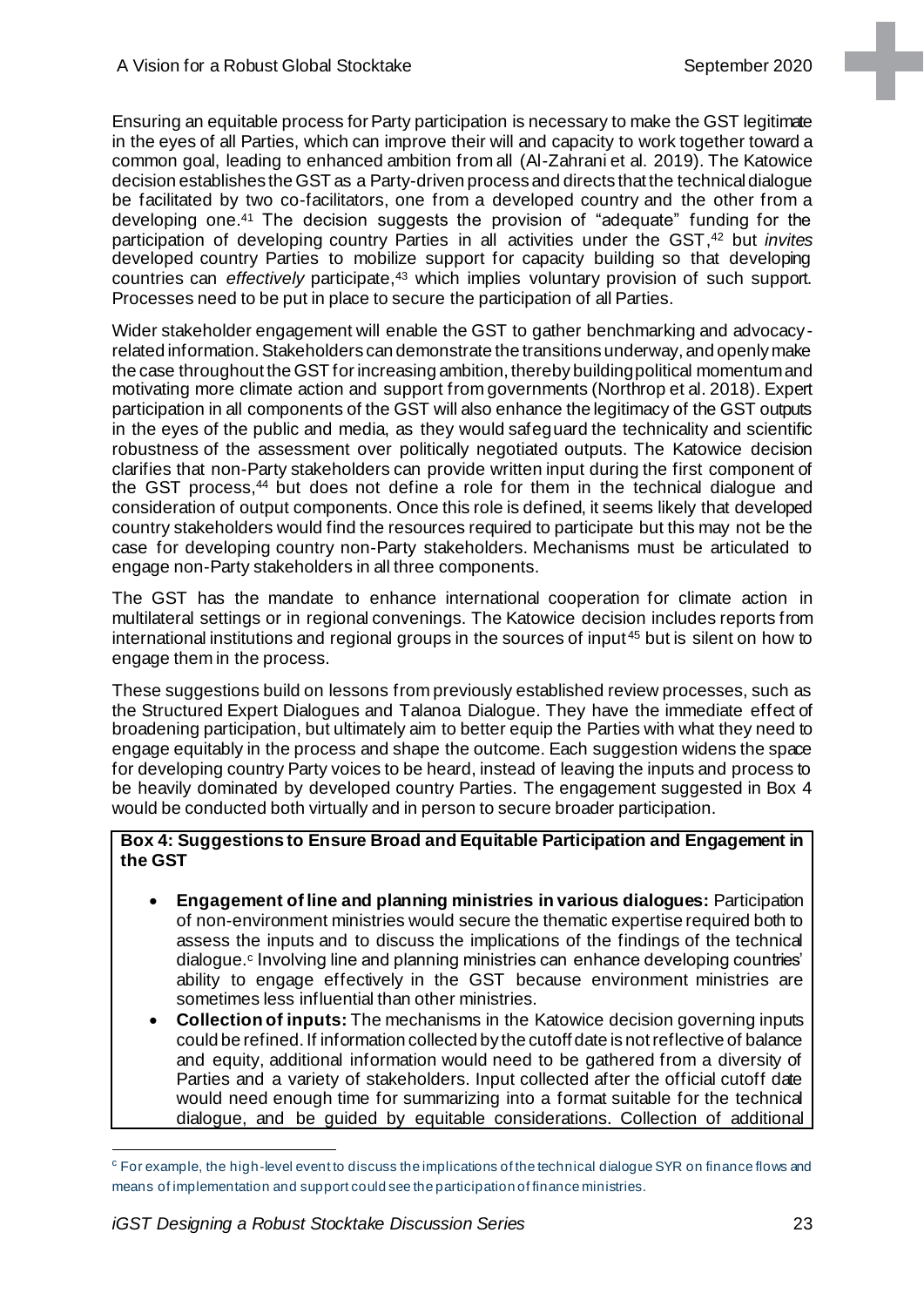Ensuring an equitable process for Party participation is necessary to make the GST legitimate in the eyes of all Parties, which can improve their will and capacity to work together toward a common goal, leading to enhanced ambition from all (Al-Zahrani et al. 2019). The Katowice decision establishes the GST as a Party-driven process and directs that the technical dialogue be facilitated by two co-facilitators, one from a developed country and the other from a developing one.[41] The decision suggests the provision of "adequate" funding for the participation of developing country Parties in all activities under the GST,[42] but *invites* developed country Parties to mobilize support for capacity building so that developing countries can *effectively* participate,[43] which implies voluntary provision of such support. Processes need to be put in place to secure the participation of all Parties.

Wider stakeholder engagement will enable the GST to gather benchmarking and advocacy-related information. Stakeholders can demonstrate the transitions underway, and openly make the case throughout the GST for increasing ambition, thereby building political momentum and motivating more climate action and support from governments (Northrop et al. 2018). Expert participation in all components of the GST will also enhance the legitimacy of the GST outputs in the eyes of the public and media, as they would safeguard the technicality and scientific robustness of the assessment over politically negotiated outputs. The Katowice decision clarifies that non-Party stakeholders can provide written input during the first component of the GST process,[44] but does not define a role for them in the technical dialogue and consideration of output components. Once this role is defined, it seems likely that developed country stakeholders would find the resources required to participate but this may not be the case for developing country non-Party stakeholders. Mechanisms must be articulated to engage non-Party stakeholders in all three components.

The GST has the mandate to enhance international cooperation for climate action in multilateral settings or in regional convenings. The Katowice decision includes reports from international institutions and regional groups in the sources of input[45] but is silent on how to engage them in the process.

These suggestions build on lessons from previously established review processes, such as the Structured Expert Dialogues and Talanoa Dialogue. They have the immediate effect of broadening participation, but ultimately aim to better equip the Parties with what they need to engage equitably in the process and shape the outcome. Each suggestion widens the space for developing country Party voices to be heard, instead of leaving the inputs and process to be heavily dominated by developed country Parties. The engagement suggested in Box 4 would be conducted both virtually and in person to secure broader participation.

**Box 4: Suggestions to Ensure Broad and Equitable Participation and Engagement in the GST**

- **Engagement of line and planning ministries in various dialogues:** Participation of non-environment ministries would secure the thematic expertise required both to assess the inputs and to discuss the implications of the findings of the technical dialogue.[c] Involving line and planning ministries can enhance developing countries' ability to engage effectively in the GST because environment ministries are sometimes less influential than other ministries.
- **Collection of inputs:** The mechanisms in the Katowice decision governing inputs could be refined. If information collected by the cutoff date is not reflective of balance and equity, additional information would need to be gathered from a diversity of Parties and a variety of stakeholders. Input collected after the official cutoff date would need enough time for summarizing into a format suitable for the technical dialogue, and be guided by equitable considerations. Collection of additional

[c] For example, the high-level event to discuss the implications of the technical dialogue SYR on finance flows and means of implementation and support could see the participation of finance ministries.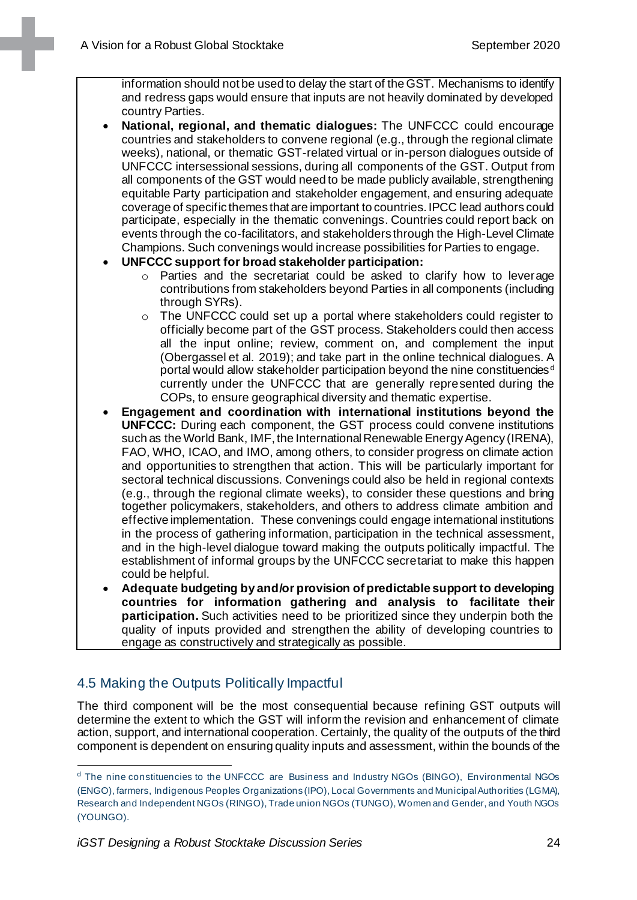information should not be used to delay the start of the GST. Mechanisms to identify and redress gaps would ensure that inputs are not heavily dominated by developed country Parties.

- **National, regional, and thematic dialogues:** The UNFCCC could encourage countries and stakeholders to convene regional (e.g., through the regional climate weeks), national, or thematic GST-related virtual or in-person dialogues outside of UNFCCC intersessional sessions, during all components of the GST. Output from all components of the GST would need to be made publicly available, strengthening equitable Party participation and stakeholder engagement, and ensuring adequate coverage of specific themes that are important to countries. IPCC lead authors could participate, especially in the thematic convenings. Countries could report back on events through the co-facilitators, and stakeholders through the High-Level Climate Champions. Such convenings would increase possibilities for Parties to engage.
- **UNFCCC support for broad stakeholder participation:**
  - Parties and the secretariat could be asked to clarify how to leverage contributions from stakeholders beyond Parties in all components (including through SYRs).
  - The UNFCCC could set up a portal where stakeholders could register to officially become part of the GST process. Stakeholders could then access all the input online; review, comment on, and complement the input (Obergassel et al. 2019); and take part in the online technical dialogues. A portal would allow stakeholder participation beyond the nine constituencies[d] currently under the UNFCCC that are generally represented during the COPs, to ensure geographical diversity and thematic expertise.
- **Engagement and coordination with international institutions beyond the UNFCCC:** During each component, the GST process could convene institutions such as the World Bank, IMF, the International Renewable Energy Agency (IRENA), FAO, WHO, ICAO, and IMO, among others, to consider progress on climate action and opportunities to strengthen that action. This will be particularly important for sectoral technical discussions. Convenings could also be held in regional contexts (e.g., through the regional climate weeks), to consider these questions and bring together policymakers, stakeholders, and others to address climate ambition and effective implementation. These convenings could engage international institutions in the process of gathering information, participation in the technical assessment, and in the high-level dialogue toward making the outputs politically impactful. The establishment of informal groups by the UNFCCC secretariat to make this happen could be helpful.
- **Adequate budgeting by and/or provision of predictable support to developing countries for information gathering and analysis to facilitate their participation.** Such activities need to be prioritized since they underpin both the quality of inputs provided and strengthen the ability of developing countries to engage as constructively and strategically as possible.

## 4.5 Making the Outputs Politically Impactful

The third component will be the most consequential because refining GST outputs will determine the extent to which the GST will inform the revision and enhancement of climate action, support, and international cooperation. Certainly, the quality of the outputs of the third component is dependent on ensuring quality inputs and assessment, within the bounds of the

[d] The nine constituencies to the UNFCCC are Business and Industry NGOs (BINGO), Environmental NGOs (ENGO), farmers, Indigenous Peoples Organizations (IPO), Local Governments and Municipal Authorities (LGMA), Research and Independent NGOs (RINGO), Trade union NGOs (TUNGO), Women and Gender, and Youth NGOs (YOUNGO).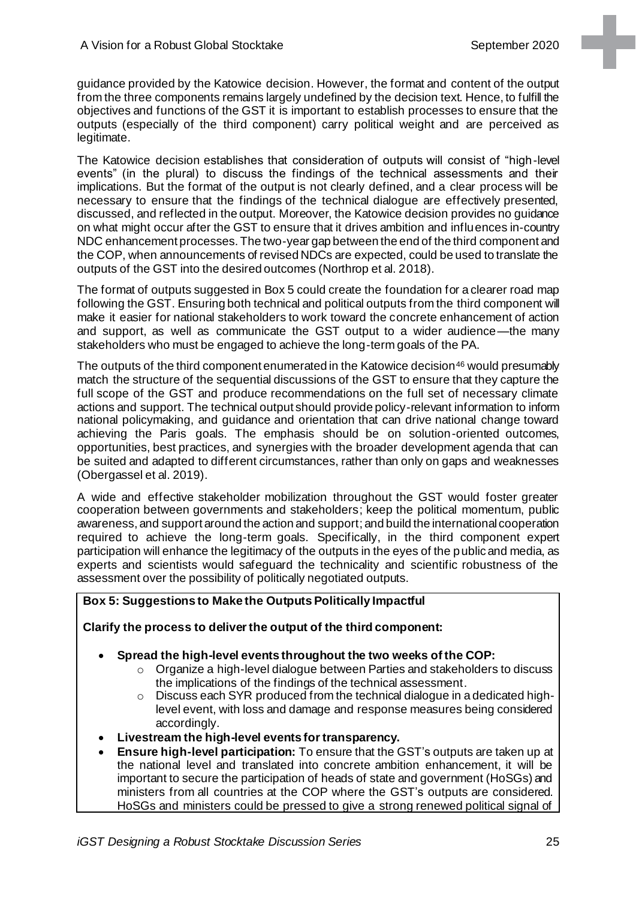guidance provided by the Katowice decision. However, the format and content of the output from the three components remains largely undefined by the decision text. Hence, to fulfill the objectives and functions of the GST it is important to establish processes to ensure that the outputs (especially of the third component) carry political weight and are perceived as legitimate.

The Katowice decision establishes that consideration of outputs will consist of "high-level events" (in the plural) to discuss the findings of the technical assessments and their implications. But the format of the output is not clearly defined, and a clear process will be necessary to ensure that the findings of the technical dialogue are effectively presented, discussed, and reflected in the output. Moreover, the Katowice decision provides no guidance on what might occur after the GST to ensure that it drives ambition and influences in-country NDC enhancement processes. The two-year gap between the end of the third component and the COP, when announcements of revised NDCs are expected, could be used to translate the outputs of the GST into the desired outcomes (Northrop et al. 2018).

The format of outputs suggested in Box 5 could create the foundation for a clearer road map following the GST. Ensuring both technical and political outputs from the third component will make it easier for national stakeholders to work toward the concrete enhancement of action and support, as well as communicate the GST output to a wider audience—the many stakeholders who must be engaged to achieve the long-term goals of the PA.

The outputs of the third component enumerated in the Katowice decision[46] would presumably match the structure of the sequential discussions of the GST to ensure that they capture the full scope of the GST and produce recommendations on the full set of necessary climate actions and support. The technical output should provide policy-relevant information to inform national policymaking, and guidance and orientation that can drive national change toward achieving the Paris goals. The emphasis should be on solution-oriented outcomes, opportunities, best practices, and synergies with the broader development agenda that can be suited and adapted to different circumstances, rather than only on gaps and weaknesses (Obergassel et al. 2019).

A wide and effective stakeholder mobilization throughout the GST would foster greater cooperation between governments and stakeholders; keep the political momentum, public awareness, and support around the action and support; and build the international cooperation required to achieve the long-term goals. Specifically, in the third component expert participation will enhance the legitimacy of the outputs in the eyes of the public and media, as experts and scientists would safeguard the technicality and scientific robustness of the assessment over the possibility of politically negotiated outputs.

**Box 5: Suggestions to Make the Outputs Politically Impactful**

**Clarify the process to deliver the output of the third component:**

- **Spread the high-level events throughout the two weeks of the COP:**
    - Organize a high-level dialogue between Parties and stakeholders to discuss the implications of the findings of the technical assessment.
    - Discuss each SYR produced from the technical dialogue in a dedicated high-level event, with loss and damage and response measures being considered accordingly.
- **Livestream the high-level events for transparency.**
- **Ensure high-level participation:** To ensure that the GST's outputs are taken up at the national level and translated into concrete ambition enhancement, it will be important to secure the participation of heads of state and government (HoSGs) and ministers from all countries at the COP where the GST's outputs are considered. HoSGs and ministers could be pressed to give a strong renewed political signal of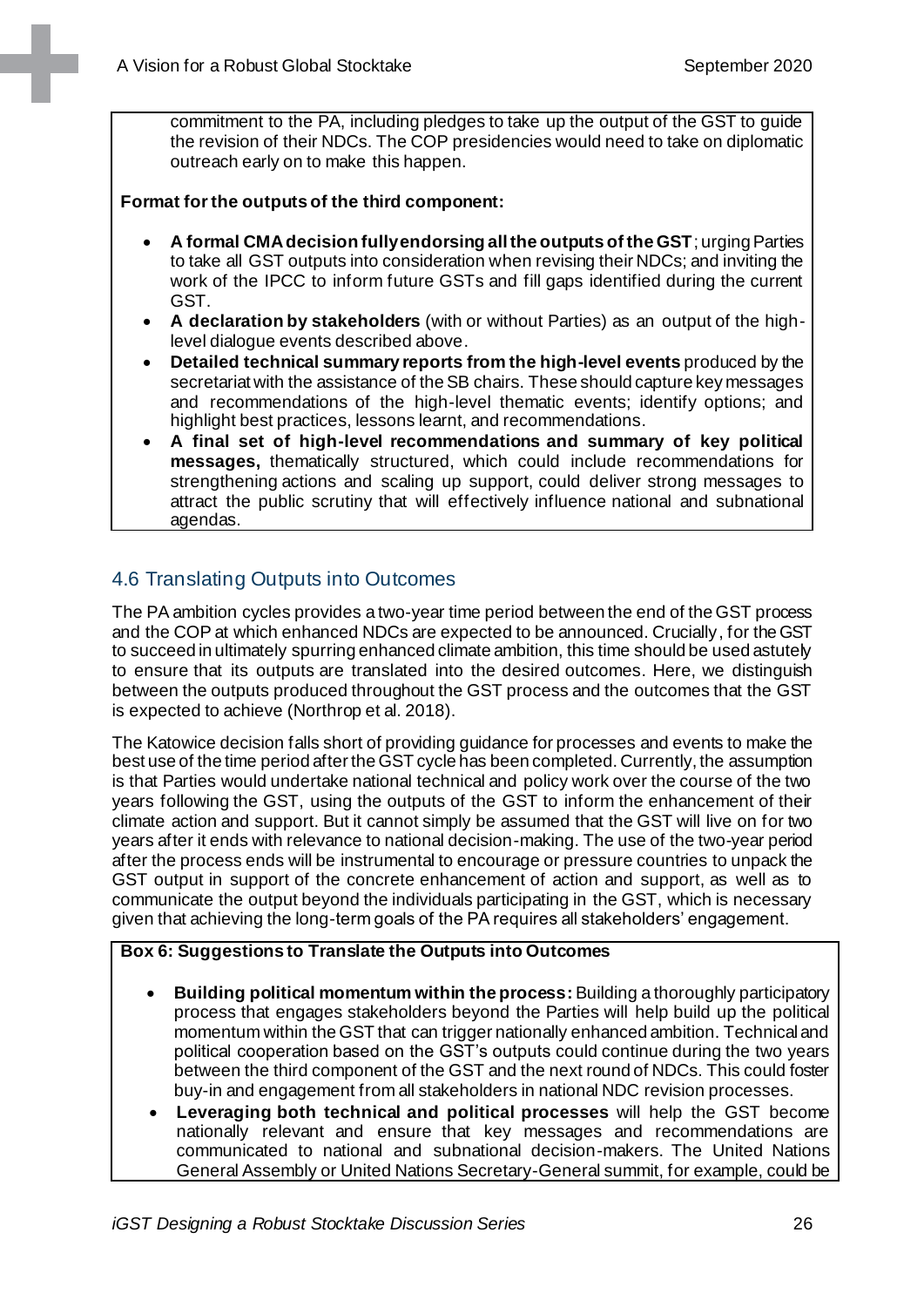commitment to the PA, including pledges to take up the output of the GST to guide the revision of their NDCs. The COP presidencies would need to take on diplomatic outreach early on to make this happen.

**Format for the outputs of the third component:**

- **A formal CMA decision fully endorsing all the outputs of the GST**; urging Parties to take all GST outputs into consideration when revising their NDCs; and inviting the work of the IPCC to inform future GSTs and fill gaps identified during the current GST.
- **A declaration by stakeholders** (with or without Parties) as an output of the high-level dialogue events described above.
- **Detailed technical summary reports from the high-level events** produced by the secretariat with the assistance of the SB chairs. These should capture key messages and recommendations of the high-level thematic events; identify options; and highlight best practices, lessons learnt, and recommendations.
- **A final set of high-level recommendations and summary of key political messages,** thematically structured, which could include recommendations for strengthening actions and scaling up support, could deliver strong messages to attract the public scrutiny that will effectively influence national and subnational agendas.

## 4.6 Translating Outputs into Outcomes

The PA ambition cycles provides a two-year time period between the end of the GST process and the COP at which enhanced NDCs are expected to be announced. Crucially, for the GST to succeed in ultimately spurring enhanced climate ambition, this time should be used astutely to ensure that its outputs are translated into the desired outcomes. Here, we distinguish between the outputs produced throughout the GST process and the outcomes that the GST is expected to achieve (Northrop et al. 2018).

The Katowice decision falls short of providing guidance for processes and events to make the best use of the time period after the GST cycle has been completed. Currently, the assumption is that Parties would undertake national technical and policy work over the course of the two years following the GST, using the outputs of the GST to inform the enhancement of their climate action and support. But it cannot simply be assumed that the GST will live on for two years after it ends with relevance to national decision-making. The use of the two-year period after the process ends will be instrumental to encourage or pressure countries to unpack the GST output in support of the concrete enhancement of action and support, as well as to communicate the output beyond the individuals participating in the GST, which is necessary given that achieving the long-term goals of the PA requires all stakeholders' engagement.

**Box 6: Suggestions to Translate the Outputs into Outcomes**

- **Building political momentum within the process:** Building a thoroughly participatory process that engages stakeholders beyond the Parties will help build up the political momentum within the GST that can trigger nationally enhanced ambition. Technical and political cooperation based on the GST's outputs could continue during the two years between the third component of the GST and the next round of NDCs. This could foster buy-in and engagement from all stakeholders in national NDC revision processes.
- **Leveraging both technical and political processes** will help the GST become nationally relevant and ensure that key messages and recommendations are communicated to national and subnational decision-makers. The United Nations General Assembly or United Nations Secretary-General summit, for example, could be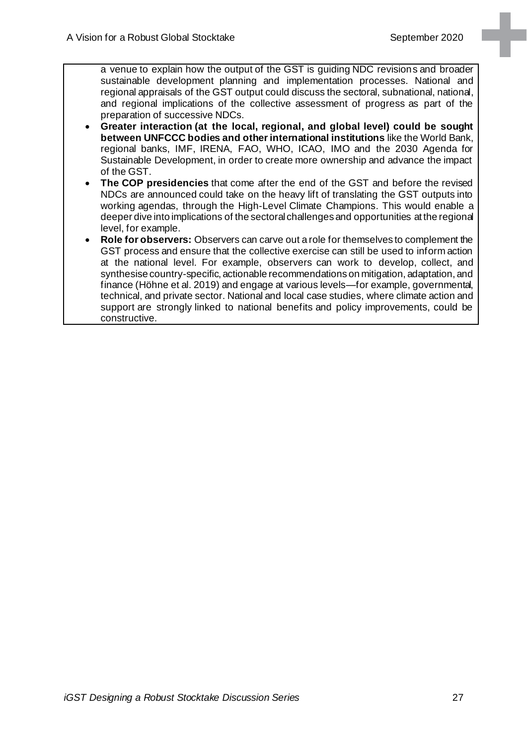a venue to explain how the output of the GST is guiding NDC revisions and broader sustainable development planning and implementation processes. National and regional appraisals of the GST output could discuss the sectoral, subnational, national, and regional implications of the collective assessment of progress as part of the preparation of successive NDCs.

- **Greater interaction (at the local, regional, and global level) could be sought between UNFCCC bodies and other international institutions** like the World Bank, regional banks, IMF, IRENA, FAO, WHO, ICAO, IMO and the 2030 Agenda for Sustainable Development, in order to create more ownership and advance the impact of the GST.
- **The COP presidencies** that come after the end of the GST and before the revised NDCs are announced could take on the heavy lift of translating the GST outputs into working agendas, through the High-Level Climate Champions. This would enable a deeper dive into implications of the sectoral challenges and opportunities at the regional level, for example.
- **Role for observers:** Observers can carve out a role for themselves to complement the GST process and ensure that the collective exercise can still be used to inform action at the national level. For example, observers can work to develop, collect, and synthesise country-specific, actionable recommendations on mitigation, adaptation, and finance (Höhne et al. 2019) and engage at various levels—for example, governmental, technical, and private sector. National and local case studies, where climate action and support are strongly linked to national benefits and policy improvements, could be constructive.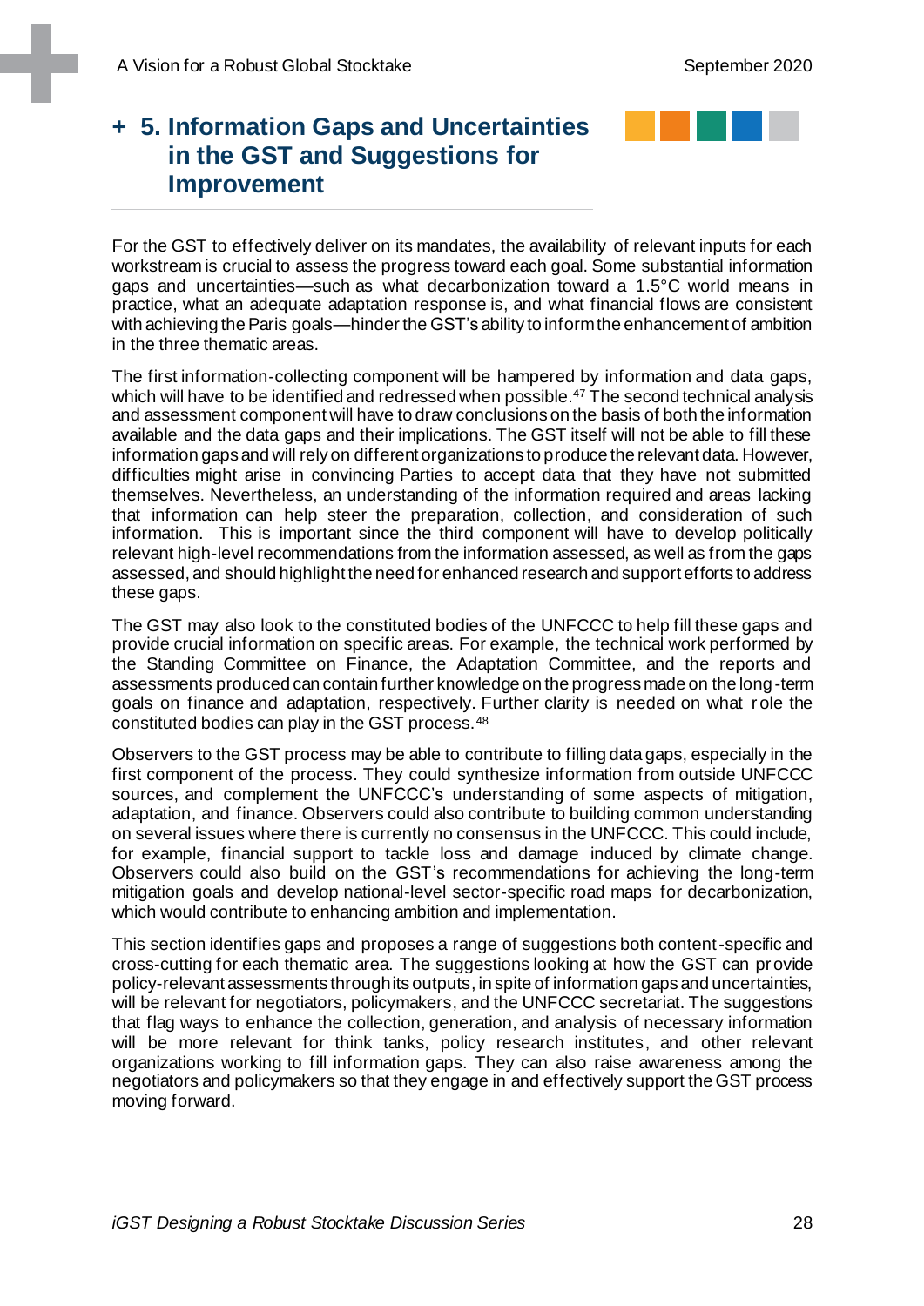# + 5. Information Gaps and Uncertainties in the GST and Suggestions for Improvement

For the GST to effectively deliver on its mandates, the availability of relevant inputs for each workstream is crucial to assess the progress toward each goal. Some substantial information gaps and uncertainties—such as what decarbonization toward a 1.5°C world means in practice, what an adequate adaptation response is, and what financial flows are consistent with achieving the Paris goals—hinder the GST's ability to inform the enhancement of ambition in the three thematic areas.

The first information-collecting component will be hampered by information and data gaps, which will have to be identified and redressed when possible.[47] The second technical analysis and assessment component will have to draw conclusions on the basis of both the information available and the data gaps and their implications. The GST itself will not be able to fill these information gaps and will rely on different organizations to produce the relevant data. However, difficulties might arise in convincing Parties to accept data that they have not submitted themselves. Nevertheless, an understanding of the information required and areas lacking that information can help steer the preparation, collection, and consideration of such information. This is important since the third component will have to develop politically relevant high-level recommendations from the information assessed, as well as from the gaps assessed, and should highlight the need for enhanced research and support efforts to address these gaps.

The GST may also look to the constituted bodies of the UNFCCC to help fill these gaps and provide crucial information on specific areas. For example, the technical work performed by the Standing Committee on Finance, the Adaptation Committee, and the reports and assessments produced can contain further knowledge on the progress made on the long-term goals on finance and adaptation, respectively. Further clarity is needed on what role the constituted bodies can play in the GST process.[48]

Observers to the GST process may be able to contribute to filling data gaps, especially in the first component of the process. They could synthesize information from outside UNFCCC sources, and complement the UNFCCC's understanding of some aspects of mitigation, adaptation, and finance. Observers could also contribute to building common understanding on several issues where there is currently no consensus in the UNFCCC. This could include, for example, financial support to tackle loss and damage induced by climate change. Observers could also build on the GST's recommendations for achieving the long-term mitigation goals and develop national-level sector-specific road maps for decarbonization, which would contribute to enhancing ambition and implementation.

This section identifies gaps and proposes a range of suggestions both content-specific and cross-cutting for each thematic area. The suggestions looking at how the GST can provide policy-relevant assessments through its outputs, in spite of information gaps and uncertainties, will be relevant for negotiators, policymakers, and the UNFCCC secretariat. The suggestions that flag ways to enhance the collection, generation, and analysis of necessary information will be more relevant for think tanks, policy research institutes, and other relevant organizations working to fill information gaps. They can also raise awareness among the negotiators and policymakers so that they engage in and effectively support the GST process moving forward.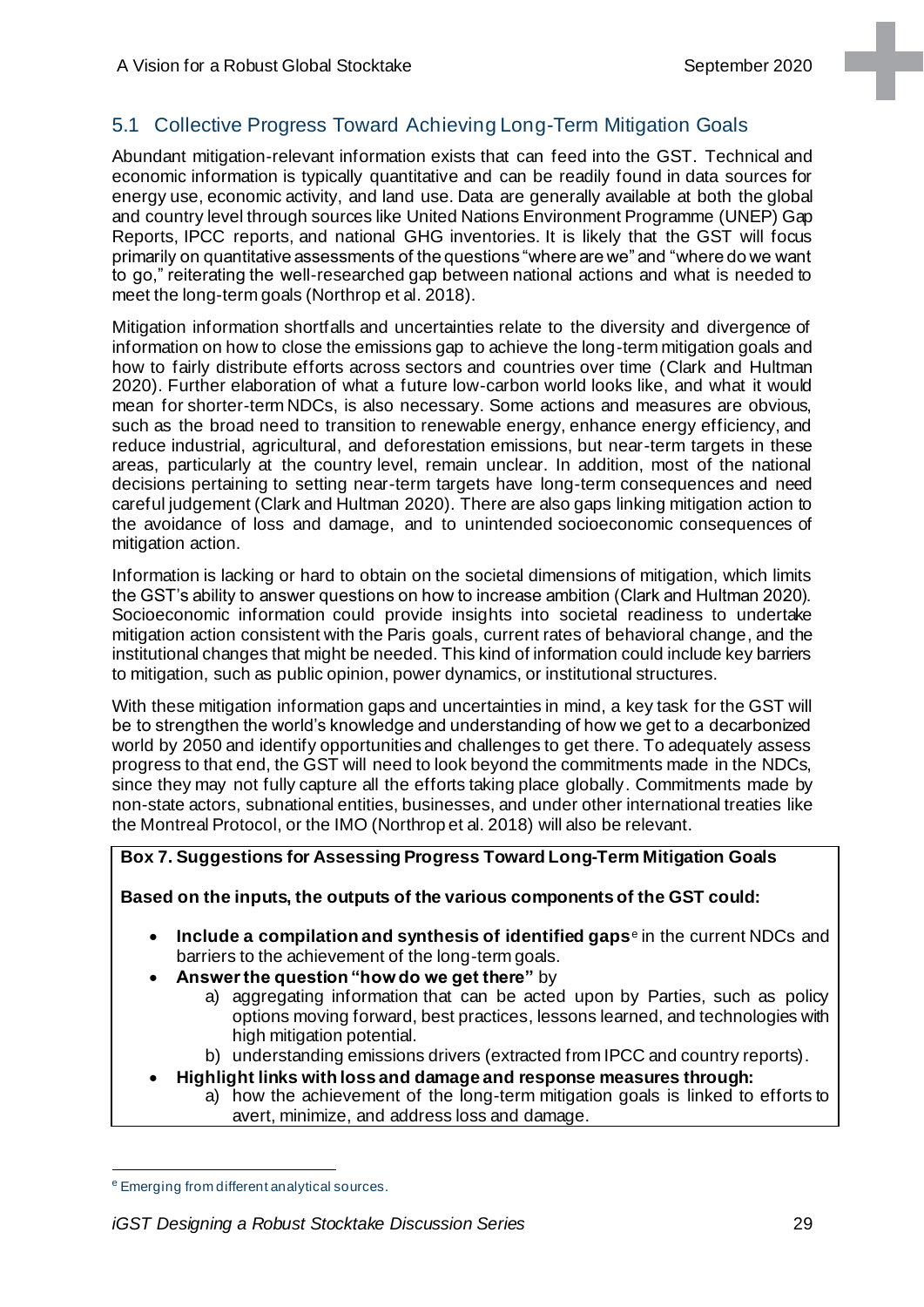## 5.1 Collective Progress Toward Achieving Long-Term Mitigation Goals

Abundant mitigation-relevant information exists that can feed into the GST. Technical and economic information is typically quantitative and can be readily found in data sources for energy use, economic activity, and land use. Data are generally available at both the global and country level through sources like United Nations Environment Programme (UNEP) Gap Reports, IPCC reports, and national GHG inventories. It is likely that the GST will focus primarily on quantitative assessments of the questions "where are we" and "where do we want to go," reiterating the well-researched gap between national actions and what is needed to meet the long-term goals (Northrop et al. 2018).

Mitigation information shortfalls and uncertainties relate to the diversity and divergence of information on how to close the emissions gap to achieve the long-term mitigation goals and how to fairly distribute efforts across sectors and countries over time (Clark and Hultman 2020). Further elaboration of what a future low-carbon world looks like, and what it would mean for shorter-term NDCs, is also necessary. Some actions and measures are obvious, such as the broad need to transition to renewable energy, enhance energy efficiency, and reduce industrial, agricultural, and deforestation emissions, but near-term targets in these areas, particularly at the country level, remain unclear. In addition, most of the national decisions pertaining to setting near-term targets have long-term consequences and need careful judgement (Clark and Hultman 2020). There are also gaps linking mitigation action to the avoidance of loss and damage, and to unintended socioeconomic consequences of mitigation action.

Information is lacking or hard to obtain on the societal dimensions of mitigation, which limits the GST's ability to answer questions on how to increase ambition (Clark and Hultman 2020). Socioeconomic information could provide insights into societal readiness to undertake mitigation action consistent with the Paris goals, current rates of behavioral change, and the institutional changes that might be needed. This kind of information could include key barriers to mitigation, such as public opinion, power dynamics, or institutional structures.

With these mitigation information gaps and uncertainties in mind, a key task for the GST will be to strengthen the world's knowledge and understanding of how we get to a decarbonized world by 2050 and identify opportunities and challenges to get there. To adequately assess progress to that end, the GST will need to look beyond the commitments made in the NDCs, since they may not fully capture all the efforts taking place globally. Commitments made by non-state actors, subnational entities, businesses, and under other international treaties like the Montreal Protocol, or the IMO (Northrop et al. 2018) will also be relevant.

**Box 7. Suggestions for Assessing Progress Toward Long-Term Mitigation Goals**

**Based on the inputs, the outputs of the various components of the GST could:**

- **Include a compilation and synthesis of identified gaps**[e] in the current NDCs and barriers to the achievement of the long-term goals.
- **Answer the question "how do we get there"** by
  a) aggregating information that can be acted upon by Parties, such as policy options moving forward, best practices, lessons learned, and technologies with high mitigation potential.
  b) understanding emissions drivers (extracted from IPCC and country reports).
- **Highlight links with loss and damage and response measures through:**
  a) how the achievement of the long-term mitigation goals is linked to efforts to avert, minimize, and address loss and damage.

[e] Emerging from different analytical sources.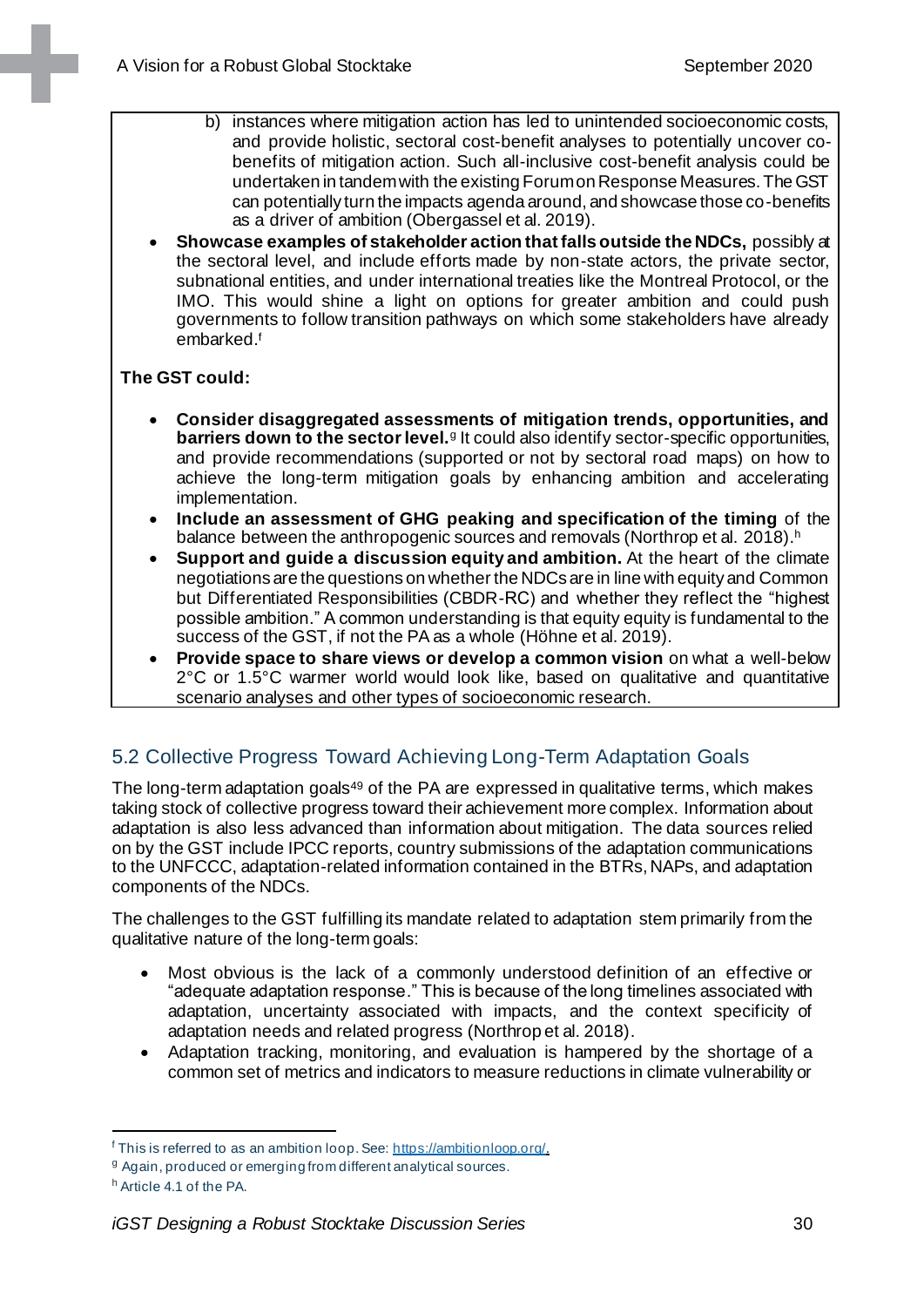b) instances where mitigation action has led to unintended socioeconomic costs, and provide holistic, sectoral cost-benefit analyses to potentially uncover co-benefits of mitigation action. Such all-inclusive cost-benefit analysis could be undertaken in tandem with the existing Forum on Response Measures. The GST can potentially turn the impacts agenda around, and showcase those co-benefits as a driver of ambition (Obergassel et al. 2019).

- **Showcase examples of stakeholder action that falls outside the NDCs,** possibly at the sectoral level, and include efforts made by non-state actors, the private sector, subnational entities, and under international treaties like the Montreal Protocol, or the IMO. This would shine a light on options for greater ambition and could push governments to follow transition pathways on which some stakeholders have already embarked.[f]

**The GST could:**

- **Consider disaggregated assessments of mitigation trends, opportunities, and barriers down to the sector level.**[g] It could also identify sector-specific opportunities, and provide recommendations (supported or not by sectoral road maps) on how to achieve the long-term mitigation goals by enhancing ambition and accelerating implementation.
- **Include an assessment of GHG peaking and specification of the timing** of the balance between the anthropogenic sources and removals (Northrop et al. 2018).[h]
- **Support and guide a discussion equity and ambition.** At the heart of the climate negotiations are the questions on whether the NDCs are in line with equity and Common but Differentiated Responsibilities (CBDR-RC) and whether they reflect the “highest possible ambition.” A common understanding is that equity equity is fundamental to the success of the GST, if not the PA as a whole (Höhne et al. 2019).
- **Provide space to share views or develop a common vision** on what a well-below 2°C or 1.5°C warmer world would look like, based on qualitative and quantitative scenario analyses and other types of socioeconomic research.

## 5.2 Collective Progress Toward Achieving Long-Term Adaptation Goals

The long-term adaptation goals[49] of the PA are expressed in qualitative terms, which makes taking stock of collective progress toward their achievement more complex. Information about adaptation is also less advanced than information about mitigation. The data sources relied on by the GST include IPCC reports, country submissions of the adaptation communications to the UNFCCC, adaptation-related information contained in the BTRs, NAPs, and adaptation components of the NDCs.

The challenges to the GST fulfilling its mandate related to adaptation stem primarily from the qualitative nature of the long-term goals:

- Most obvious is the lack of a commonly understood definition of an effective or “adequate adaptation response.” This is because of the long timelines associated with adaptation, uncertainty associated with impacts, and the context specificity of adaptation needs and related progress (Northrop et al. 2018).
- Adaptation tracking, monitoring, and evaluation is hampered by the shortage of a common set of metrics and indicators to measure reductions in climate vulnerability or

[f] This is referred to as an ambition loop. See: https://ambitionloop.org/.

[g] Again, produced or emerging from different analytical sources.

[h] Article 4.1 of the PA.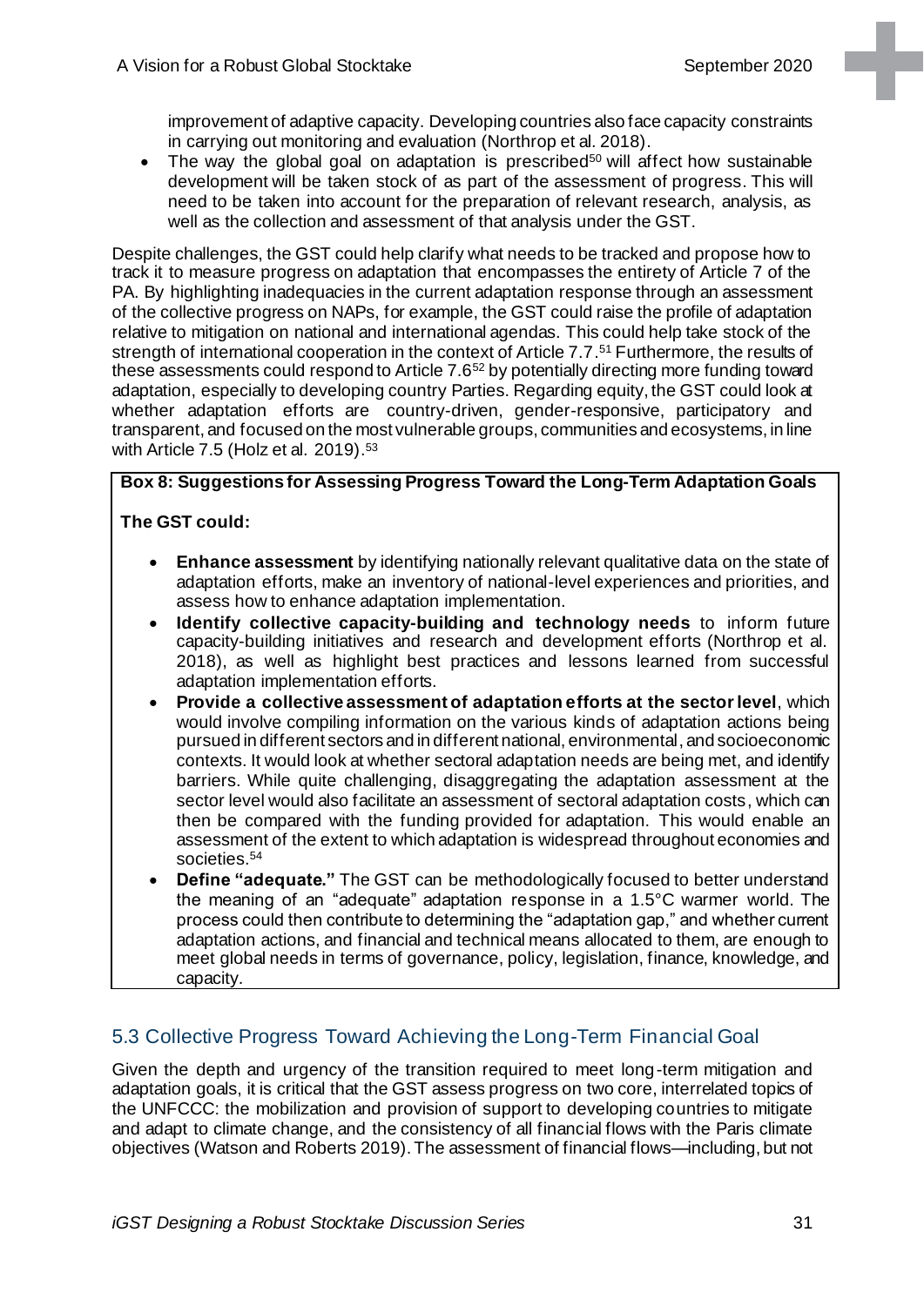improvement of adaptive capacity. Developing countries also face capacity constraints in carrying out monitoring and evaluation (Northrop et al. 2018).

- The way the global goal on adaptation is prescribed[50] will affect how sustainable development will be taken stock of as part of the assessment of progress. This will need to be taken into account for the preparation of relevant research, analysis, as well as the collection and assessment of that analysis under the GST.

Despite challenges, the GST could help clarify what needs to be tracked and propose how to track it to measure progress on adaptation that encompasses the entirety of Article 7 of the PA. By highlighting inadequacies in the current adaptation response through an assessment of the collective progress on NAPs, for example, the GST could raise the profile of adaptation relative to mitigation on national and international agendas. This could help take stock of the strength of international cooperation in the context of Article 7.7.[51] Furthermore, the results of these assessments could respond to Article 7.6[52] by potentially directing more funding toward adaptation, especially to developing country Parties. Regarding equity, the GST could look at whether adaptation efforts are country-driven, gender-responsive, participatory and transparent, and focused on the most vulnerable groups, communities and ecosystems, in line with Article 7.5 (Holz et al. 2019).[53]

**Box 8: Suggestions for Assessing Progress Toward the Long-Term Adaptation Goals**

**The GST could:**

- **Enhance assessment** by identifying nationally relevant qualitative data on the state of adaptation efforts, make an inventory of national-level experiences and priorities, and assess how to enhance adaptation implementation.
- **Identify collective capacity-building and technology needs** to inform future capacity-building initiatives and research and development efforts (Northrop et al. 2018), as well as highlight best practices and lessons learned from successful adaptation implementation efforts.
- **Provide a collective assessment of adaptation efforts at the sector level**, which would involve compiling information on the various kinds of adaptation actions being pursued in different sectors and in different national, environmental, and socioeconomic contexts. It would look at whether sectoral adaptation needs are being met, and identify barriers. While quite challenging, disaggregating the adaptation assessment at the sector level would also facilitate an assessment of sectoral adaptation costs, which can then be compared with the funding provided for adaptation. This would enable an assessment of the extent to which adaptation is widespread throughout economies and societies.[54]
- **Define "adequate."** The GST can be methodologically focused to better understand the meaning of an "adequate" adaptation response in a 1.5°C warmer world. The process could then contribute to determining the "adaptation gap," and whether current adaptation actions, and financial and technical means allocated to them, are enough to meet global needs in terms of governance, policy, legislation, finance, knowledge, and capacity.

## 5.3 Collective Progress Toward Achieving the Long-Term Financial Goal

Given the depth and urgency of the transition required to meet long-term mitigation and adaptation goals, it is critical that the GST assess progress on two core, interrelated topics of the UNFCCC: the mobilization and provision of support to developing countries to mitigate and adapt to climate change, and the consistency of all financial flows with the Paris climate objectives (Watson and Roberts 2019). The assessment of financial flows—including, but not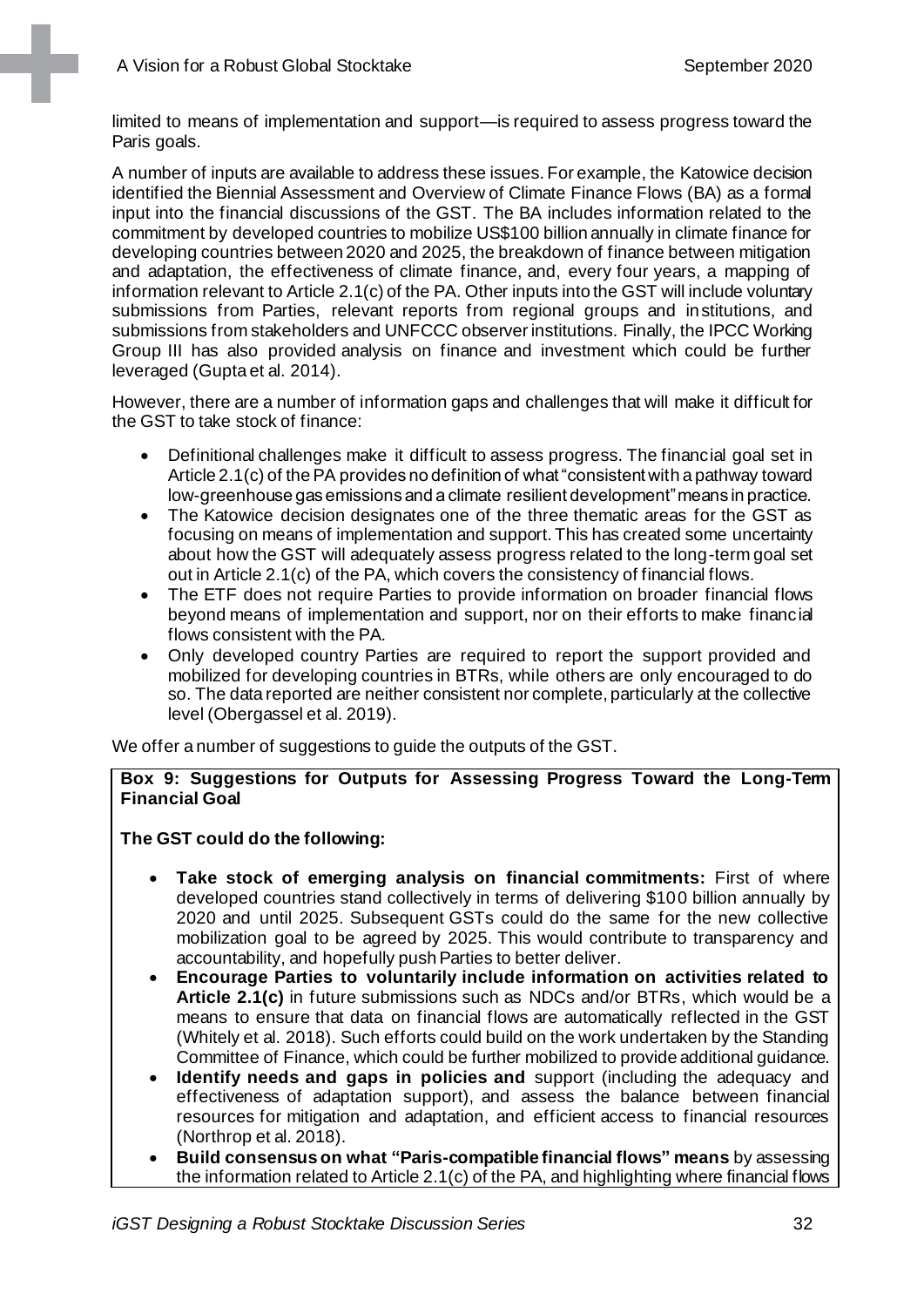limited to means of implementation and support—is required to assess progress toward the Paris goals.

A number of inputs are available to address these issues. For example, the Katowice decision identified the Biennial Assessment and Overview of Climate Finance Flows (BA) as a formal input into the financial discussions of the GST. The BA includes information related to the commitment by developed countries to mobilize US$100 billion annually in climate finance for developing countries between 2020 and 2025, the breakdown of finance between mitigation and adaptation, the effectiveness of climate finance, and, every four years, a mapping of information relevant to Article 2.1(c) of the PA. Other inputs into the GST will include voluntary submissions from Parties, relevant reports from regional groups and institutions, and submissions from stakeholders and UNFCCC observer institutions. Finally, the IPCC Working Group III has also provided analysis on finance and investment which could be further leveraged (Gupta et al. 2014).

However, there are a number of information gaps and challenges that will make it difficult for the GST to take stock of finance:

- Definitional challenges make it difficult to assess progress. The financial goal set in Article 2.1(c) of the PA provides no definition of what "consistent with a pathway toward low-greenhouse gas emissions and a climate resilient development" means in practice.
- The Katowice decision designates one of the three thematic areas for the GST as focusing on means of implementation and support. This has created some uncertainty about how the GST will adequately assess progress related to the long-term goal set out in Article 2.1(c) of the PA, which covers the consistency of financial flows.
- The ETF does not require Parties to provide information on broader financial flows beyond means of implementation and support, nor on their efforts to make financial flows consistent with the PA.
- Only developed country Parties are required to report the support provided and mobilized for developing countries in BTRs, while others are only encouraged to do so. The data reported are neither consistent nor complete, particularly at the collective level (Obergassel et al. 2019).

We offer a number of suggestions to guide the outputs of the GST.

**Box 9: Suggestions for Outputs for Assessing Progress Toward the Long-Term Financial Goal**

**The GST could do the following:**

- **Take stock of emerging analysis on financial commitments:** First of where developed countries stand collectively in terms of delivering $100 billion annually by 2020 and until 2025. Subsequent GSTs could do the same for the new collective mobilization goal to be agreed by 2025. This would contribute to transparency and accountability, and hopefully push Parties to better deliver.
- **Encourage Parties to voluntarily include information on activities related to Article 2.1(c)** in future submissions such as NDCs and/or BTRs, which would be a means to ensure that data on financial flows are automatically reflected in the GST (Whitely et al. 2018). Such efforts could build on the work undertaken by the Standing Committee of Finance, which could be further mobilized to provide additional guidance.
- **Identify needs and gaps in policies and** support (including the adequacy and effectiveness of adaptation support), and assess the balance between financial resources for mitigation and adaptation, and efficient access to financial resources (Northrop et al. 2018).
- **Build consensus on what "Paris-compatible financial flows" means** by assessing the information related to Article 2.1(c) of the PA, and highlighting where financial flows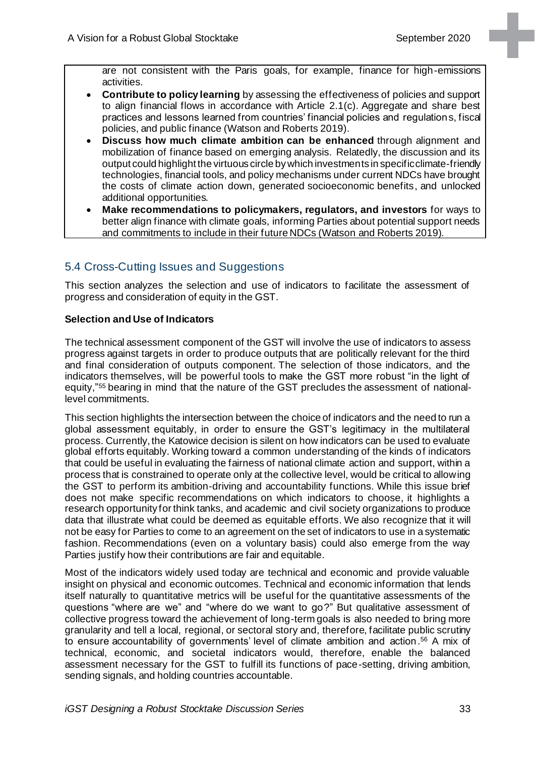are not consistent with the Paris goals, for example, finance for high-emissions activities.

- **Contribute to policy learning** by assessing the effectiveness of policies and support to align financial flows in accordance with Article 2.1(c). Aggregate and share best practices and lessons learned from countries' financial policies and regulations, fiscal policies, and public finance (Watson and Roberts 2019).
- **Discuss how much climate ambition can be enhanced** through alignment and mobilization of finance based on emerging analysis. Relatedly, the discussion and its output could highlight the virtuous circle by which investments in specific climate-friendly technologies, financial tools, and policy mechanisms under current NDCs have brought the costs of climate action down, generated socioeconomic benefits, and unlocked additional opportunities.
- **Make recommendations to policymakers, regulators, and investors** for ways to better align finance with climate goals, informing Parties about potential support needs and commitments to include in their future NDCs (Watson and Roberts 2019).

## 5.4 Cross-Cutting Issues and Suggestions

This section analyzes the selection and use of indicators to facilitate the assessment of progress and consideration of equity in the GST.

**Selection and Use of Indicators**

The technical assessment component of the GST will involve the use of indicators to assess progress against targets in order to produce outputs that are politically relevant for the third and final consideration of outputs component. The selection of those indicators, and the indicators themselves, will be powerful tools to make the GST more robust "in the light of equity,"[55] bearing in mind that the nature of the GST precludes the assessment of national-level commitments.

This section highlights the intersection between the choice of indicators and the need to run a global assessment equitably, in order to ensure the GST's legitimacy in the multilateral process. Currently, the Katowice decision is silent on how indicators can be used to evaluate global efforts equitably. Working toward a common understanding of the kinds of indicators that could be useful in evaluating the fairness of national climate action and support, within a process that is constrained to operate only at the collective level, would be critical to allowing the GST to perform its ambition-driving and accountability functions. While this issue brief does not make specific recommendations on which indicators to choose, it highlights a research opportunity for think tanks, and academic and civil society organizations to produce data that illustrate what could be deemed as equitable efforts. We also recognize that it will not be easy for Parties to come to an agreement on the set of indicators to use in a systematic fashion. Recommendations (even on a voluntary basis) could also emerge from the way Parties justify how their contributions are fair and equitable.

Most of the indicators widely used today are technical and economic and provide valuable insight on physical and economic outcomes. Technical and economic information that lends itself naturally to quantitative metrics will be useful for the quantitative assessments of the questions "where are we" and "where do we want to go?" But qualitative assessment of collective progress toward the achievement of long-term goals is also needed to bring more granularity and tell a local, regional, or sectoral story and, therefore, facilitate public scrutiny to ensure accountability of governments' level of climate ambition and action.[56] A mix of technical, economic, and societal indicators would, therefore, enable the balanced assessment necessary for the GST to fulfill its functions of pace-setting, driving ambition, sending signals, and holding countries accountable.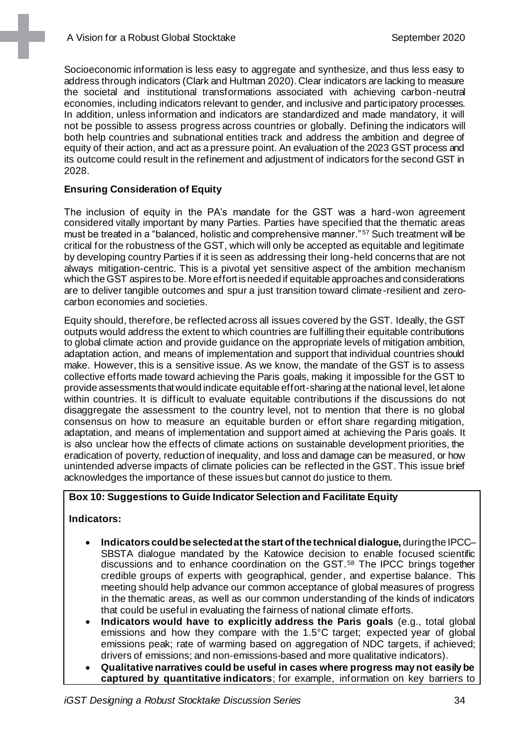Socioeconomic information is less easy to aggregate and synthesize, and thus less easy to address through indicators (Clark and Hultman 2020). Clear indicators are lacking to measure the societal and institutional transformations associated with achieving carbon-neutral economies, including indicators relevant to gender, and inclusive and participatory processes. In addition, unless information and indicators are standardized and made mandatory, it will not be possible to assess progress across countries or globally. Defining the indicators will both help countries and subnational entities track and address the ambition and degree of equity of their action, and act as a pressure point. An evaluation of the 2023 GST process and its outcome could result in the refinement and adjustment of indicators for the second GST in 2028.

**Ensuring Consideration of Equity**

The inclusion of equity in the PA's mandate for the GST was a hard-won agreement considered vitally important by many Parties. Parties have specified that the thematic areas must be treated in a "balanced, holistic and comprehensive manner."[57] Such treatment will be critical for the robustness of the GST, which will only be accepted as equitable and legitimate by developing country Parties if it is seen as addressing their long-held concerns that are not always mitigation-centric. This is a pivotal yet sensitive aspect of the ambition mechanism which the GST aspires to be. More effort is needed if equitable approaches and considerations are to deliver tangible outcomes and spur a just transition toward climate-resilient and zero-carbon economies and societies.

Equity should, therefore, be reflected across all issues covered by the GST. Ideally, the GST outputs would address the extent to which countries are fulfilling their equitable contributions to global climate action and provide guidance on the appropriate levels of mitigation ambition, adaptation action, and means of implementation and support that individual countries should make. However, this is a sensitive issue. As we know, the mandate of the GST is to assess collective efforts made toward achieving the Paris goals, making it impossible for the GST to provide assessments that would indicate equitable effort-sharing at the national level, let alone within countries. It is difficult to evaluate equitable contributions if the discussions do not disaggregate the assessment to the country level, not to mention that there is no global consensus on how to measure an equitable burden or effort share regarding mitigation, adaptation, and means of implementation and support aimed at achieving the Paris goals. It is also unclear how the effects of climate actions on sustainable development priorities, the eradication of poverty, reduction of inequality, and loss and damage can be measured, or how unintended adverse impacts of climate policies can be reflected in the GST. This issue brief acknowledges the importance of these issues but cannot do justice to them.

**Box 10: Suggestions to Guide Indicator Selection and Facilitate Equity**

**Indicators:**

- **Indicators could be selected at the start of the technical dialogue,** during the IPCC–SBSTA dialogue mandated by the Katowice decision to enable focused scientific discussions and to enhance coordination on the GST.[58] The IPCC brings together credible groups of experts with geographical, gender, and expertise balance. This meeting should help advance our common acceptance of global measures of progress in the thematic areas, as well as our common understanding of the kinds of indicators that could be useful in evaluating the fairness of national climate efforts.
- **Indicators would have to explicitly address the Paris goals** (e.g., total global emissions and how they compare with the 1.5°C target; expected year of global emissions peak; rate of warming based on aggregation of NDC targets, if achieved; drivers of emissions; and non-emissions-based and more qualitative indicators).
- **Qualitative narratives could be useful in cases where progress may not easily be captured by quantitative indicators**; for example, information on key barriers to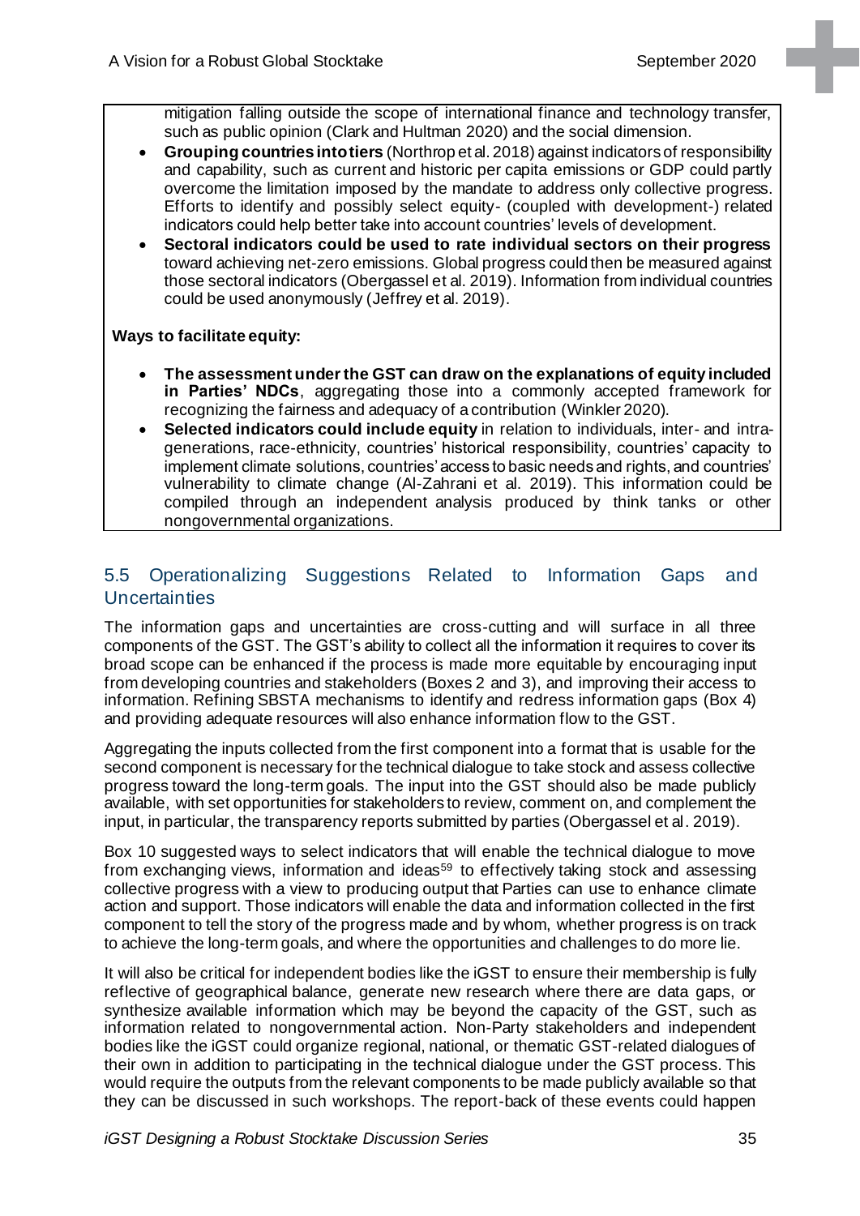mitigation falling outside the scope of international finance and technology transfer, such as public opinion (Clark and Hultman 2020) and the social dimension.

- **Grouping countries into tiers** (Northrop et al. 2018) against indicators of responsibility and capability, such as current and historic per capita emissions or GDP could partly overcome the limitation imposed by the mandate to address only collective progress. Efforts to identify and possibly select equity- (coupled with development-) related indicators could help better take into account countries' levels of development.
- **Sectoral indicators could be used to rate individual sectors on their progress** toward achieving net-zero emissions. Global progress could then be measured against those sectoral indicators (Obergassel et al. 2019). Information from individual countries could be used anonymously (Jeffrey et al. 2019).

**Ways to facilitate equity:**

- **The assessment under the GST can draw on the explanations of equity included in Parties' NDCs**, aggregating those into a commonly accepted framework for recognizing the fairness and adequacy of a contribution (Winkler 2020).
- **Selected indicators could include equity** in relation to individuals, inter- and intra-generations, race-ethnicity, countries' historical responsibility, countries' capacity to implement climate solutions, countries' access to basic needs and rights, and countries' vulnerability to climate change (Al-Zahrani et al. 2019). This information could be compiled through an independent analysis produced by think tanks or other nongovernmental organizations.

## 5.5 Operationalizing Suggestions Related to Information Gaps and Uncertainties

The information gaps and uncertainties are cross-cutting and will surface in all three components of the GST. The GST's ability to collect all the information it requires to cover its broad scope can be enhanced if the process is made more equitable by encouraging input from developing countries and stakeholders (Boxes 2 and 3), and improving their access to information. Refining SBSTA mechanisms to identify and redress information gaps (Box 4) and providing adequate resources will also enhance information flow to the GST.

Aggregating the inputs collected from the first component into a format that is usable for the second component is necessary for the technical dialogue to take stock and assess collective progress toward the long-term goals. The input into the GST should also be made publicly available, with set opportunities for stakeholders to review, comment on, and complement the input, in particular, the transparency reports submitted by parties (Obergassel et al. 2019).

Box 10 suggested ways to select indicators that will enable the technical dialogue to move from exchanging views, information and ideas[59] to effectively taking stock and assessing collective progress with a view to producing output that Parties can use to enhance climate action and support. Those indicators will enable the data and information collected in the first component to tell the story of the progress made and by whom, whether progress is on track to achieve the long-term goals, and where the opportunities and challenges to do more lie.

It will also be critical for independent bodies like the iGST to ensure their membership is fully reflective of geographical balance, generate new research where there are data gaps, or synthesize available information which may be beyond the capacity of the GST, such as information related to nongovernmental action. Non-Party stakeholders and independent bodies like the iGST could organize regional, national, or thematic GST-related dialogues of their own in addition to participating in the technical dialogue under the GST process. This would require the outputs from the relevant components to be made publicly available so that they can be discussed in such workshops. The report-back of these events could happen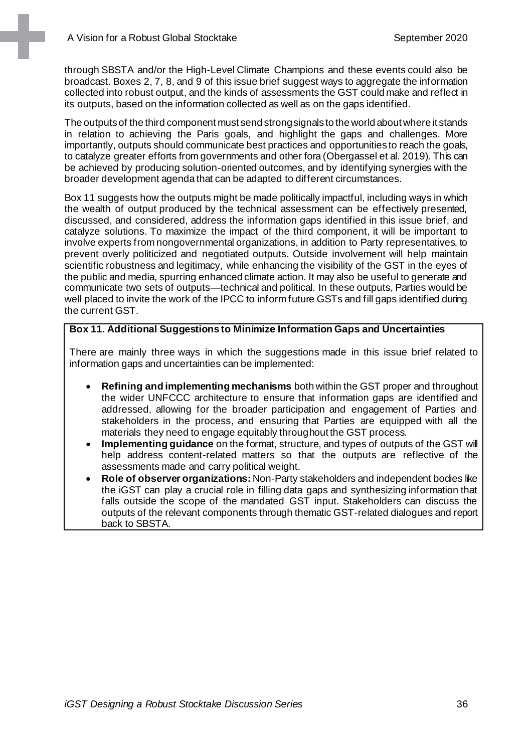through SBSTA and/or the High-Level Climate Champions and these events could also be broadcast. Boxes 2, 7, 8, and 9 of this issue brief suggest ways to aggregate the information collected into robust output, and the kinds of assessments the GST could make and reflect in its outputs, based on the information collected as well as on the gaps identified.

The outputs of the third component must send strong signals to the world about where it stands in relation to achieving the Paris goals, and highlight the gaps and challenges. More importantly, outputs should communicate best practices and opportunities to reach the goals, to catalyze greater efforts from governments and other fora (Obergassel et al. 2019). This can be achieved by producing solution-oriented outcomes, and by identifying synergies with the broader development agenda that can be adapted to different circumstances.

Box 11 suggests how the outputs might be made politically impactful, including ways in which the wealth of output produced by the technical assessment can be effectively presented, discussed, and considered, address the information gaps identified in this issue brief, and catalyze solutions. To maximize the impact of the third component, it will be important to involve experts from nongovernmental organizations, in addition to Party representatives, to prevent overly politicized and negotiated outputs. Outside involvement will help maintain scientific robustness and legitimacy, while enhancing the visibility of the GST in the eyes of the public and media, spurring enhanced climate action. It may also be useful to generate and communicate two sets of outputs—technical and political. In these outputs, Parties would be well placed to invite the work of the IPCC to inform future GSTs and fill gaps identified during the current GST.

**Box 11. Additional Suggestions to Minimize Information Gaps and Uncertainties**

There are mainly three ways in which the suggestions made in this issue brief related to information gaps and uncertainties can be implemented:

- **Refining and implementing mechanisms** both within the GST proper and throughout the wider UNFCCC architecture to ensure that information gaps are identified and addressed, allowing for the broader participation and engagement of Parties and stakeholders in the process, and ensuring that Parties are equipped with all the materials they need to engage equitably throughout the GST process.
- **Implementing guidance** on the format, structure, and types of outputs of the GST will help address content-related matters so that the outputs are reflective of the assessments made and carry political weight.
- **Role of observer organizations:** Non-Party stakeholders and independent bodies like the iGST can play a crucial role in filling data gaps and synthesizing information that falls outside the scope of the mandated GST input. Stakeholders can discuss the outputs of the relevant components through thematic GST-related dialogues and report back to SBSTA.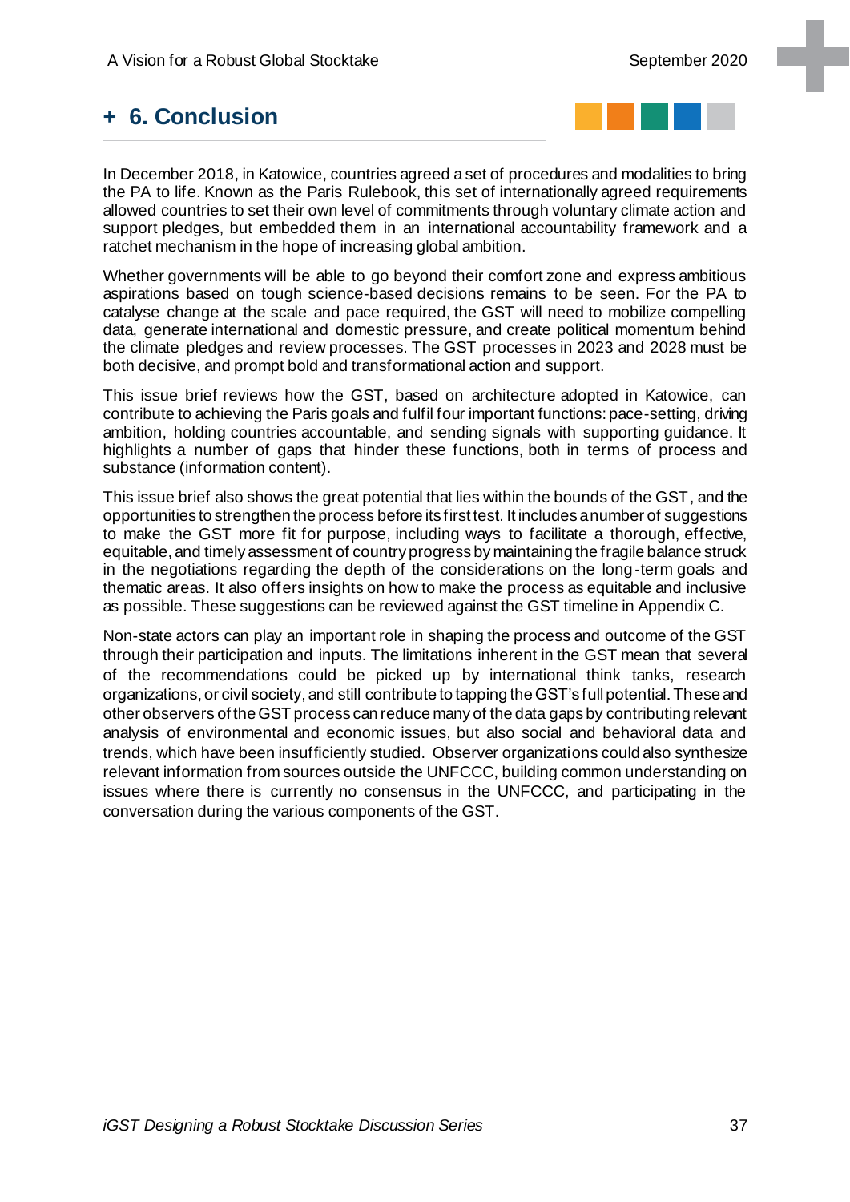# + 6. Conclusion

In December 2018, in Katowice, countries agreed a set of procedures and modalities to bring the PA to life. Known as the Paris Rulebook, this set of internationally agreed requirements allowed countries to set their own level of commitments through voluntary climate action and support pledges, but embedded them in an international accountability framework and a ratchet mechanism in the hope of increasing global ambition.

Whether governments will be able to go beyond their comfort zone and express ambitious aspirations based on tough science-based decisions remains to be seen. For the PA to catalyse change at the scale and pace required, the GST will need to mobilize compelling data, generate international and domestic pressure, and create political momentum behind the climate pledges and review processes. The GST processes in 2023 and 2028 must be both decisive, and prompt bold and transformational action and support.

This issue brief reviews how the GST, based on architecture adopted in Katowice, can contribute to achieving the Paris goals and fulfil four important functions: pace-setting, driving ambition, holding countries accountable, and sending signals with supporting guidance. It highlights a number of gaps that hinder these functions, both in terms of process and substance (information content).

This issue brief also shows the great potential that lies within the bounds of the GST, and the opportunities to strengthen the process before its first test. It includes a number of suggestions to make the GST more fit for purpose, including ways to facilitate a thorough, effective, equitable, and timely assessment of country progress by maintaining the fragile balance struck in the negotiations regarding the depth of the considerations on the long-term goals and thematic areas. It also offers insights on how to make the process as equitable and inclusive as possible. These suggestions can be reviewed against the GST timeline in Appendix C.

Non-state actors can play an important role in shaping the process and outcome of the GST through their participation and inputs. The limitations inherent in the GST mean that several of the recommendations could be picked up by international think tanks, research organizations, or civil society, and still contribute to tapping the GST's full potential. These and other observers of the GST process can reduce many of the data gaps by contributing relevant analysis of environmental and economic issues, but also social and behavioral data and trends, which have been insufficiently studied. Observer organizations could also synthesize relevant information from sources outside the UNFCCC, building common understanding on issues where there is currently no consensus in the UNFCCC, and participating in the conversation during the various components of the GST.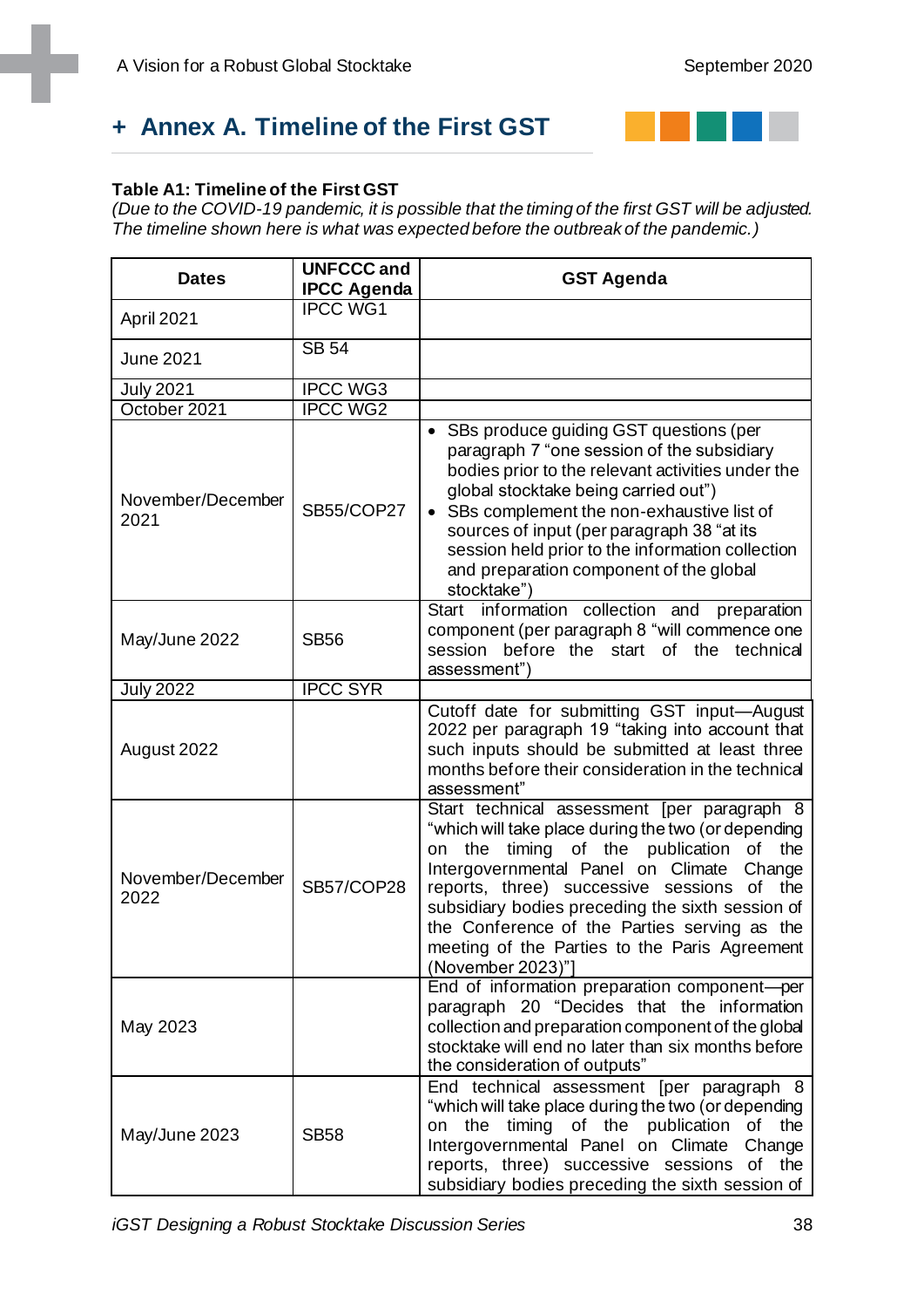## + Annex A. Timeline of the First GST

**Table A1: Timeline of the First GST**

*(Due to the COVID-19 pandemic, it is possible that the timing of the first GST will be adjusted. The timeline shown here is what was expected before the outbreak of the pandemic.)*

| Dates | UNFCCC and IPCC Agenda | GST Agenda |
|---|---|---|
| April 2021 | IPCC WG1 | |
| June 2021 | SB 54 | |
| July 2021 | IPCC WG3 | |
| October 2021 | IPCC WG2 | |
| November/December 2021 | SB55/COP27 | • SBs produce guiding GST questions (per paragraph 7 "one session of the subsidiary bodies prior to the relevant activities under the global stocktake being carried out")<br>• SBs complement the non-exhaustive list of sources of input (per paragraph 38 "at its session held prior to the information collection and preparation component of the global stocktake") |
| May/June 2022 | SB56 | Start information collection and preparation component (per paragraph 8 "will commence one session before the start of the technical assessment") |
| July 2022 | IPCC SYR | |
| August 2022 | | Cutoff date for submitting GST input—August 2022 per paragraph 19 "taking into account that such inputs should be submitted at least three months before their consideration in the technical assessment" |
| November/December 2022 | SB57/COP28 | Start technical assessment [per paragraph 8 "which will take place during the two (or depending on the timing of the publication of the Intergovernmental Panel on Climate Change reports, three) successive sessions of the subsidiary bodies preceding the sixth session of the Conference of the Parties serving as the meeting of the Parties to the Paris Agreement (November 2023)"] |
| May 2023 | | End of information preparation component—per paragraph 20 "Decides that the information collection and preparation component of the global stocktake will end no later than six months before the consideration of outputs" |
| May/June 2023 | SB58 | End technical assessment [per paragraph 8 "which will take place during the two (or depending on the timing of the publication of the Intergovernmental Panel on Climate Change reports, three) successive sessions of the subsidiary bodies preceding the sixth session of |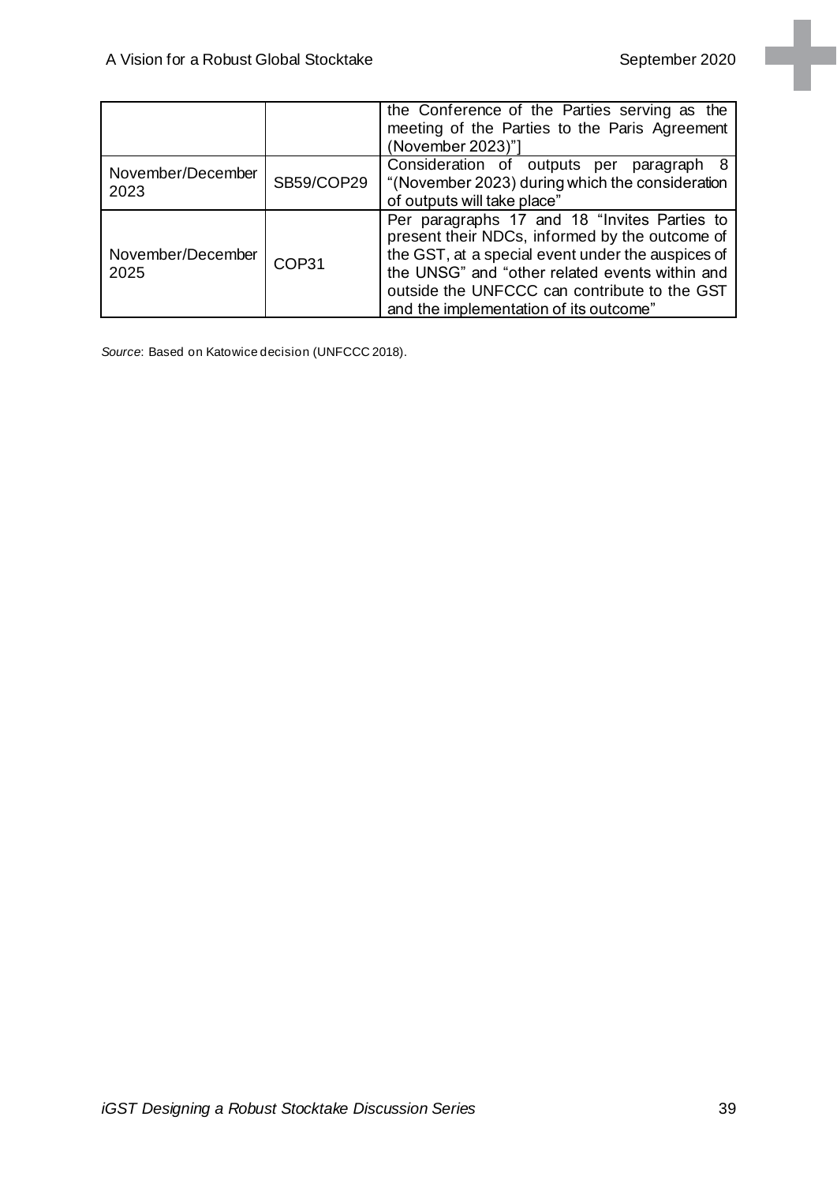| | | |
|---|---|---|
| | | the Conference of the Parties serving as the meeting of the Parties to the Paris Agreement (November 2023)"] |
| November/December 2023 | SB59/COP29 | Consideration of outputs per paragraph 8 "(November 2023) during which the consideration of outputs will take place" |
| November/December 2025 | COP31 | Per paragraphs 17 and 18 "Invites Parties to present their NDCs, informed by the outcome of the GST, at a special event under the auspices of the UNSG" and "other related events within and outside the UNFCCC can contribute to the GST and the implementation of its outcome" |

*Source*: Based on Katowice decision (UNFCCC 2018).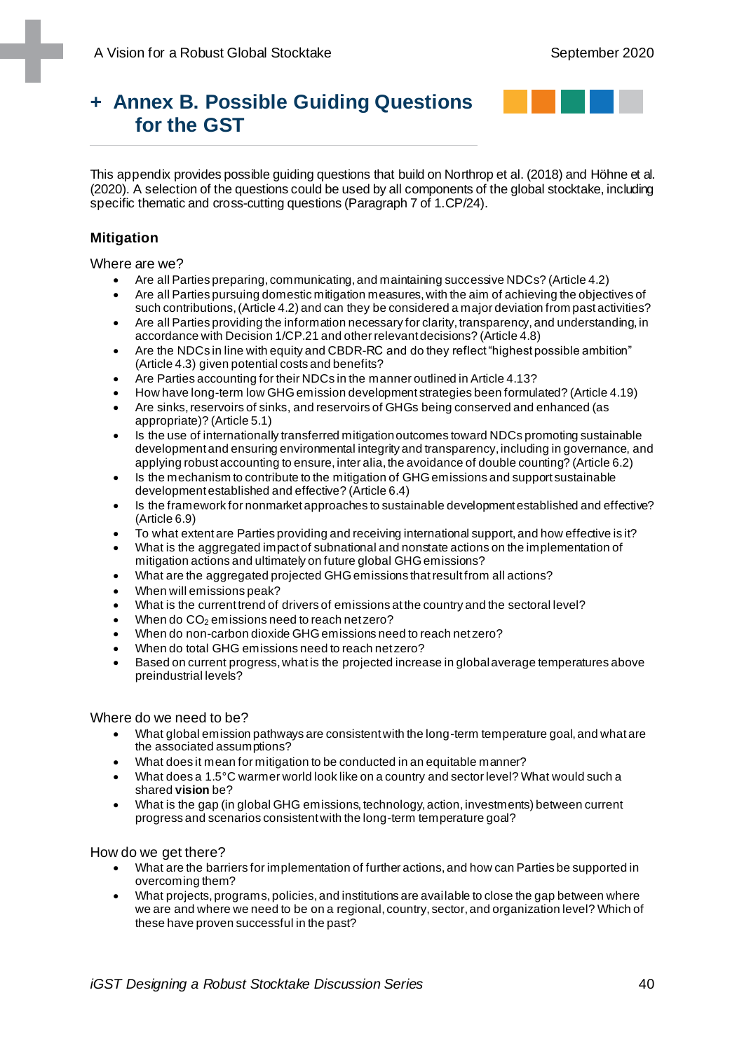# + Annex B. Possible Guiding Questions for the GST

This appendix provides possible guiding questions that build on Northrop et al. (2018) and Höhne et al. (2020). A selection of the questions could be used by all components of the global stocktake, including specific thematic and cross-cutting questions (Paragraph 7 of 1.CP/24).

## Mitigation

Where are we?

- Are all Parties preparing, communicating, and maintaining successive NDCs? (Article 4.2)
- Are all Parties pursuing domestic mitigation measures, with the aim of achieving the objectives of such contributions, (Article 4.2) and can they be considered a major deviation from past activities?
- Are all Parties providing the information necessary for clarity, transparency, and understanding, in accordance with Decision 1/CP.21 and other relevant decisions? (Article 4.8)
- Are the NDCs in line with equity and CBDR-RC and do they reflect "highest possible ambition" (Article 4.3) given potential costs and benefits?
- Are Parties accounting for their NDCs in the manner outlined in Article 4.13?
- How have long-term low GHG emission development strategies been formulated? (Article 4.19)
- Are sinks, reservoirs of sinks, and reservoirs of GHGs being conserved and enhanced (as appropriate)? (Article 5.1)
- Is the use of internationally transferred mitigation outcomes toward NDCs promoting sustainable development and ensuring environmental integrity and transparency, including in governance, and applying robust accounting to ensure, inter alia, the avoidance of double counting? (Article 6.2)
- Is the mechanism to contribute to the mitigation of GHG emissions and support sustainable development established and effective? (Article 6.4)
- Is the framework for nonmarket approaches to sustainable development established and effective? (Article 6.9)
- To what extent are Parties providing and receiving international support, and how effective is it?
- What is the aggregated impact of subnational and nonstate actions on the implementation of mitigation actions and ultimately on future global GHG emissions?
- What are the aggregated projected GHG emissions that result from all actions?
- When will emissions peak?
- What is the current trend of drivers of emissions at the country and the sectoral level?
- When do $CO_2$ emissions need to reach net zero?
- When do non-carbon dioxide GHG emissions need to reach net zero?
- When do total GHG emissions need to reach net zero?
- Based on current progress, what is the projected increase in global average temperatures above preindustrial levels?

Where do we need to be?

- What global emission pathways are consistent with the long-term temperature goal, and what are the associated assumptions?
- What does it mean for mitigation to be conducted in an equitable manner?
- What does a 1.5°C warmer world look like on a country and sector level? What would such a shared **vision** be?
- What is the gap (in global GHG emissions, technology, action, investments) between current progress and scenarios consistent with the long-term temperature goal?

How do we get there?

- What are the barriers for implementation of further actions, and how can Parties be supported in overcoming them?
- What projects, programs, policies, and institutions are available to close the gap between where we are and where we need to be on a regional, country, sector, and organization level? Which of these have proven successful in the past?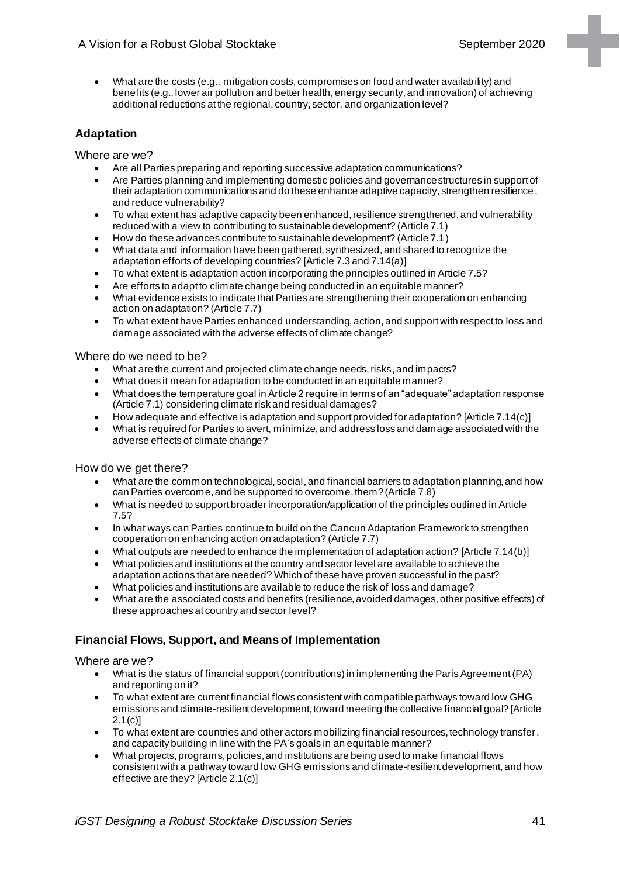- What are the costs (e.g., mitigation costs, compromises on food and water availability) and benefits (e.g., lower air pollution and better health, energy security, and innovation) of achieving additional reductions at the regional, country, sector, and organization level?

### Adaptation

Where are we?

- Are all Parties preparing and reporting successive adaptation communications?
- Are Parties planning and implementing domestic policies and governance structures in support of their adaptation communications and do these enhance adaptive capacity, strengthen resilience, and reduce vulnerability?
- To what extent has adaptive capacity been enhanced, resilience strengthened, and vulnerability reduced with a view to contributing to sustainable development? (Article 7.1)
- How do these advances contribute to sustainable development? (Article 7.1)
- What data and information have been gathered, synthesized, and shared to recognize the adaptation efforts of developing countries? [Article 7.3 and 7.14(a)]
- To what extent is adaptation action incorporating the principles outlined in Article 7.5?
- Are efforts to adapt to climate change being conducted in an equitable manner?
- What evidence exists to indicate that Parties are strengthening their cooperation on enhancing action on adaptation? (Article 7.7)
- To what extent have Parties enhanced understanding, action, and support with respect to loss and damage associated with the adverse effects of climate change?

Where do we need to be?

- What are the current and projected climate change needs, risks, and impacts?
- What does it mean for adaptation to be conducted in an equitable manner?
- What does the temperature goal in Article 2 require in terms of an "adequate" adaptation response (Article 7.1) considering climate risk and residual damages?
- How adequate and effective is adaptation and support provided for adaptation? [Article 7.14(c)]
- What is required for Parties to avert, minimize, and address loss and damage associated with the adverse effects of climate change?

How do we get there?

- What are the common technological, social, and financial barriers to adaptation planning, and how can Parties overcome, and be supported to overcome, them? (Article 7.8)
- What is needed to support broader incorporation/application of the principles outlined in Article 7.5?
- In what ways can Parties continue to build on the Cancun Adaptation Framework to strengthen cooperation on enhancing action on adaptation? (Article 7.7)
- What outputs are needed to enhance the implementation of adaptation action? [Article 7.14(b)]
- What policies and institutions at the country and sector level are available to achieve the adaptation actions that are needed? Which of these have proven successful in the past?
- What policies and institutions are available to reduce the risk of loss and damage?
- What are the associated costs and benefits (resilience, avoided damages, other positive effects) of these approaches at country and sector level?

### Financial Flows, Support, and Means of Implementation

Where are we?

- What is the status of financial support (contributions) in implementing the Paris Agreement (PA) and reporting on it?
- To what extent are current financial flows consistent with compatible pathways toward low GHG emissions and climate-resilient development, toward meeting the collective financial goal? [Article 2.1(c)]
- To what extent are countries and other actors mobilizing financial resources, technology transfer, and capacity building in line with the PA's goals in an equitable manner?
- What projects, programs, policies, and institutions are being used to make financial flows consistent with a pathway toward low GHG emissions and climate-resilient development, and how effective are they? [Article 2.1(c)]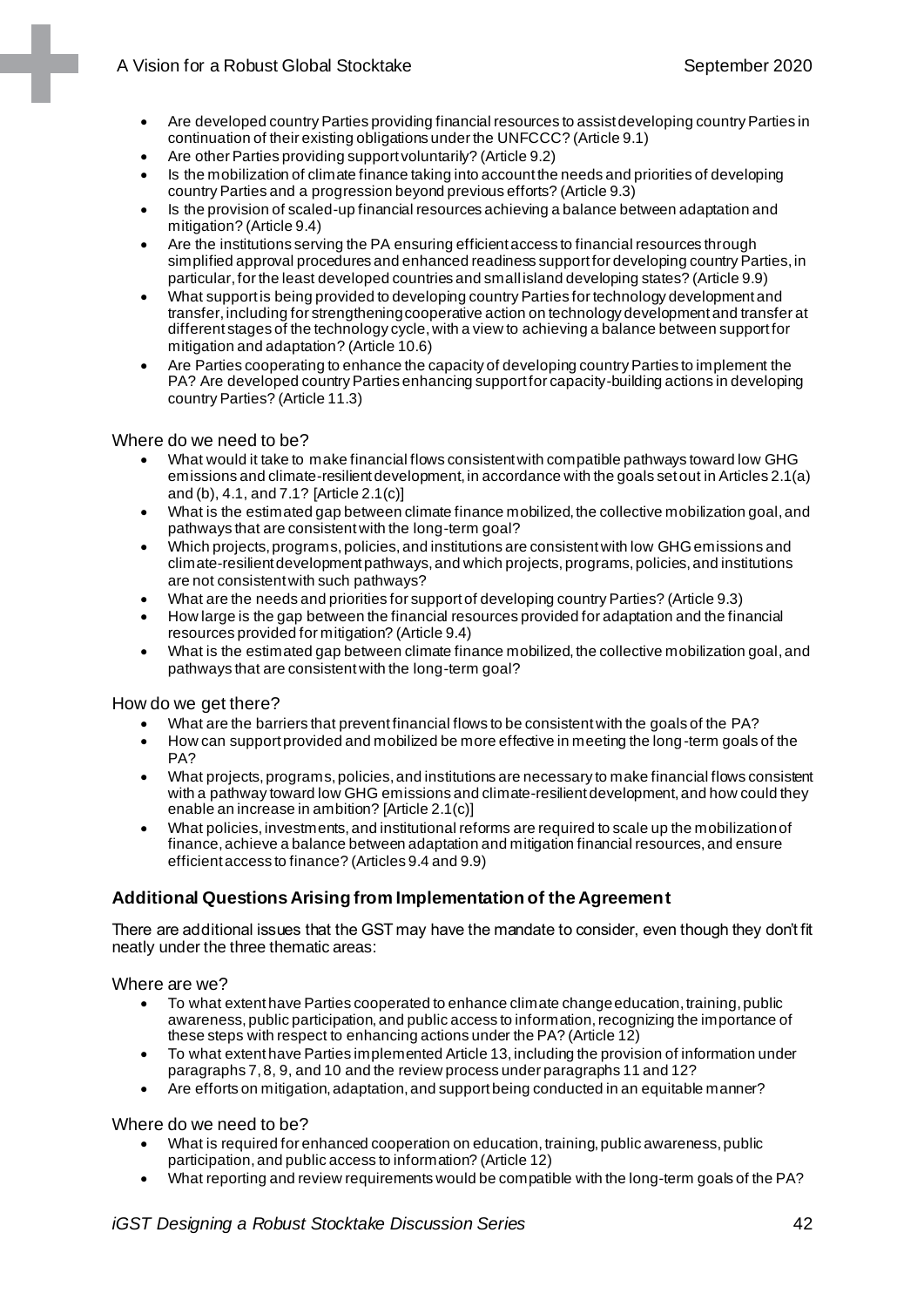- Are developed country Parties providing financial resources to assist developing country Parties in continuation of their existing obligations under the UNFCCC? (Article 9.1)
- Are other Parties providing support voluntarily? (Article 9.2)
- Is the mobilization of climate finance taking into account the needs and priorities of developing country Parties and a progression beyond previous efforts? (Article 9.3)
- Is the provision of scaled-up financial resources achieving a balance between adaptation and mitigation? (Article 9.4)
- Are the institutions serving the PA ensuring efficient access to financial resources through simplified approval procedures and enhanced readiness support for developing country Parties, in particular, for the least developed countries and small island developing states? (Article 9.9)
- What support is being provided to developing country Parties for technology development and transfer, including for strengthening cooperative action on technology development and transfer at different stages of the technology cycle, with a view to achieving a balance between support for mitigation and adaptation? (Article 10.6)
- Are Parties cooperating to enhance the capacity of developing country Parties to implement the PA? Are developed country Parties enhancing support for capacity-building actions in developing country Parties? (Article 11.3)

Where do we need to be?

- What would it take to make financial flows consistent with compatible pathways toward low GHG emissions and climate-resilient development, in accordance with the goals set out in Articles 2.1(a) and (b), 4.1, and 7.1? [Article 2.1(c)]
- What is the estimated gap between climate finance mobilized, the collective mobilization goal, and pathways that are consistent with the long-term goal?
- Which projects, programs, policies, and institutions are consistent with low GHG emissions and climate-resilient development pathways, and which projects, programs, policies, and institutions are not consistent with such pathways?
- What are the needs and priorities for support of developing country Parties? (Article 9.3)
- How large is the gap between the financial resources provided for adaptation and the financial resources provided for mitigation? (Article 9.4)
- What is the estimated gap between climate finance mobilized, the collective mobilization goal, and pathways that are consistent with the long-term goal?

How do we get there?

- What are the barriers that prevent financial flows to be consistent with the goals of the PA?
- How can support provided and mobilized be more effective in meeting the long-term goals of the PA?
- What projects, programs, policies, and institutions are necessary to make financial flows consistent with a pathway toward low GHG emissions and climate-resilient development, and how could they enable an increase in ambition? [Article 2.1(c)]
- What policies, investments, and institutional reforms are required to scale up the mobilization of finance, achieve a balance between adaptation and mitigation financial resources, and ensure efficient access to finance? (Articles 9.4 and 9.9)

### Additional Questions Arising from Implementation of the Agreement

There are additional issues that the GST may have the mandate to consider, even though they don't fit neatly under the three thematic areas:

Where are we?

- To what extent have Parties cooperated to enhance climate change education, training, public awareness, public participation, and public access to information, recognizing the importance of these steps with respect to enhancing actions under the PA? (Article 12)
- To what extent have Parties implemented Article 13, including the provision of information under paragraphs 7, 8, 9, and 10 and the review process under paragraphs 11 and 12?
- Are efforts on mitigation, adaptation, and support being conducted in an equitable manner?

Where do we need to be?

- What is required for enhanced cooperation on education, training, public awareness, public participation, and public access to information? (Article 12)
- What reporting and review requirements would be compatible with the long-term goals of the PA?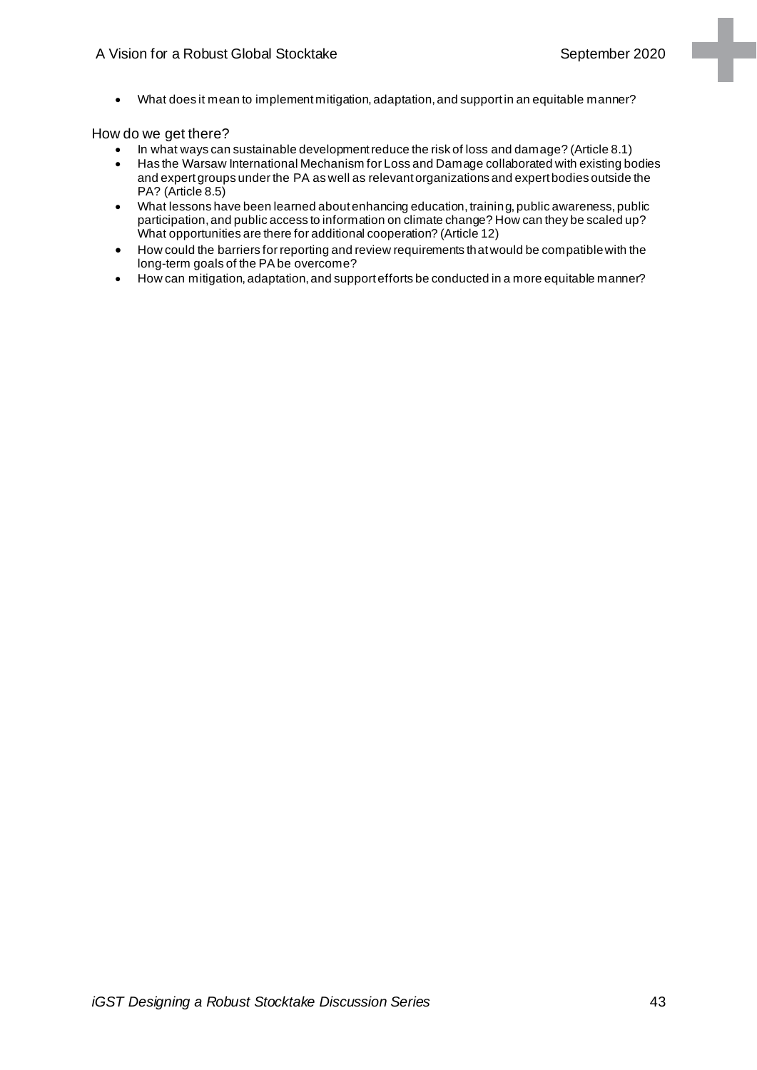- What does it mean to implement mitigation, adaptation, and support in an equitable manner?

How do we get there?

- In what ways can sustainable development reduce the risk of loss and damage? (Article 8.1)
- Has the Warsaw International Mechanism for Loss and Damage collaborated with existing bodies and expert groups under the PA as well as relevant organizations and expert bodies outside the PA? (Article 8.5)
- What lessons have been learned about enhancing education, training, public awareness, public participation, and public access to information on climate change? How can they be scaled up? What opportunities are there for additional cooperation? (Article 12)
- How could the barriers for reporting and review requirements that would be compatible with the long-term goals of the PA be overcome?
- How can mitigation, adaptation, and support efforts be conducted in a more equitable manner?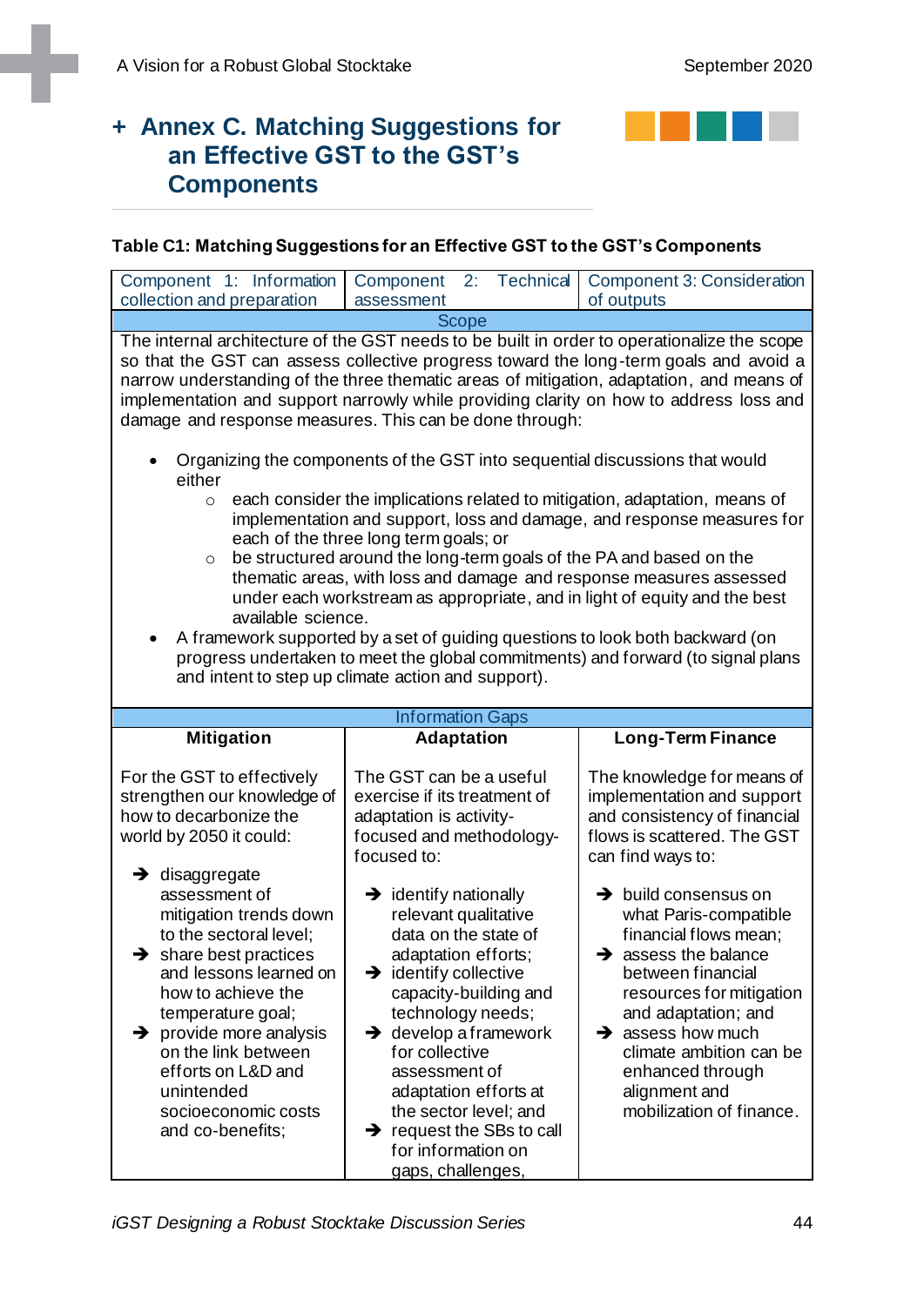# + Annex C. Matching Suggestions for an Effective GST to the GST's Components

**Table C1: Matching Suggestions for an Effective GST to the GST's Components**

| Component 1: Information collection and preparation | Component 2: Technical assessment | Component 3: Consideration of outputs |
|---|---|---|
| **Scope** | | |
| The internal architecture of the GST needs to be built in order to operationalize the scope so that the GST can assess collective progress toward the long-term goals and avoid a narrow understanding of the three thematic areas of mitigation, adaptation, and means of implementation and support narrowly while providing clarity on how to address loss and damage and response measures. This can be done through:<br><br>• Organizing the components of the GST into sequential discussions that would either<br>  ○ each consider the implications related to mitigation, adaptation, means of implementation and support, loss and damage, and response measures for each of the three long term goals; or<br>  ○ be structured around the long-term goals of the PA and based on the thematic areas, with loss and damage and response measures assessed under each workstream as appropriate, and in light of equity and the best available science.<br>• A framework supported by a set of guiding questions to look both backward (on progress undertaken to meet the global commitments) and forward (to signal plans and intent to step up climate action and support). | | |
| **Information Gaps** | | |
| **Mitigation** | **Adaptation** | **Long-Term Finance** |
| For the GST to effectively strengthen our knowledge of how to decarbonize the world by 2050 it could:<br><br>➔ disaggregate assessment of mitigation trends down to the sectoral level;<br>➔ share best practices and lessons learned on how to achieve the temperature goal;<br>➔ provide more analysis on the link between efforts on L&D and unintended socioeconomic costs and co-benefits; | The GST can be a useful exercise if its treatment of adaptation is activity-focused and methodology-focused to:<br><br>➔ identify nationally relevant qualitative data on the state of adaptation efforts;<br>➔ identify collective capacity-building and technology needs;<br>➔ develop a framework for collective assessment of adaptation efforts at the sector level; and<br>➔ request the SBs to call for information on gaps, challenges, | The knowledge for means of implementation and support and consistency of financial flows is scattered. The GST can find ways to:<br><br>➔ build consensus on what Paris-compatible financial flows mean;<br>➔ assess the balance between financial resources for mitigation and adaptation; and<br>➔ assess how much climate ambition can be enhanced through alignment and mobilization of finance. |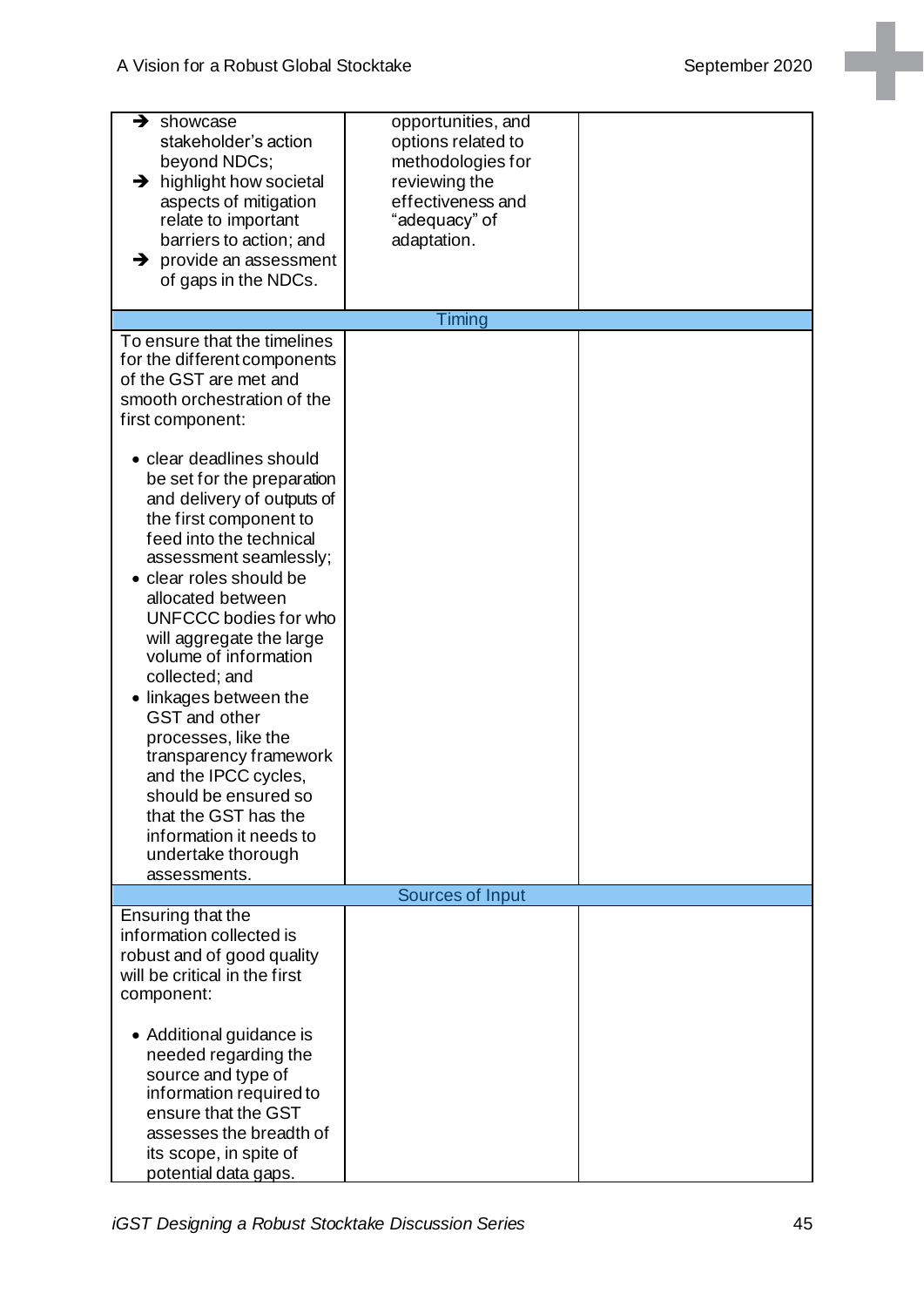| | | |
|---|---|---|
| ➔ showcase stakeholder's action beyond NDCs;<br>➔ highlight how societal aspects of mitigation relate to important barriers to action; and<br>➔ provide an assessment of gaps in the NDCs. | opportunities, and options related to methodologies for reviewing the effectiveness and "adequacy" of adaptation. | |
| **Timing** | | |
| To ensure that the timelines for the different components of the GST are met and smooth orchestration of the first component:<br><br>• clear deadlines should be set for the preparation and delivery of outputs of the first component to feed into the technical assessment seamlessly;<br>• clear roles should be allocated between UNFCCC bodies for who will aggregate the large volume of information collected; and<br>• linkages between the GST and other processes, like the transparency framework and the IPCC cycles, should be ensured so that the GST has the information it needs to undertake thorough assessments. | | |
| **Sources of Input** | | |
| Ensuring that the information collected is robust and of good quality will be critical in the first component:<br><br>• Additional guidance is needed regarding the source and type of information required to ensure that the GST assesses the breadth of its scope, in spite of potential data gaps. | | |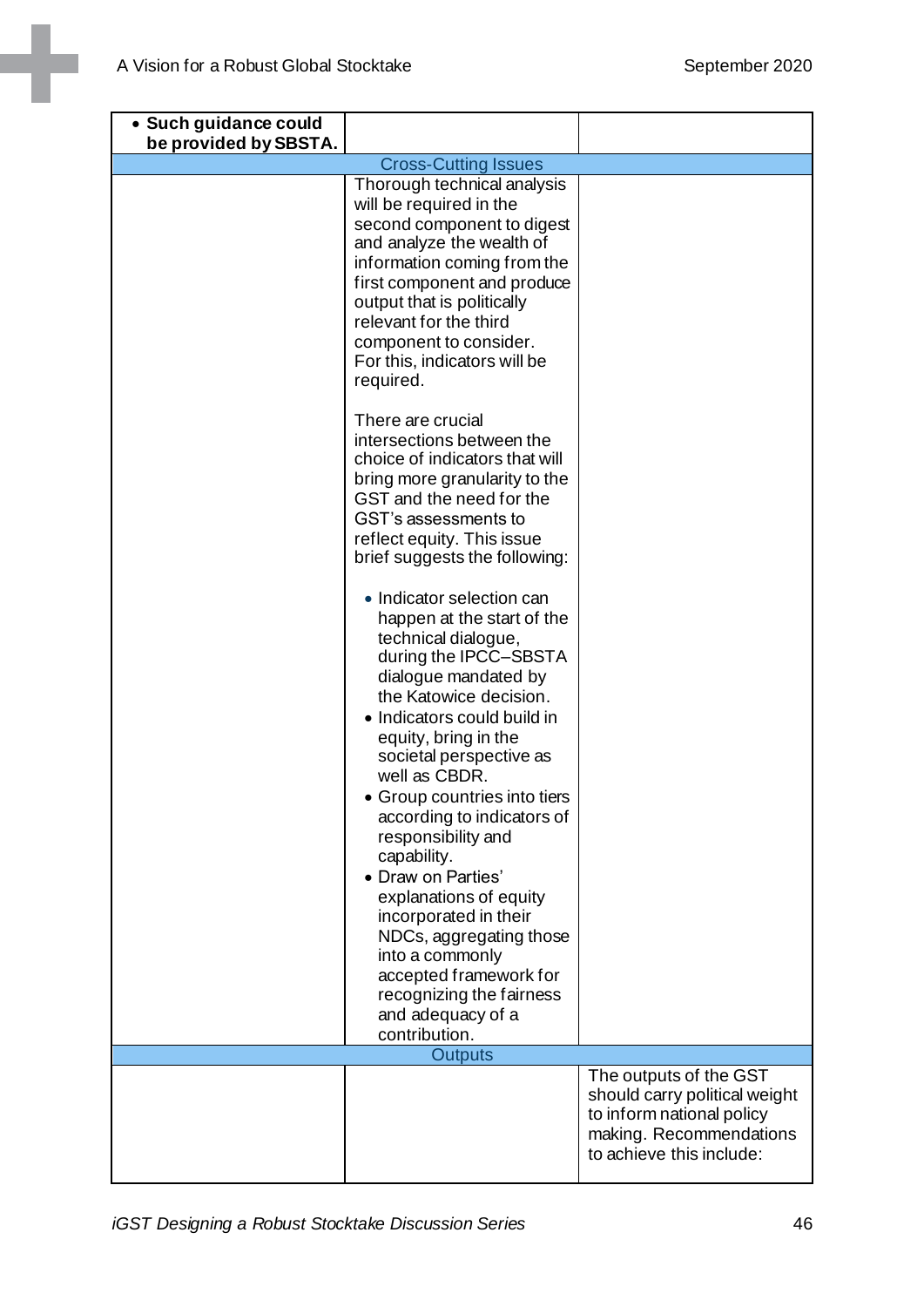| | | |
|---|---|---|
| • **Such guidance could be provided by SBSTA.** | | |
| Cross-Cutting Issues | | |
| | Thorough technical analysis will be required in the second component to digest and analyze the wealth of information coming from the first component and produce output that is politically relevant for the third component to consider. For this, indicators will be required.<br><br>There are crucial intersections between the choice of indicators that will bring more granularity to the GST and the need for the GST's assessments to reflect equity. This issue brief suggests the following:<br><br>• Indicator selection can happen at the start of the technical dialogue, during the IPCC–SBSTA dialogue mandated by the Katowice decision.<br>• Indicators could build in equity, bring in the societal perspective as well as CBDR.<br>• Group countries into tiers according to indicators of responsibility and capability.<br>• Draw on Parties' explanations of equity incorporated in their NDCs, aggregating those into a commonly accepted framework for recognizing the fairness and adequacy of a contribution. | |
| Outputs | | |
| | | The outputs of the GST should carry political weight to inform national policy making. Recommendations to achieve this include: |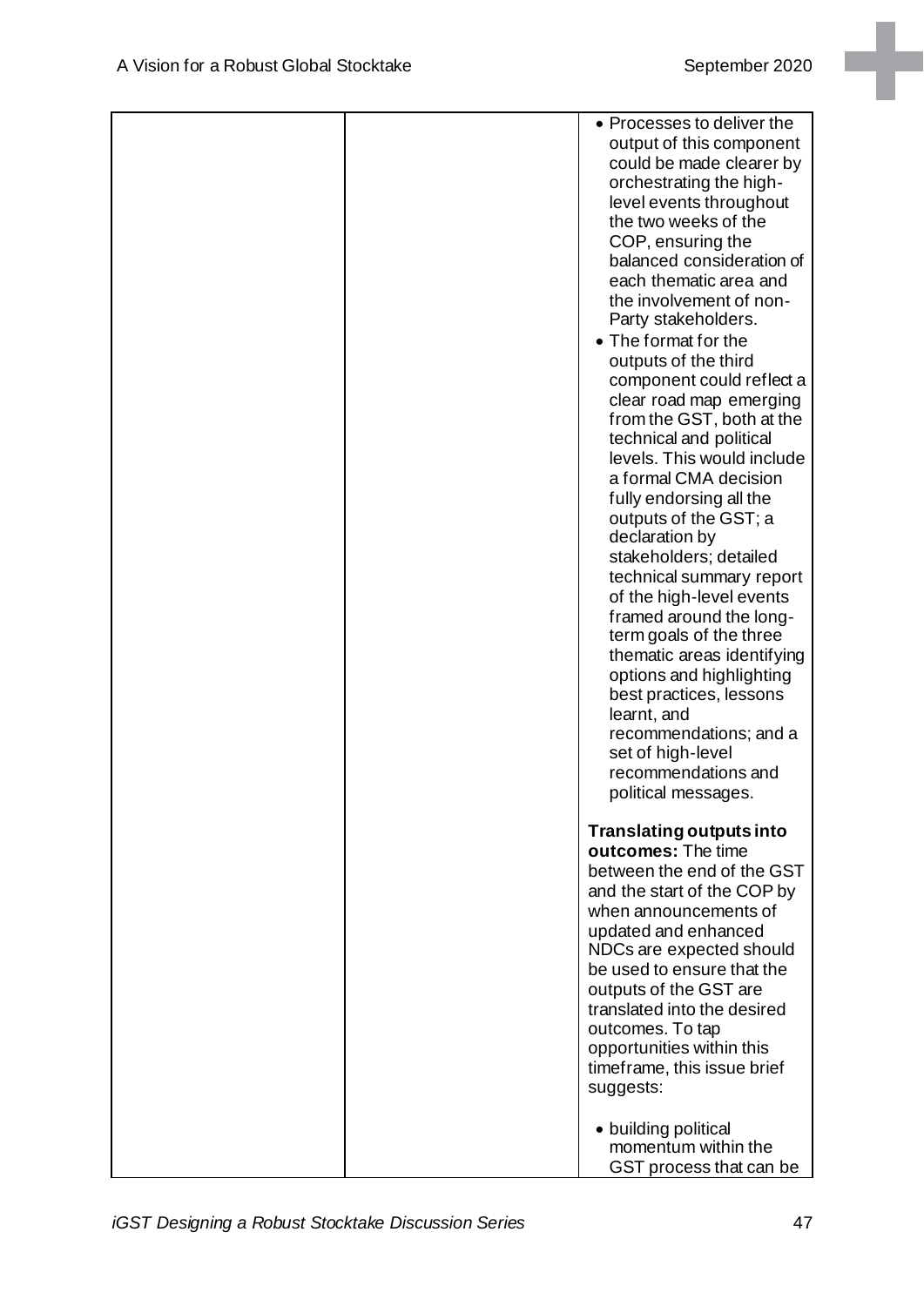| | | • Processes to deliver the output of this component could be made clearer by orchestrating the high-level events throughout the two weeks of the COP, ensuring the balanced consideration of each thematic area and the involvement of non-Party stakeholders.<br>• The format for the outputs of the third component could reflect a clear road map emerging from the GST, both at the technical and political levels. This would include a formal CMA decision fully endorsing all the outputs of the GST; a declaration by stakeholders; detailed technical summary report of the high-level events framed around the long-term goals of the three thematic areas identifying options and highlighting best practices, lessons learnt, and recommendations; and a set of high-level recommendations and political messages.<br><br>**Translating outputs into outcomes:** The time between the end of the GST and the start of the COP by when announcements of updated and enhanced NDCs are expected should be used to ensure that the outputs of the GST are translated into the desired outcomes. To tap opportunities within this timeframe, this issue brief suggests:<br><br>• building political momentum within the GST process that can be |
|---|---|---|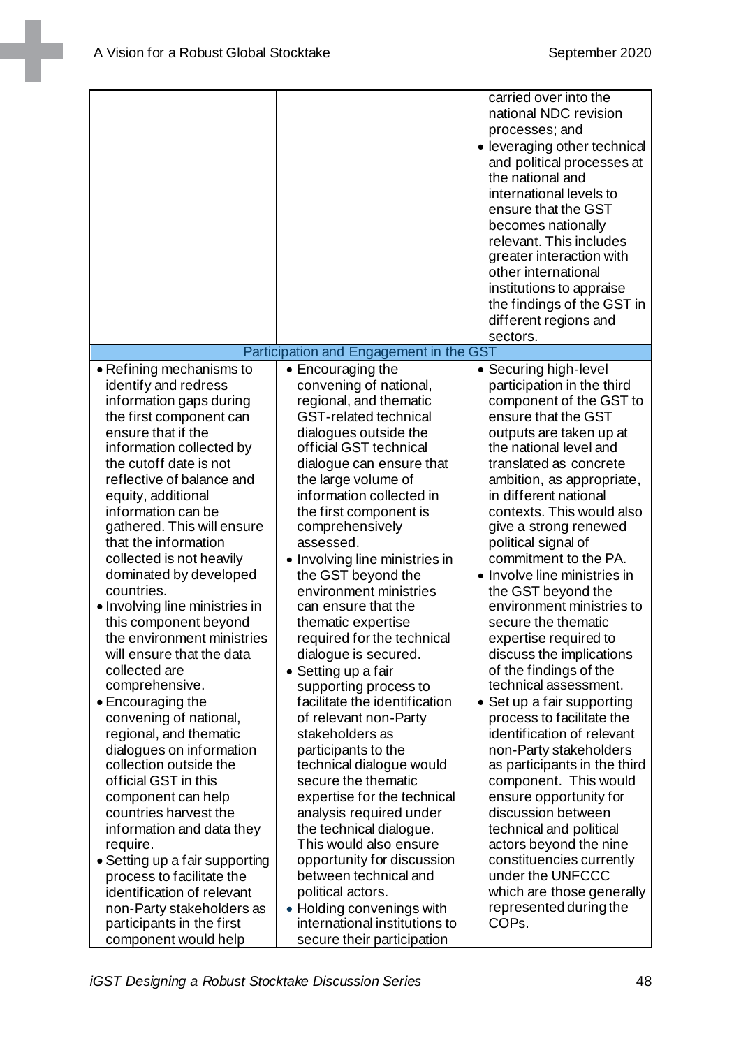| | | |
|---|---|---|
| | | carried over into the national NDC revision processes; and<br>• leveraging other technical and political processes at the national and international levels to ensure that the GST becomes nationally relevant. This includes greater interaction with other international institutions to appraise the findings of the GST in different regions and sectors. |
| Participation and Engagement in the GST | | |
| • Refining mechanisms to identify and redress information gaps during the first component can ensure that if the information collected by the cutoff date is not reflective of balance and equity, additional information can be gathered. This will ensure that the information collected is not heavily dominated by developed countries.<br>• Involving line ministries in this component beyond the environment ministries will ensure that the data collected are comprehensive.<br>• Encouraging the convening of national, regional, and thematic dialogues on information collection outside the official GST in this component can help countries harvest the information and data they require.<br>• Setting up a fair supporting process to facilitate the identification of relevant non-Party stakeholders as participants in the first component would help | • Encouraging the convening of national, regional, and thematic GST-related technical dialogues outside the official GST technical dialogue can ensure that the large volume of information collected in the first component is comprehensively assessed.<br>• Involving line ministries in the GST beyond the environment ministries can ensure that the thematic expertise required for the technical dialogue is secured.<br>• Setting up a fair supporting process to facilitate the identification of relevant non-Party stakeholders as participants to the technical dialogue would secure the thematic expertise for the technical analysis required under the technical dialogue. This would also ensure opportunity for discussion between technical and political actors.<br>• Holding convenings with international institutions to secure their participation | • Securing high-level participation in the third component of the GST to ensure that the GST outputs are taken up at the national level and translated as concrete ambition, as appropriate, in different national contexts. This would also give a strong renewed political signal of commitment to the PA.<br>• Involve line ministries in the GST beyond the environment ministries to secure the thematic expertise required to discuss the implications of the findings of the technical assessment.<br>• Set up a fair supporting process to facilitate the identification of relevant non-Party stakeholders as participants in the third component. This would ensure opportunity for discussion between technical and political actors beyond the nine constituencies currently under the UNFCCC which are those generally represented during the COPs. |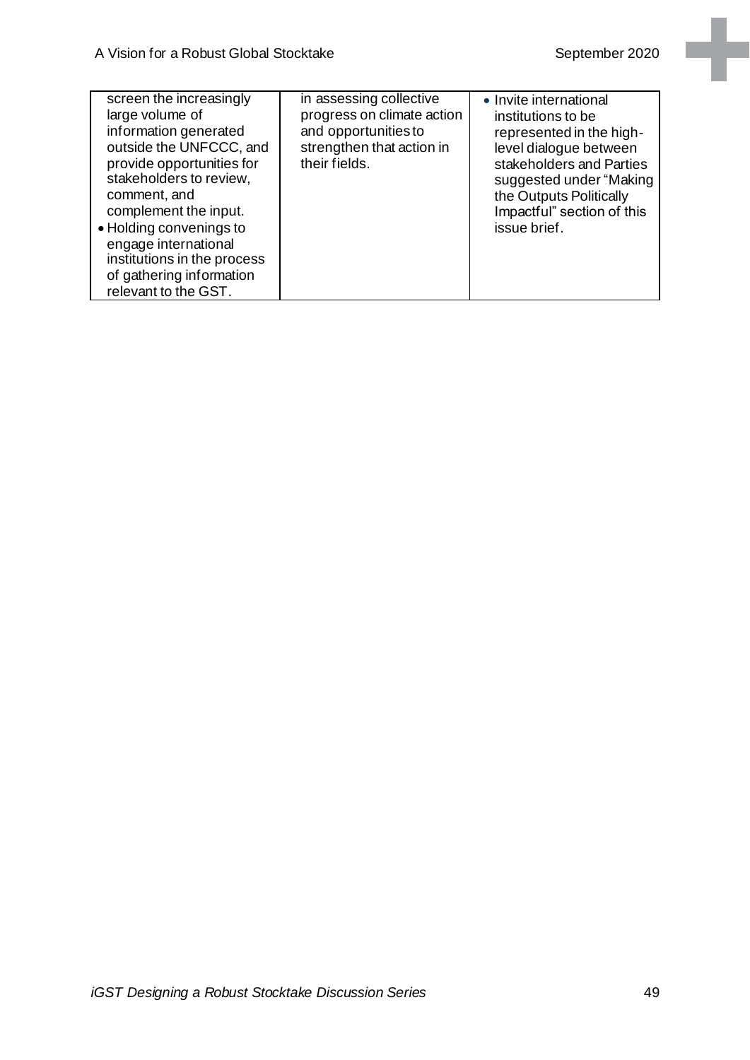| | | |
|---|---|---|
| screen the increasingly large volume of information generated outside the UNFCCC, and provide opportunities for stakeholders to review, comment, and complement the input.<br>• Holding convenings to engage international institutions in the process of gathering information relevant to the GST. | in assessing collective progress on climate action and opportunities to strengthen that action in their fields. | • Invite international institutions to be represented in the high-level dialogue between stakeholders and Parties suggested under "Making the Outputs Politically Impactful" section of this issue brief. |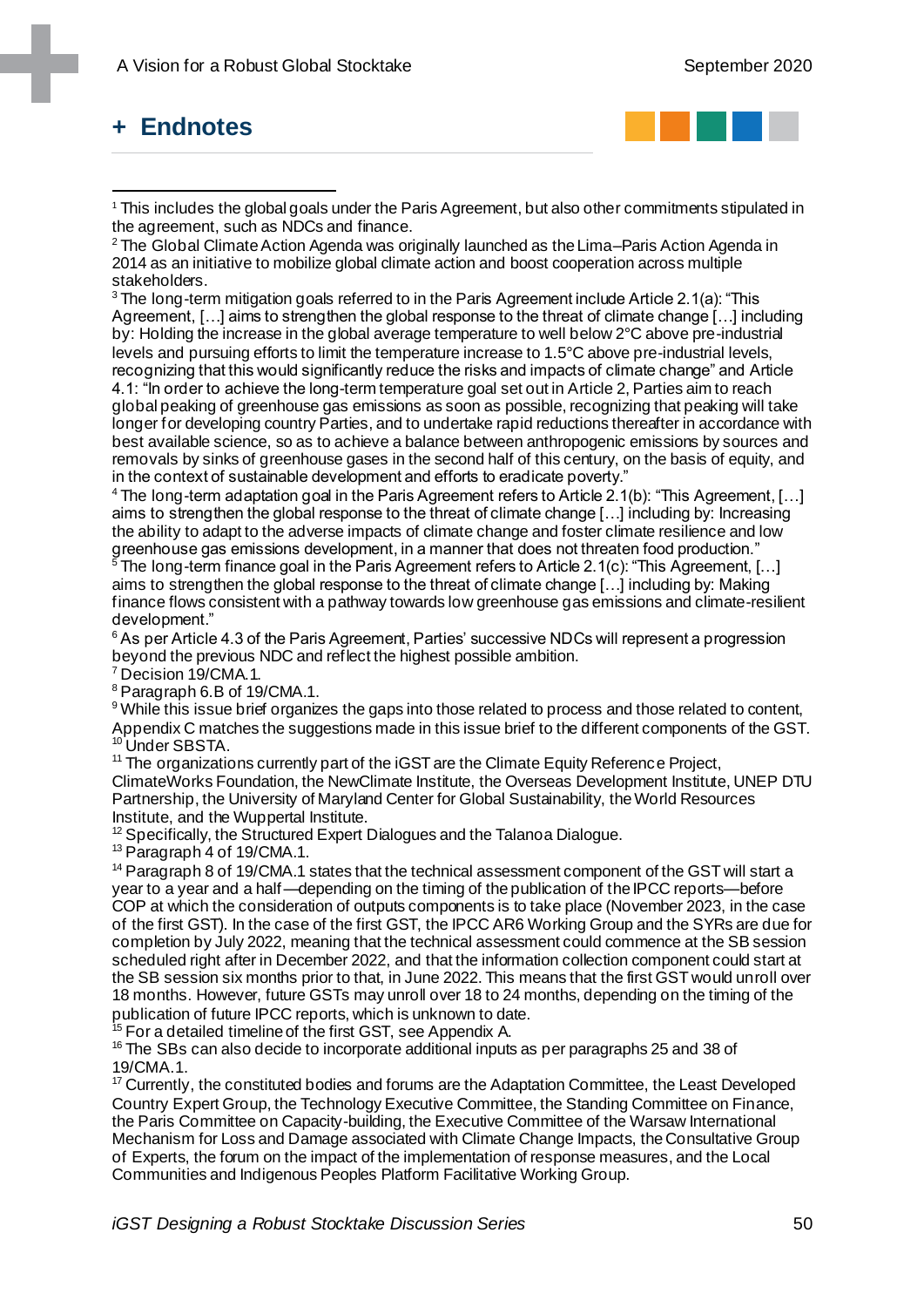# + Endnotes

[1] This includes the global goals under the Paris Agreement, but also other commitments stipulated in the agreement, such as NDCs and finance.

[2] The Global Climate Action Agenda was originally launched as the Lima–Paris Action Agenda in 2014 as an initiative to mobilize global climate action and boost cooperation across multiple stakeholders.

[3] The long-term mitigation goals referred to in the Paris Agreement include Article 2.1(a): "This Agreement, […] aims to strengthen the global response to the threat of climate change […] including by: Holding the increase in the global average temperature to well below 2°C above pre-industrial levels and pursuing efforts to limit the temperature increase to 1.5°C above pre-industrial levels, recognizing that this would significantly reduce the risks and impacts of climate change" and Article 4.1: "In order to achieve the long-term temperature goal set out in Article 2, Parties aim to reach global peaking of greenhouse gas emissions as soon as possible, recognizing that peaking will take longer for developing country Parties, and to undertake rapid reductions thereafter in accordance with best available science, so as to achieve a balance between anthropogenic emissions by sources and removals by sinks of greenhouse gases in the second half of this century, on the basis of equity, and in the context of sustainable development and efforts to eradicate poverty."

[4] The long-term adaptation goal in the Paris Agreement refers to Article 2.1(b): "This Agreement, […] aims to strengthen the global response to the threat of climate change […] including by: Increasing the ability to adapt to the adverse impacts of climate change and foster climate resilience and low greenhouse gas emissions development, in a manner that does not threaten food production."

[5] The long-term finance goal in the Paris Agreement refers to Article 2.1(c): "This Agreement, […] aims to strengthen the global response to the threat of climate change […] including by: Making finance flows consistent with a pathway towards low greenhouse gas emissions and climate-resilient development."

[6] As per Article 4.3 of the Paris Agreement, Parties' successive NDCs will represent a progression beyond the previous NDC and reflect the highest possible ambition.

[7] Decision 19/CMA.1.

[8] Paragraph 6.B of 19/CMA.1.

[9] While this issue brief organizes the gaps into those related to process and those related to content, Appendix C matches the suggestions made in this issue brief to the different components of the GST.

[10] Under SBSTA.

[11] The organizations currently part of the iGST are the Climate Equity Reference Project, ClimateWorks Foundation, the NewClimate Institute, the Overseas Development Institute, UNEP DTU Partnership, the University of Maryland Center for Global Sustainability, the World Resources Institute, and the Wuppertal Institute.

[12] Specifically, the Structured Expert Dialogues and the Talanoa Dialogue.

[13] Paragraph 4 of 19/CMA.1.

[14] Paragraph 8 of 19/CMA.1 states that the technical assessment component of the GST will start a year to a year and a half—depending on the timing of the publication of the IPCC reports—before COP at which the consideration of outputs components is to take place (November 2023, in the case of the first GST). In the case of the first GST, the IPCC AR6 Working Group and the SYRs are due for completion by July 2022, meaning that the technical assessment could commence at the SB session scheduled right after in December 2022, and that the information collection component could start at the SB session six months prior to that, in June 2022. This means that the first GST would unroll over 18 months. However, future GSTs may unroll over 18 to 24 months, depending on the timing of the publication of future IPCC reports, which is unknown to date.

[15] For a detailed timeline of the first GST, see Appendix A.

[16] The SBs can also decide to incorporate additional inputs as per paragraphs 25 and 38 of 19/CMA.1.

[17] Currently, the constituted bodies and forums are the Adaptation Committee, the Least Developed Country Expert Group, the Technology Executive Committee, the Standing Committee on Finance, the Paris Committee on Capacity-building, the Executive Committee of the Warsaw International Mechanism for Loss and Damage associated with Climate Change Impacts, the Consultative Group of Experts, the forum on the impact of the implementation of response measures, and the Local Communities and Indigenous Peoples Platform Facilitative Working Group.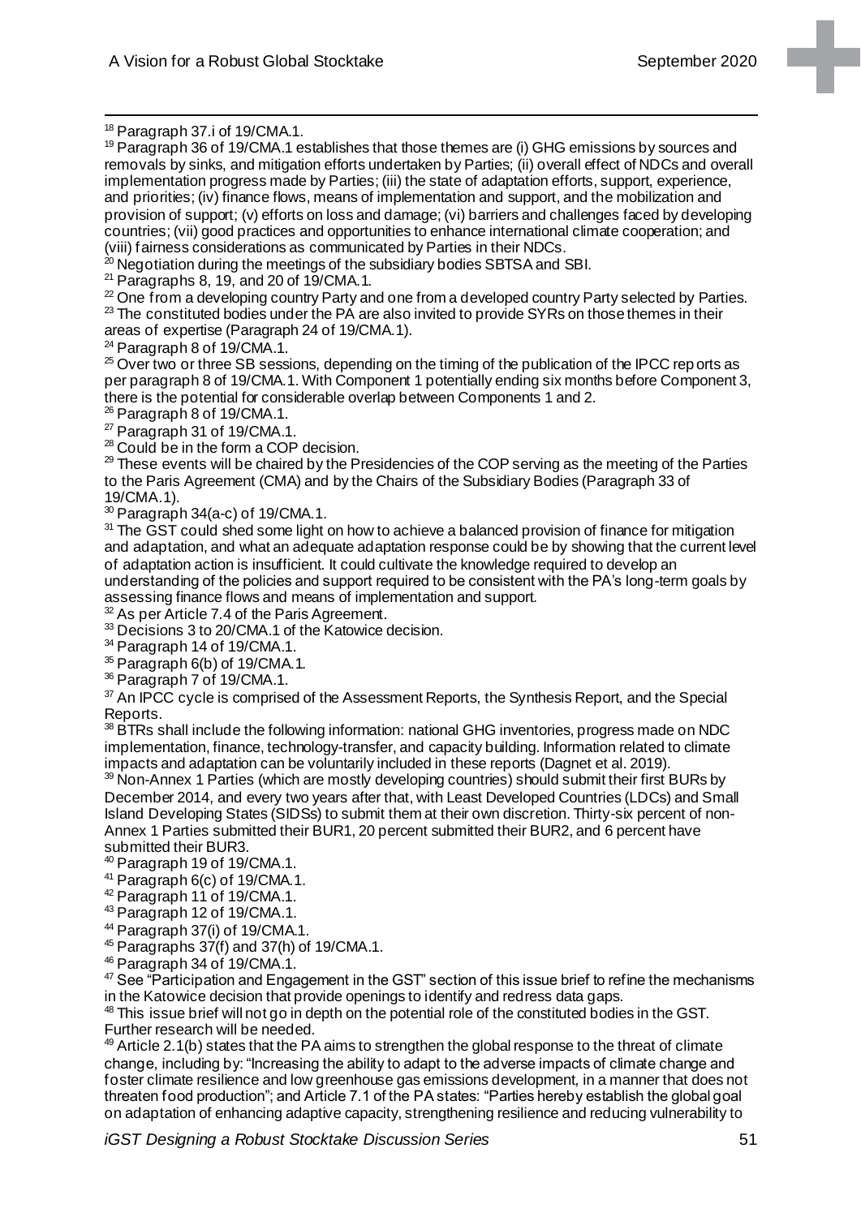[18] Paragraph 37.i of 19/CMA.1.

[19] Paragraph 36 of 19/CMA.1 establishes that those themes are (i) GHG emissions by sources and removals by sinks, and mitigation efforts undertaken by Parties; (ii) overall effect of NDCs and overall implementation progress made by Parties; (iii) the state of adaptation efforts, support, experience, and priorities; (iv) finance flows, means of implementation and support, and the mobilization and provision of support; (v) efforts on loss and damage; (vi) barriers and challenges faced by developing countries; (vii) good practices and opportunities to enhance international climate cooperation; and (viii) fairness considerations as communicated by Parties in their NDCs.

[20] Negotiation during the meetings of the subsidiary bodies SBTSA and SBI.

[21] Paragraphs 8, 19, and 20 of 19/CMA.1.

[22] One from a developing country Party and one from a developed country Party selected by Parties.

[23] The constituted bodies under the PA are also invited to provide SYRs on those themes in their areas of expertise (Paragraph 24 of 19/CMA.1).

[24] Paragraph 8 of 19/CMA.1.

[25] Over two or three SB sessions, depending on the timing of the publication of the IPCC reports as per paragraph 8 of 19/CMA.1. With Component 1 potentially ending six months before Component 3, there is the potential for considerable overlap between Components 1 and 2.

[26] Paragraph 8 of 19/CMA.1.

[27] Paragraph 31 of 19/CMA.1.

[28] Could be in the form a COP decision.

[29] These events will be chaired by the Presidencies of the COP serving as the meeting of the Parties to the Paris Agreement (CMA) and by the Chairs of the Subsidiary Bodies (Paragraph 33 of 19/CMA.1).

[30] Paragraph 34(a-c) of 19/CMA.1.

[31] The GST could shed some light on how to achieve a balanced provision of finance for mitigation and adaptation, and what an adequate adaptation response could be by showing that the current level of adaptation action is insufficient. It could cultivate the knowledge required to develop an understanding of the policies and support required to be consistent with the PA's long-term goals by assessing finance flows and means of implementation and support.

[32] As per Article 7.4 of the Paris Agreement.

[33] Decisions 3 to 20/CMA.1 of the Katowice decision.

[34] Paragraph 14 of 19/CMA.1.

[35] Paragraph 6(b) of 19/CMA.1.

[36] Paragraph 7 of 19/CMA.1.

[37] An IPCC cycle is comprised of the Assessment Reports, the Synthesis Report, and the Special Reports.

[38] BTRs shall include the following information: national GHG inventories, progress made on NDC implementation, finance, technology-transfer, and capacity building. Information related to climate impacts and adaptation can be voluntarily included in these reports (Dagnet et al. 2019).

[39] Non-Annex 1 Parties (which are mostly developing countries) should submit their first BURs by December 2014, and every two years after that, with Least Developed Countries (LDCs) and Small Island Developing States (SIDSs) to submit them at their own discretion. Thirty-six percent of non-Annex 1 Parties submitted their BUR1, 20 percent submitted their BUR2, and 6 percent have submitted their BUR3.

[40] Paragraph 19 of 19/CMA.1.

[41] Paragraph 6(c) of 19/CMA.1.

[42] Paragraph 11 of 19/CMA.1.

[43] Paragraph 12 of 19/CMA.1.

[44] Paragraph 37(i) of 19/CMA.1.

[45] Paragraphs 37(f) and 37(h) of 19/CMA.1.

[46] Paragraph 34 of 19/CMA.1.

[47] See "Participation and Engagement in the GST" section of this issue brief to refine the mechanisms in the Katowice decision that provide openings to identify and redress data gaps.

[48] This issue brief will not go in depth on the potential role of the constituted bodies in the GST. Further research will be needed.

[49] Article 2.1(b) states that the PA aims to strengthen the global response to the threat of climate change, including by: "Increasing the ability to adapt to the adverse impacts of climate change and foster climate resilience and low greenhouse gas emissions development, in a manner that does not threaten food production"; and Article 7.1 of the PA states: "Parties hereby establish the global goal on adaptation of enhancing adaptive capacity, strengthening resilience and reducing vulnerability to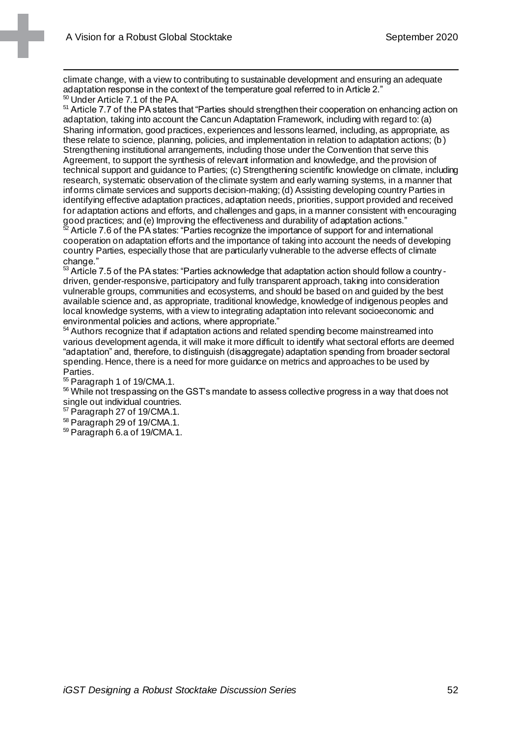climate change, with a view to contributing to sustainable development and ensuring an adequate adaptation response in the context of the temperature goal referred to in Article 2."

[50] Under Article 7.1 of the PA.

[51] Article 7.7 of the PA states that "Parties should strengthen their cooperation on enhancing action on adaptation, taking into account the Cancun Adaptation Framework, including with regard to: (a) Sharing information, good practices, experiences and lessons learned, including, as appropriate, as these relate to science, planning, policies, and implementation in relation to adaptation actions; (b) Strengthening institutional arrangements, including those under the Convention that serve this Agreement, to support the synthesis of relevant information and knowledge, and the provision of technical support and guidance to Parties; (c) Strengthening scientific knowledge on climate, including research, systematic observation of the climate system and early warning systems, in a manner that informs climate services and supports decision-making; (d) Assisting developing country Parties in identifying effective adaptation practices, adaptation needs, priorities, support provided and received for adaptation actions and efforts, and challenges and gaps, in a manner consistent with encouraging good practices; and (e) Improving the effectiveness and durability of adaptation actions."

[52] Article 7.6 of the PA states: "Parties recognize the importance of support for and international cooperation on adaptation efforts and the importance of taking into account the needs of developing country Parties, especially those that are particularly vulnerable to the adverse effects of climate change."

[53] Article 7.5 of the PA states: "Parties acknowledge that adaptation action should follow a country-driven, gender-responsive, participatory and fully transparent approach, taking into consideration vulnerable groups, communities and ecosystems, and should be based on and guided by the best available science and, as appropriate, traditional knowledge, knowledge of indigenous peoples and local knowledge systems, with a view to integrating adaptation into relevant socioeconomic and environmental policies and actions, where appropriate."

[54] Authors recognize that if adaptation actions and related spending become mainstreamed into various development agenda, it will make it more difficult to identify what sectoral efforts are deemed "adaptation" and, therefore, to distinguish (disaggregate) adaptation spending from broader sectoral spending. Hence, there is a need for more guidance on metrics and approaches to be used by Parties.

[55] Paragraph 1 of 19/CMA.1.

[56] While not trespassing on the GST's mandate to assess collective progress in a way that does not single out individual countries.

[57] Paragraph 27 of 19/CMA.1.

[58] Paragraph 29 of 19/CMA.1.

[59] Paragraph 6.a of 19/CMA.1.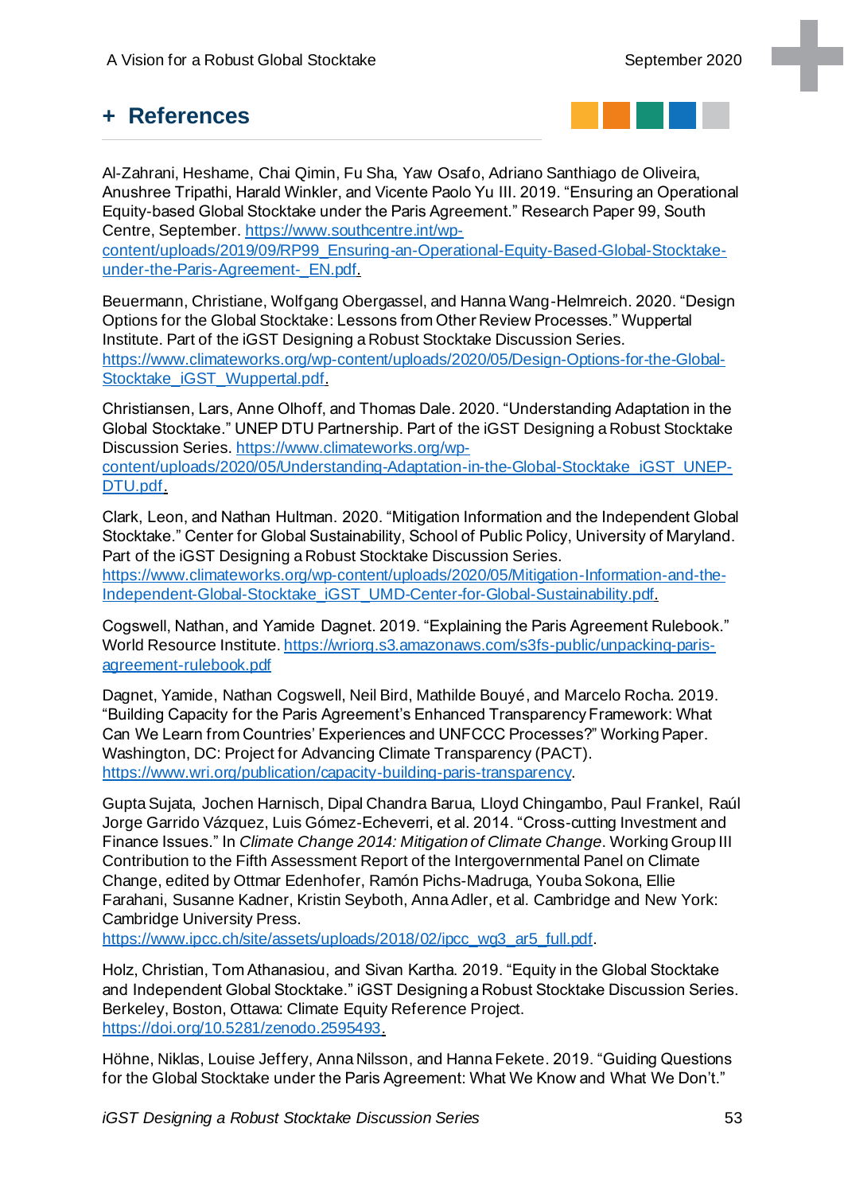## + References

Al-Zahrani, Heshame, Chai Qimin, Fu Sha, Yaw Osafo, Adriano Santhiago de Oliveira, Anushree Tripathi, Harald Winkler, and Vicente Paolo Yu III. 2019. "Ensuring an Operational Equity-based Global Stocktake under the Paris Agreement." Research Paper 99, South Centre, September. https://www.southcentre.int/wp-content/uploads/2019/09/RP99_Ensuring-an-Operational-Equity-Based-Global-Stocktake-under-the-Paris-Agreement-_EN.pdf.

Beuermann, Christiane, Wolfgang Obergassel, and Hanna Wang-Helmreich. 2020. "Design Options for the Global Stocktake: Lessons from Other Review Processes." Wuppertal Institute. Part of the iGST Designing a Robust Stocktake Discussion Series. https://www.climateworks.org/wp-content/uploads/2020/05/Design-Options-for-the-Global-Stocktake_iGST_Wuppertal.pdf.

Christiansen, Lars, Anne Olhoff, and Thomas Dale. 2020. "Understanding Adaptation in the Global Stocktake." UNEP DTU Partnership. Part of the iGST Designing a Robust Stocktake Discussion Series. https://www.climateworks.org/wp-content/uploads/2020/05/Understanding-Adaptation-in-the-Global-Stocktake_iGST_UNEP-DTU.pdf.

Clark, Leon, and Nathan Hultman. 2020. "Mitigation Information and the Independent Global Stocktake." Center for Global Sustainability, School of Public Policy, University of Maryland. Part of the iGST Designing a Robust Stocktake Discussion Series. https://www.climateworks.org/wp-content/uploads/2020/05/Mitigation-Information-and-the-Independent-Global-Stocktake_iGST_UMD-Center-for-Global-Sustainability.pdf.

Cogswell, Nathan, and Yamide Dagnet. 2019. "Explaining the Paris Agreement Rulebook." World Resource Institute. https://wriorg.s3.amazonaws.com/s3fs-public/unpacking-paris-agreement-rulebook.pdf

Dagnet, Yamide, Nathan Cogswell, Neil Bird, Mathilde Bouyé, and Marcelo Rocha. 2019. "Building Capacity for the Paris Agreement's Enhanced Transparency Framework: What Can We Learn from Countries' Experiences and UNFCCC Processes?" Working Paper. Washington, DC: Project for Advancing Climate Transparency (PACT). https://www.wri.org/publication/capacity-building-paris-transparency.

Gupta Sujata, Jochen Harnisch, Dipal Chandra Barua, Lloyd Chingambo, Paul Frankel, Raúl Jorge Garrido Vázquez, Luis Gómez-Echeverri, et al. 2014. "Cross-cutting Investment and Finance Issues." In *Climate Change 2014: Mitigation of Climate Change*. Working Group III Contribution to the Fifth Assessment Report of the Intergovernmental Panel on Climate Change, edited by Ottmar Edenhofer, Ramón Pichs-Madruga, Youba Sokona, Ellie Farahani, Susanne Kadner, Kristin Seyboth, Anna Adler, et al. Cambridge and New York: Cambridge University Press. https://www.ipcc.ch/site/assets/uploads/2018/02/ipcc_wg3_ar5_full.pdf.

Holz, Christian, Tom Athanasiou, and Sivan Kartha. 2019. "Equity in the Global Stocktake and Independent Global Stocktake." iGST Designing a Robust Stocktake Discussion Series. Berkeley, Boston, Ottawa: Climate Equity Reference Project. https://doi.org/10.5281/zenodo.2595493.

Höhne, Niklas, Louise Jeffery, Anna Nilsson, and Hanna Fekete. 2019. "Guiding Questions for the Global Stocktake under the Paris Agreement: What We Know and What We Don't."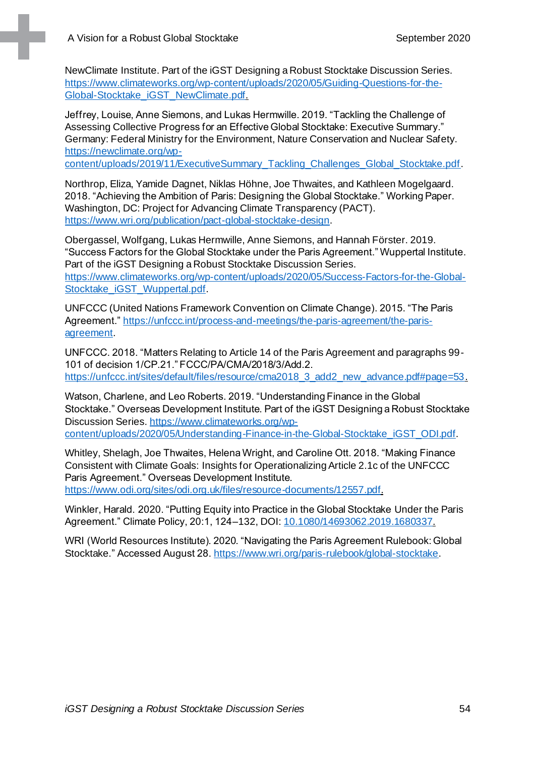NewClimate Institute. Part of the iGST Designing a Robust Stocktake Discussion Series. https://www.climateworks.org/wp-content/uploads/2020/05/Guiding-Questions-for-the-Global-Stocktake_iGST_NewClimate.pdf.

Jeffrey, Louise, Anne Siemons, and Lukas Hermwille. 2019. "Tackling the Challenge of Assessing Collective Progress for an Effective Global Stocktake: Executive Summary." Germany: Federal Ministry for the Environment, Nature Conservation and Nuclear Safety. https://newclimate.org/wp-content/uploads/2019/11/ExecutiveSummary_Tackling_Challenges_Global_Stocktake.pdf.

Northrop, Eliza, Yamide Dagnet, Niklas Höhne, Joe Thwaites, and Kathleen Mogelgaard. 2018. "Achieving the Ambition of Paris: Designing the Global Stocktake." Working Paper. Washington, DC: Project for Advancing Climate Transparency (PACT). https://www.wri.org/publication/pact-global-stocktake-design.

Obergassel, Wolfgang, Lukas Hermwille, Anne Siemons, and Hannah Förster. 2019. "Success Factors for the Global Stocktake under the Paris Agreement." Wuppertal Institute. Part of the iGST Designing a Robust Stocktake Discussion Series. https://www.climateworks.org/wp-content/uploads/2020/05/Success-Factors-for-the-Global-Stocktake_iGST_Wuppertal.pdf.

UNFCCC (United Nations Framework Convention on Climate Change). 2015. "The Paris Agreement." https://unfccc.int/process-and-meetings/the-paris-agreement/the-paris-agreement.

UNFCCC. 2018. "Matters Relating to Article 14 of the Paris Agreement and paragraphs 99-101 of decision 1/CP.21." FCCC/PA/CMA/2018/3/Add.2. https://unfccc.int/sites/default/files/resource/cma2018_3_add2_new_advance.pdf#page=53.

Watson, Charlene, and Leo Roberts. 2019. "Understanding Finance in the Global Stocktake." Overseas Development Institute. Part of the iGST Designing a Robust Stocktake Discussion Series. https://www.climateworks.org/wp-content/uploads/2020/05/Understanding-Finance-in-the-Global-Stocktake_iGST_ODI.pdf.

Whitley, Shelagh, Joe Thwaites, Helena Wright, and Caroline Ott. 2018. "Making Finance Consistent with Climate Goals: Insights for Operationalizing Article 2.1c of the UNFCCC Paris Agreement." Overseas Development Institute. https://www.odi.org/sites/odi.org.uk/files/resource-documents/12557.pdf.

Winkler, Harald. 2020. "Putting Equity into Practice in the Global Stocktake Under the Paris Agreement." Climate Policy, 20:1, 124–132, DOI: 10.1080/14693062.2019.1680337.

WRI (World Resources Institute). 2020. "Navigating the Paris Agreement Rulebook: Global Stocktake." Accessed August 28. https://www.wri.org/paris-rulebook/global-stocktake.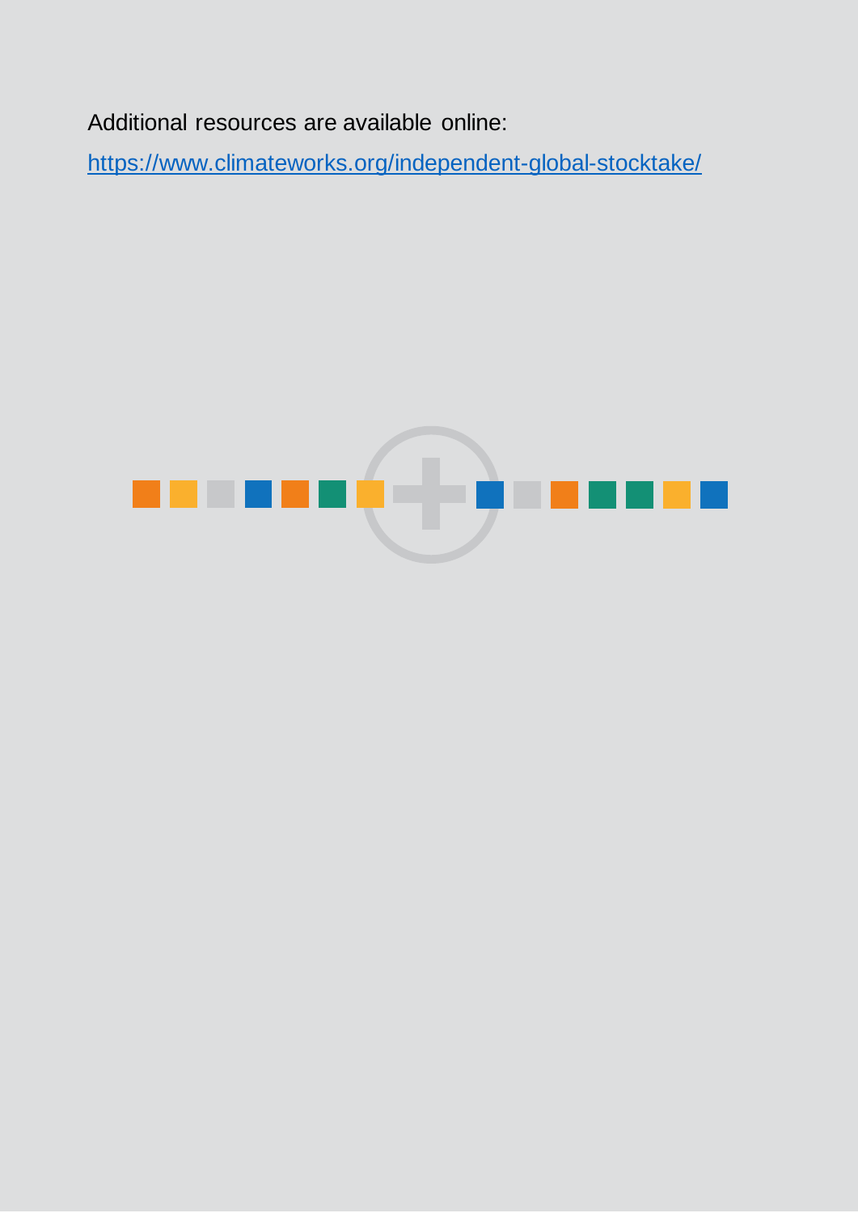Additional resources are available online:

https://www.climateworks.org/independent-global-stocktake/